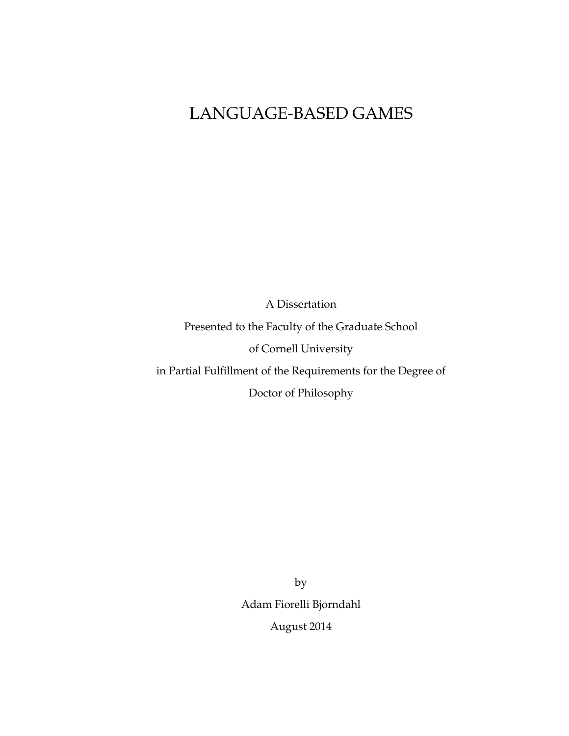# LANGUAGE-BASED GAMES

A Dissertation

Presented to the Faculty of the Graduate School

of Cornell University

in Partial Fulfillment of the Requirements for the Degree of

Doctor of Philosophy

by

Adam Fiorelli Bjorndahl

August 2014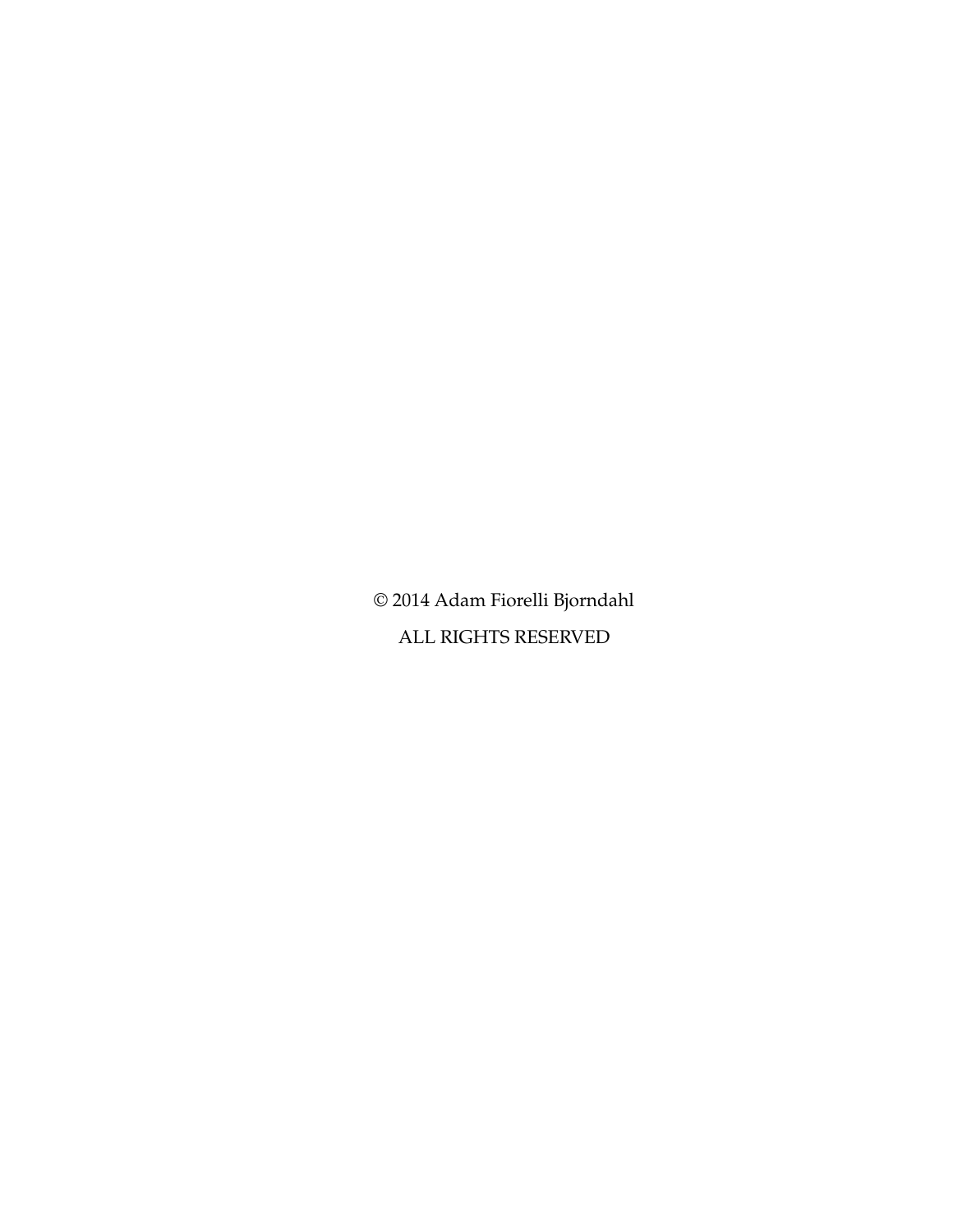© 2014 Adam Fiorelli Bjorndahl

ALL RIGHTS RESERVED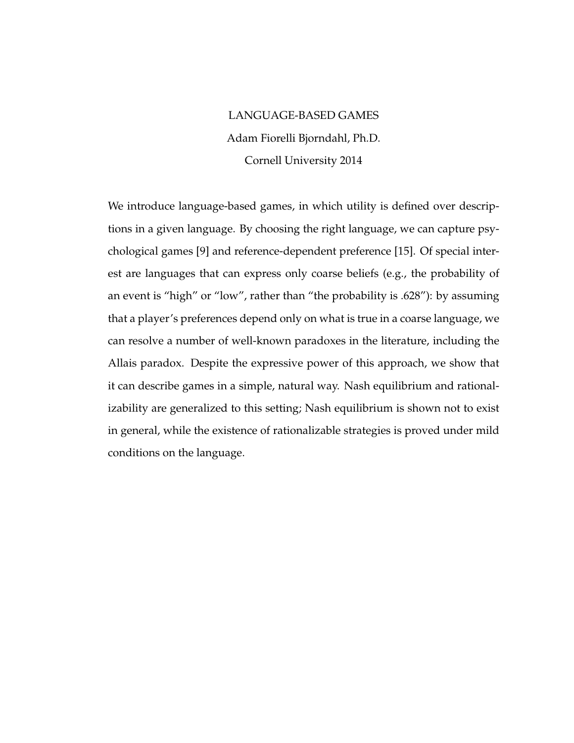LANGUAGE-BASED GAMES

Adam Fiorelli Bjorndahl, Ph.D.

Cornell University 2014

We introduce language-based games, in which utility is defined over descriptions in a given language. By choosing the right language, we can capture psychological games [9] and reference-dependent preference [15]. Of special interest are languages that can express only coarse beliefs (e.g., the probability of an event is "high" or "low", rather than "the probability is .628"): by assuming that a player's preferences depend only on what is true in a coarse language, we can resolve a number of well-known paradoxes in the literature, including the Allais paradox. Despite the expressive power of this approach, we show that it can describe games in a simple, natural way. Nash equilibrium and rationalizability are generalized to this setting; Nash equilibrium is shown not to exist in general, while the existence of rationalizable strategies is proved under mild conditions on the language.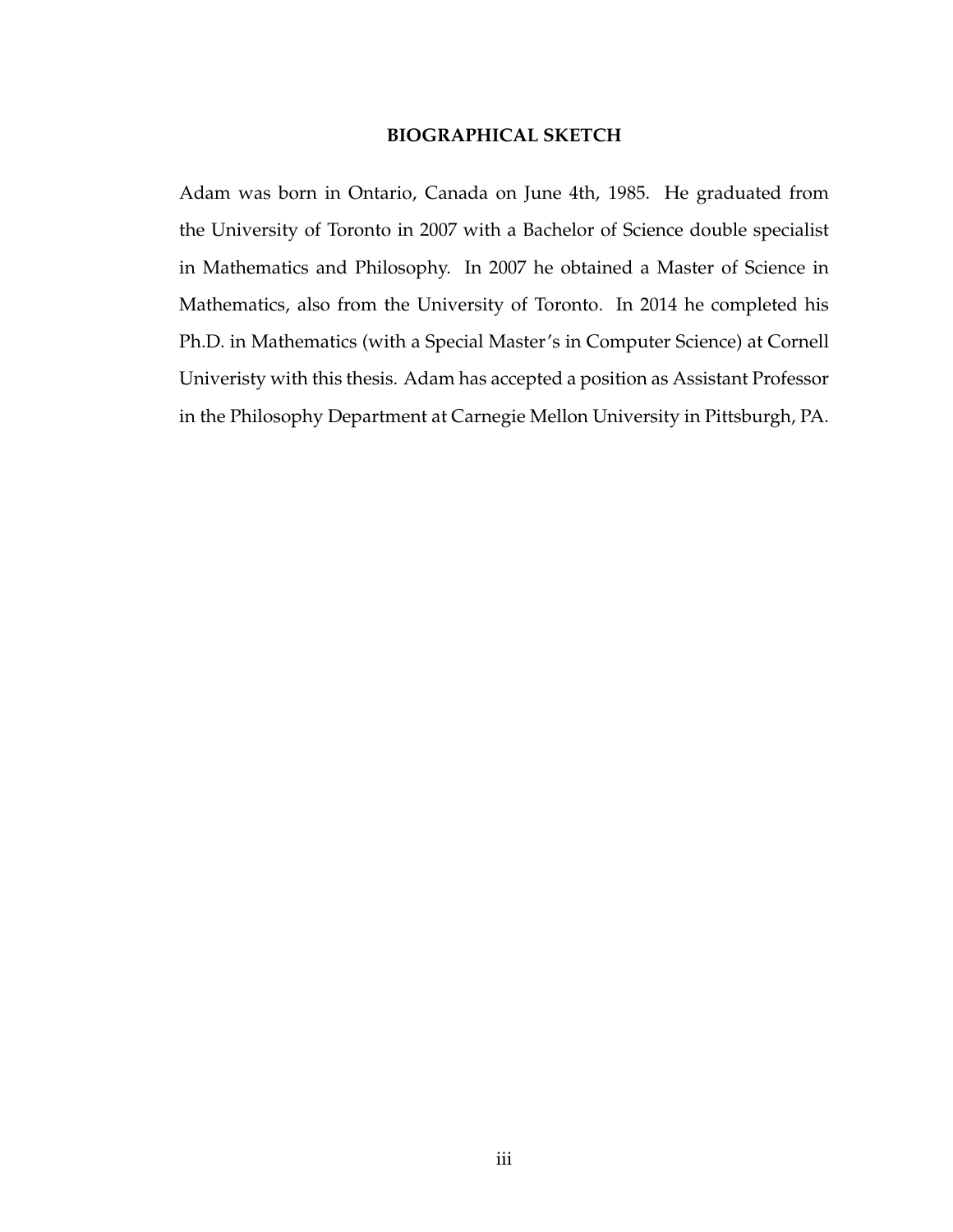## BIOGRAPHICAL SKETCH

Adam was born in Ontario, Canada on June 4th, 1985. He graduated from the University of Toronto in 2007 with a Bachelor of Science double specialist in Mathematics and Philosophy. In 2007 he obtained a Master of Science in Mathematics, also from the University of Toronto. In 2014 he completed his Ph.D. in Mathematics (with a Special Master's in Computer Science) at Cornell Univeristy with this thesis. Adam has accepted a position as Assistant Professor in the Philosophy Department at Carnegie Mellon University in Pittsburgh, PA.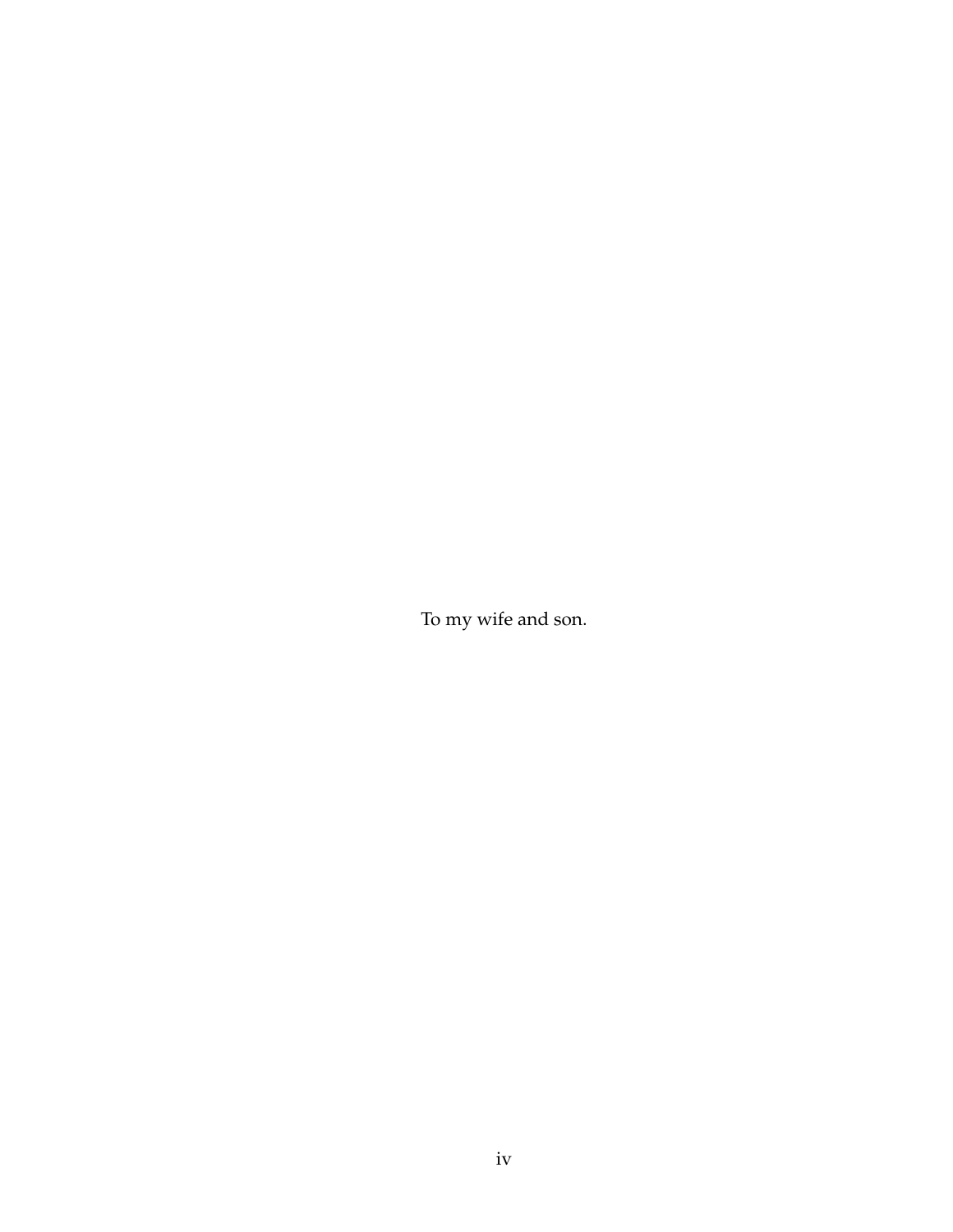To my wife and son.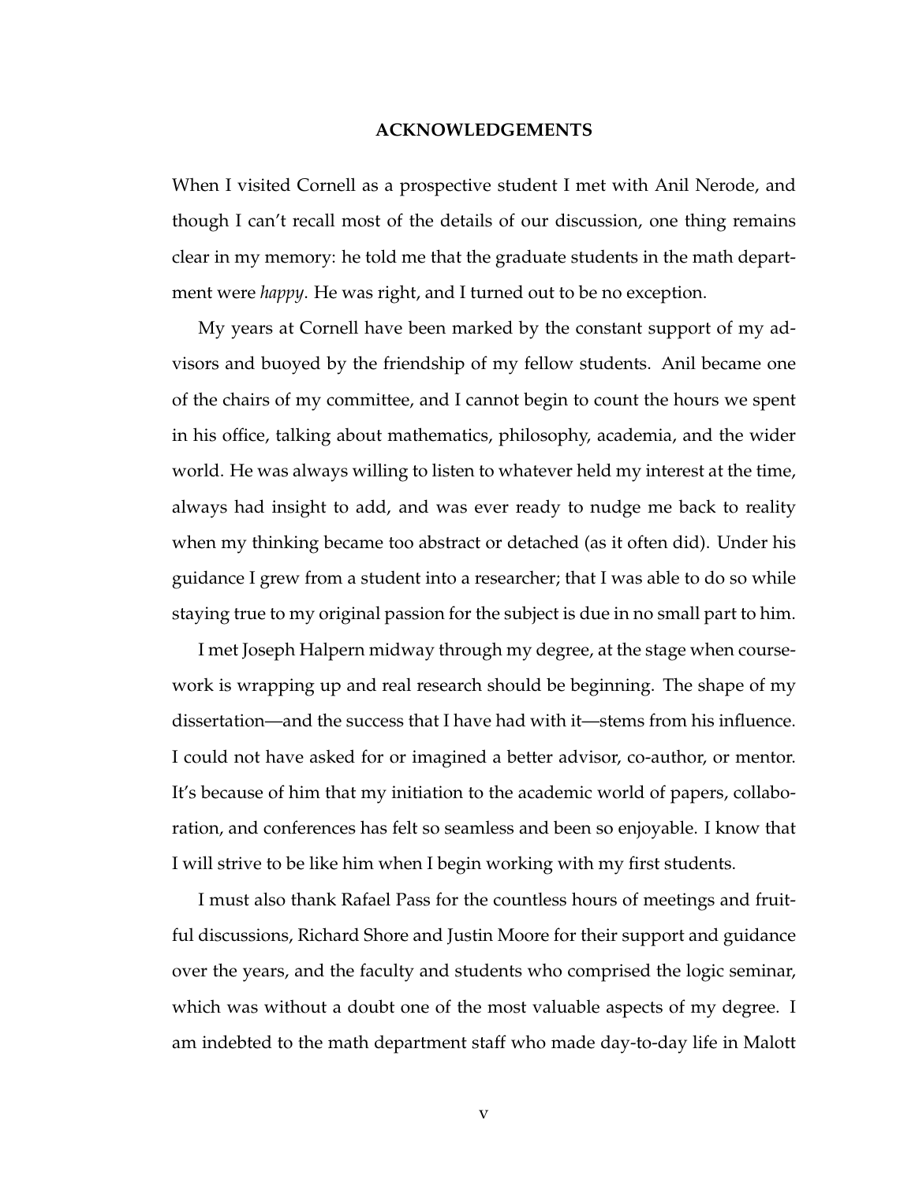# ACKNOWLEDGEMENTS

When I visited Cornell as a prospective student I met with Anil Nerode, and though I can't recall most of the details of our discussion, one thing remains clear in my memory: he told me that the graduate students in the math department were *happy*. He was right, and I turned out to be no exception.

My years at Cornell have been marked by the constant support of my advisors and buoyed by the friendship of my fellow students. Anil became one of the chairs of my committee, and I cannot begin to count the hours we spent in his office, talking about mathematics, philosophy, academia, and the wider world. He was always willing to listen to whatever held my interest at the time, always had insight to add, and was ever ready to nudge me back to reality when my thinking became too abstract or detached (as it often did). Under his guidance I grew from a student into a researcher; that I was able to do so while staying true to my original passion for the subject is due in no small part to him.

I met Joseph Halpern midway through my degree, at the stage when coursework is wrapping up and real research should be beginning. The shape of my dissertation—and the success that I have had with it—stems from his influence. I could not have asked for or imagined a better advisor, co-author, or mentor. It's because of him that my initiation to the academic world of papers, collaboration, and conferences has felt so seamless and been so enjoyable. I know that I will strive to be like him when I begin working with my first students.

I must also thank Rafael Pass for the countless hours of meetings and fruitful discussions, Richard Shore and Justin Moore for their support and guidance over the years, and the faculty and students who comprised the logic seminar, which was without a doubt one of the most valuable aspects of my degree. I am indebted to the math department staff who made day-to-day life in Malott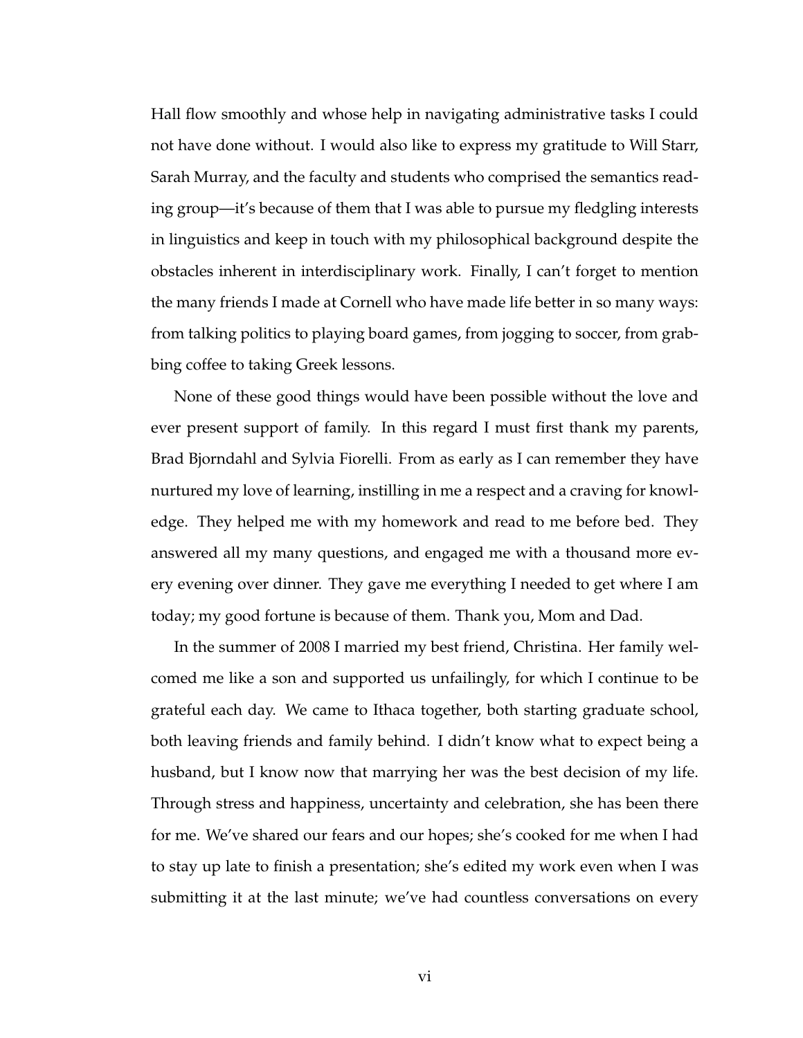Hall flow smoothly and whose help in navigating administrative tasks I could not have done without. I would also like to express my gratitude to Will Starr, Sarah Murray, and the faculty and students who comprised the semantics reading group—it's because of them that I was able to pursue my fledgling interests in linguistics and keep in touch with my philosophical background despite the obstacles inherent in interdisciplinary work. Finally, I can't forget to mention the many friends I made at Cornell who have made life better in so many ways: from talking politics to playing board games, from jogging to soccer, from grabbing coffee to taking Greek lessons.

None of these good things would have been possible without the love and ever present support of family. In this regard I must first thank my parents, Brad Bjorndahl and Sylvia Fiorelli. From as early as I can remember they have nurtured my love of learning, instilling in me a respect and a craving for knowledge. They helped me with my homework and read to me before bed. They answered all my many questions, and engaged me with a thousand more every evening over dinner. They gave me everything I needed to get where I am today; my good fortune is because of them. Thank you, Mom and Dad.

In the summer of 2008 I married my best friend, Christina. Her family welcomed me like a son and supported us unfailingly, for which I continue to be grateful each day. We came to Ithaca together, both starting graduate school, both leaving friends and family behind. I didn't know what to expect being a husband, but I know now that marrying her was the best decision of my life. Through stress and happiness, uncertainty and celebration, she has been there for me. We've shared our fears and our hopes; she's cooked for me when I had to stay up late to finish a presentation; she's edited my work even when I was submitting it at the last minute; we've had countless conversations on every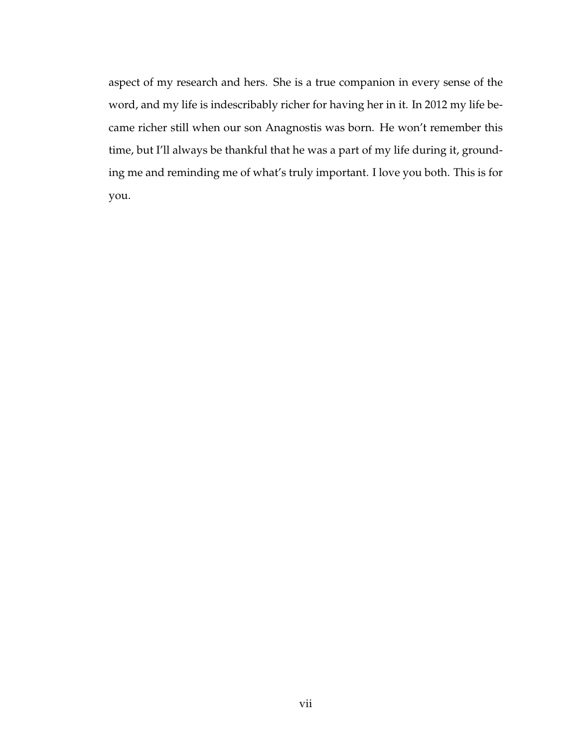aspect of my research and hers. She is a true companion in every sense of the word, and my life is indescribably richer for having her in it. In 2012 my life became richer still when our son Anagnostis was born. He won't remember this time, but I'll always be thankful that he was a part of my life during it, grounding me and reminding me of what's truly important. I love you both. This is for you.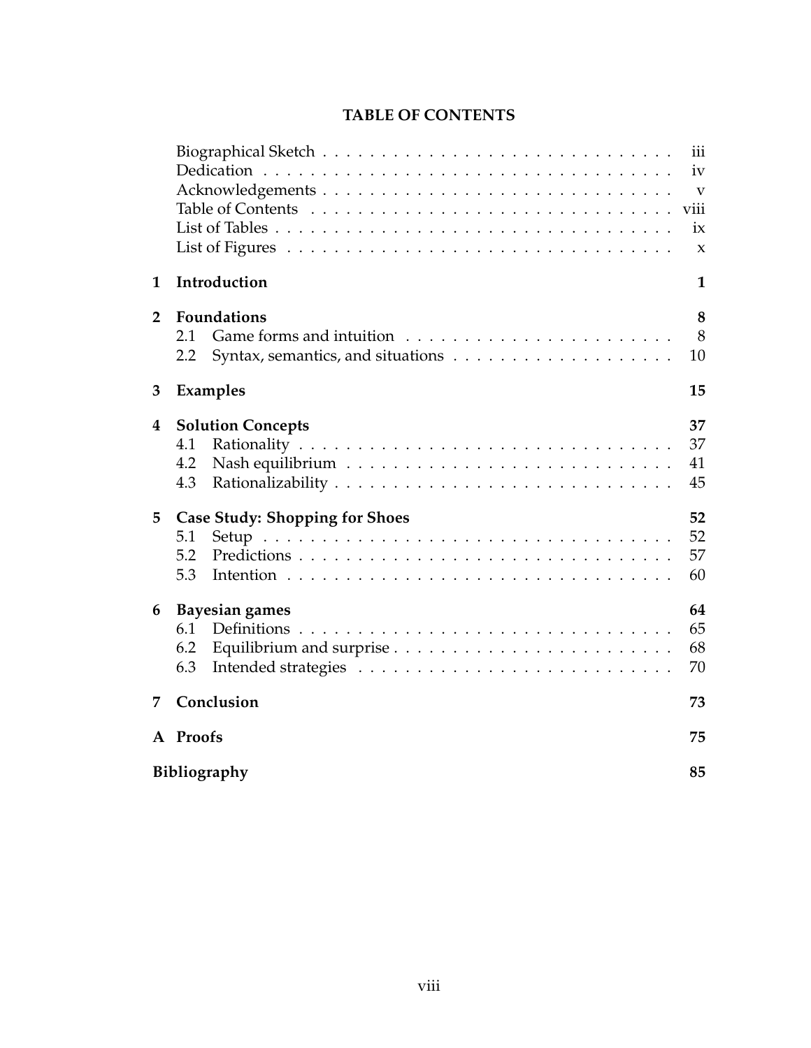# TABLE OF CONTENTS

- Biographical Sketch . . . iii
- Dedication . . . iv
- Acknowledgements . . . v
- Table of Contents . . . viii
- List of Tables . . . ix
- List of Figures . . . x

**1 Introduction** **1**

**2 Foundations** **8**
- 2.1 Game forms and intuition . . . 8
- 2.2 Syntax, semantics, and situations . . . 10

**3 Examples** **15**

**4 Solution Concepts** **37**
- 4.1 Rationality . . . 37
- 4.2 Nash equilibrium . . . 41
- 4.3 Rationalizability . . . 45

**5 Case Study: Shopping for Shoes** **52**
- 5.1 Setup . . . 52
- 5.2 Predictions . . . 57
- 5.3 Intention . . . 60

**6 Bayesian games** **64**
- 6.1 Definitions . . . 65
- 6.2 Equilibrium and surprise . . . 68
- 6.3 Intended strategies . . . 70

**7 Conclusion** **73**

**A Proofs** **75**

**Bibliography** **85**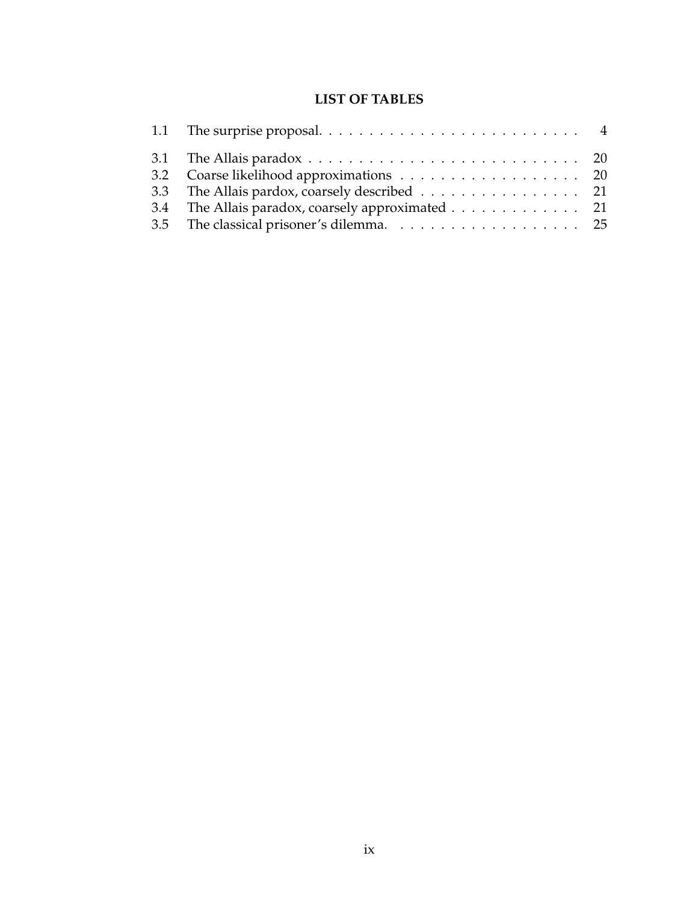# LIST OF TABLES

| | | |
|---|---|---|
| 1.1 | The surprise proposal. | 4 |
| 3.1 | The Allais paradox | 20 |
| 3.2 | Coarse likelihood approximations | 20 |
| 3.3 | The Allais pardox, coarsely described | 21 |
| 3.4 | The Allais paradox, coarsely approximated | 21 |
| 3.5 | The classical prisoner's dilemma. | 25 |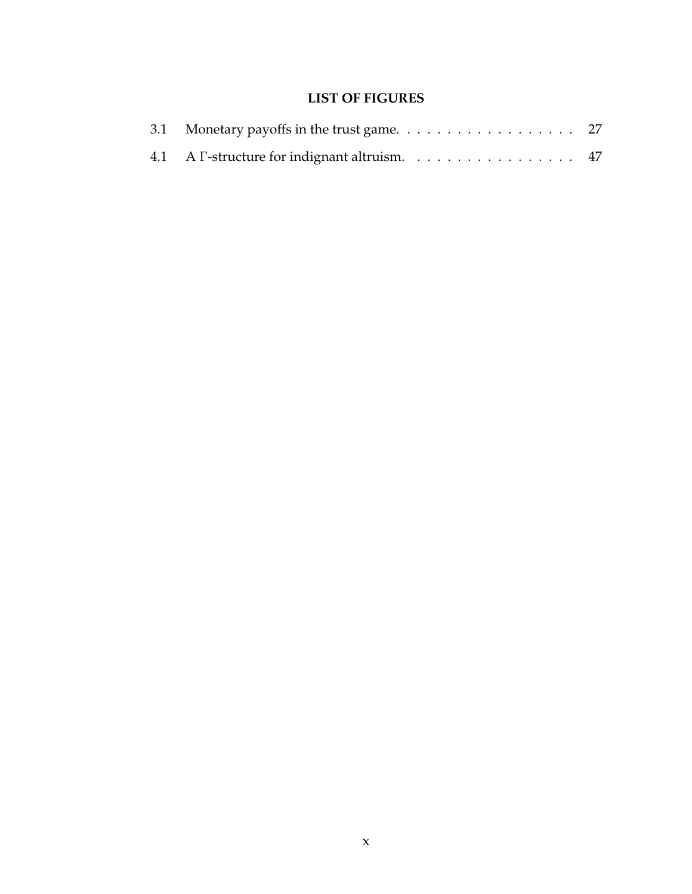# LIST OF FIGURES

3.1 Monetary payoffs in the trust game. . . . . . . . . . . . . . . . . . 27

4.1 A $\Gamma$-structure for indignant altruism. . . . . . . . . . . . . . . . . 47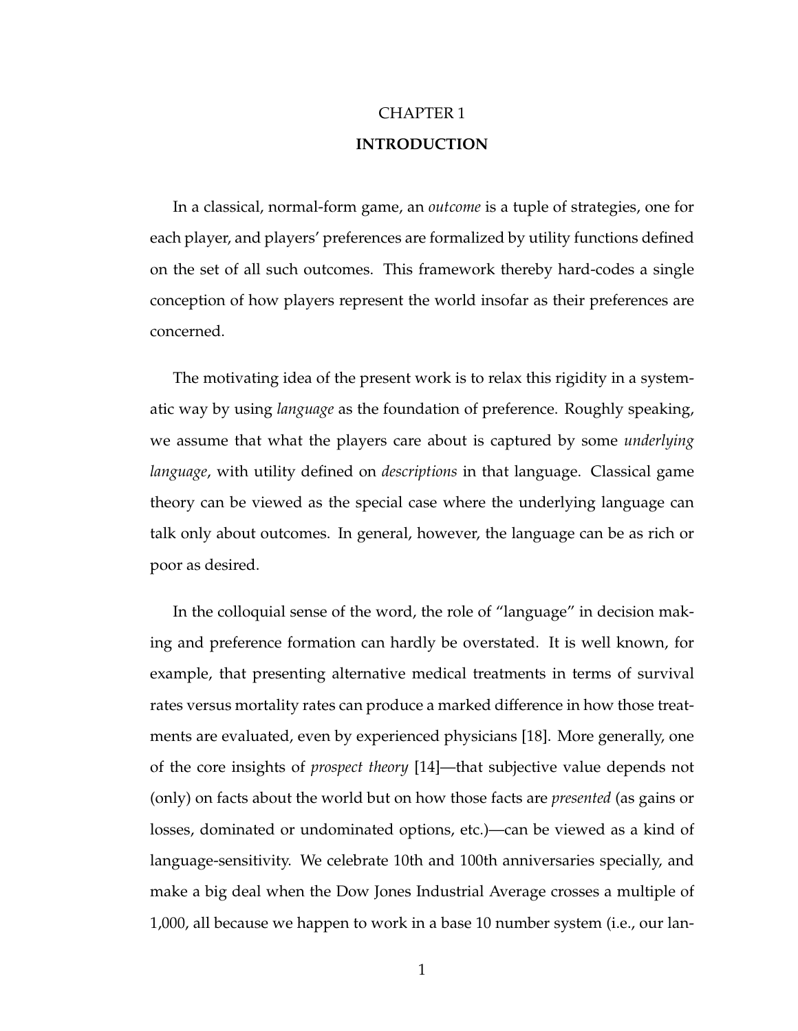# CHAPTER 1

## INTRODUCTION

In a classical, normal-form game, an *outcome* is a tuple of strategies, one for each player, and players' preferences are formalized by utility functions defined on the set of all such outcomes. This framework thereby hard-codes a single conception of how players represent the world insofar as their preferences are concerned.

The motivating idea of the present work is to relax this rigidity in a systematic way by using *language* as the foundation of preference. Roughly speaking, we assume that what the players care about is captured by some *underlying language*, with utility defined on *descriptions* in that language. Classical game theory can be viewed as the special case where the underlying language can talk only about outcomes. In general, however, the language can be as rich or poor as desired.

In the colloquial sense of the word, the role of "language" in decision making and preference formation can hardly be overstated. It is well known, for example, that presenting alternative medical treatments in terms of survival rates versus mortality rates can produce a marked difference in how those treatments are evaluated, even by experienced physicians [18]. More generally, one of the core insights of *prospect theory* [14]—that subjective value depends not (only) on facts about the world but on how those facts are *presented* (as gains or losses, dominated or undominated options, etc.)—can be viewed as a kind of language-sensitivity. We celebrate 10th and 100th anniversaries specially, and make a big deal when the Dow Jones Industrial Average crosses a multiple of 1,000, all because we happen to work in a base 10 number system (i.e., our lan-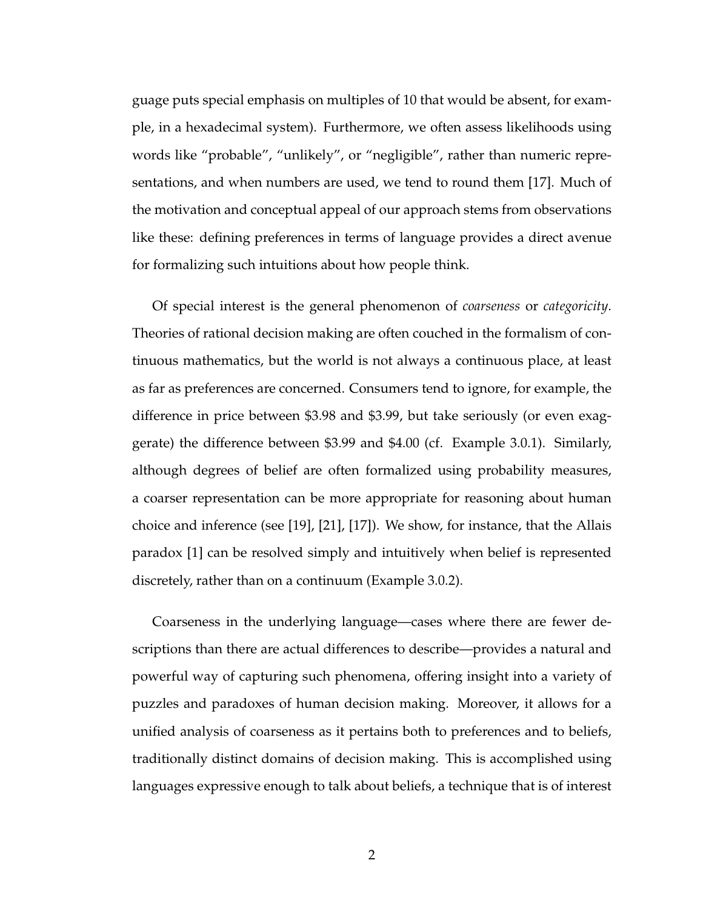guage puts special emphasis on multiples of 10 that would be absent, for example, in a hexadecimal system). Furthermore, we often assess likelihoods using words like "probable", "unlikely", or "negligible", rather than numeric representations, and when numbers are used, we tend to round them [17]. Much of the motivation and conceptual appeal of our approach stems from observations like these: defining preferences in terms of language provides a direct avenue for formalizing such intuitions about how people think.

Of special interest is the general phenomenon of *coarseness* or *categoricity*. Theories of rational decision making are often couched in the formalism of continuous mathematics, but the world is not always a continuous place, at least as far as preferences are concerned. Consumers tend to ignore, for example, the difference in price between \$3.98 and \$3.99, but take seriously (or even exaggerate) the difference between \$3.99 and \$4.00 (cf. Example 3.0.1). Similarly, although degrees of belief are often formalized using probability measures, a coarser representation can be more appropriate for reasoning about human choice and inference (see [19], [21], [17]). We show, for instance, that the Allais paradox [1] can be resolved simply and intuitively when belief is represented discretely, rather than on a continuum (Example 3.0.2).

Coarseness in the underlying language—cases where there are fewer descriptions than there are actual differences to describe—provides a natural and powerful way of capturing such phenomena, offering insight into a variety of puzzles and paradoxes of human decision making. Moreover, it allows for a unified analysis of coarseness as it pertains both to preferences and to beliefs, traditionally distinct domains of decision making. This is accomplished using languages expressive enough to talk about beliefs, a technique that is of interest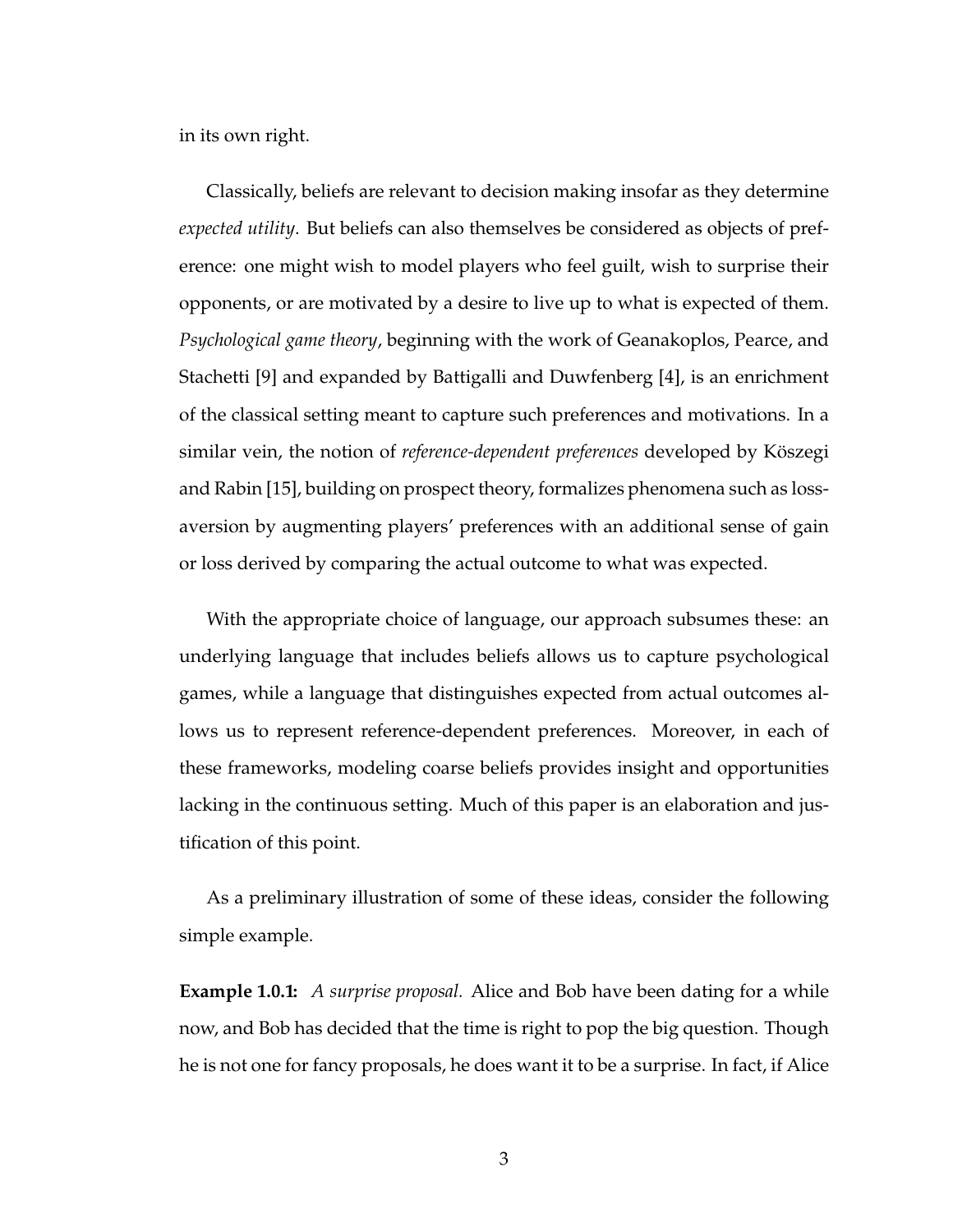in its own right.

Classically, beliefs are relevant to decision making insofar as they determine *expected utility*. But beliefs can also themselves be considered as objects of preference: one might wish to model players who feel guilt, wish to surprise their opponents, or are motivated by a desire to live up to what is expected of them. *Psychological game theory*, beginning with the work of Geanakoplos, Pearce, and Stachetti [9] and expanded by Battigalli and Duwfenberg [4], is an enrichment of the classical setting meant to capture such preferences and motivations. In a similar vein, the notion of *reference-dependent preferences* developed by Köszegi and Rabin [15], building on prospect theory, formalizes phenomena such as loss-aversion by augmenting players' preferences with an additional sense of gain or loss derived by comparing the actual outcome to what was expected.

With the appropriate choice of language, our approach subsumes these: an underlying language that includes beliefs allows us to capture psychological games, while a language that distinguishes expected from actual outcomes allows us to represent reference-dependent preferences. Moreover, in each of these frameworks, modeling coarse beliefs provides insight and opportunities lacking in the continuous setting. Much of this paper is an elaboration and justification of this point.

As a preliminary illustration of some of these ideas, consider the following simple example.

**Example 1.0.1:** *A surprise proposal.* Alice and Bob have been dating for a while now, and Bob has decided that the time is right to pop the big question. Though he is not one for fancy proposals, he does want it to be a surprise. In fact, if Alice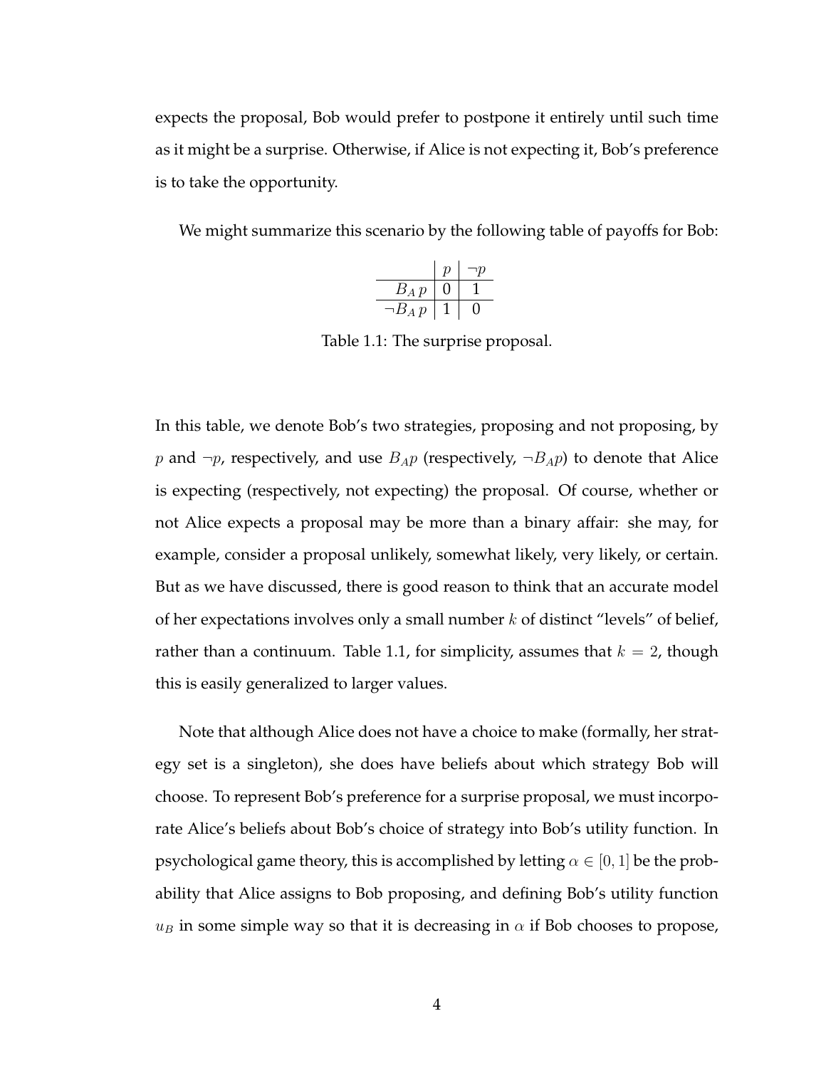expects the proposal, Bob would prefer to postpone it entirely until such time as it might be a surprise. Otherwise, if Alice is not expecting it, Bob's preference is to take the opportunity.

We might summarize this scenario by the following table of payoffs for Bob:

| | $p$ | $\neg p$ |
|---|---|---|
| $B_A\, p$ | 0 | 1 |
| $\neg B_A\, p$ | 1 | 0 |

Table 1.1: The surprise proposal.

In this table, we denote Bob's two strategies, proposing and not proposing, by $p$ and $\neg p$, respectively, and use $B_A p$ (respectively, $\neg B_A p$) to denote that Alice is expecting (respectively, not expecting) the proposal. Of course, whether or not Alice expects a proposal may be more than a binary affair: she may, for example, consider a proposal unlikely, somewhat likely, very likely, or certain. But as we have discussed, there is good reason to think that an accurate model of her expectations involves only a small number $k$ of distinct "levels" of belief, rather than a continuum. Table 1.1, for simplicity, assumes that $k = 2$, though this is easily generalized to larger values.

Note that although Alice does not have a choice to make (formally, her strategy set is a singleton), she does have beliefs about which strategy Bob will choose. To represent Bob's preference for a surprise proposal, we must incorporate Alice's beliefs about Bob's choice of strategy into Bob's utility function. In psychological game theory, this is accomplished by letting $\alpha \in [0, 1]$ be the probability that Alice assigns to Bob proposing, and defining Bob's utility function $u_B$ in some simple way so that it is decreasing in $\alpha$ if Bob chooses to propose,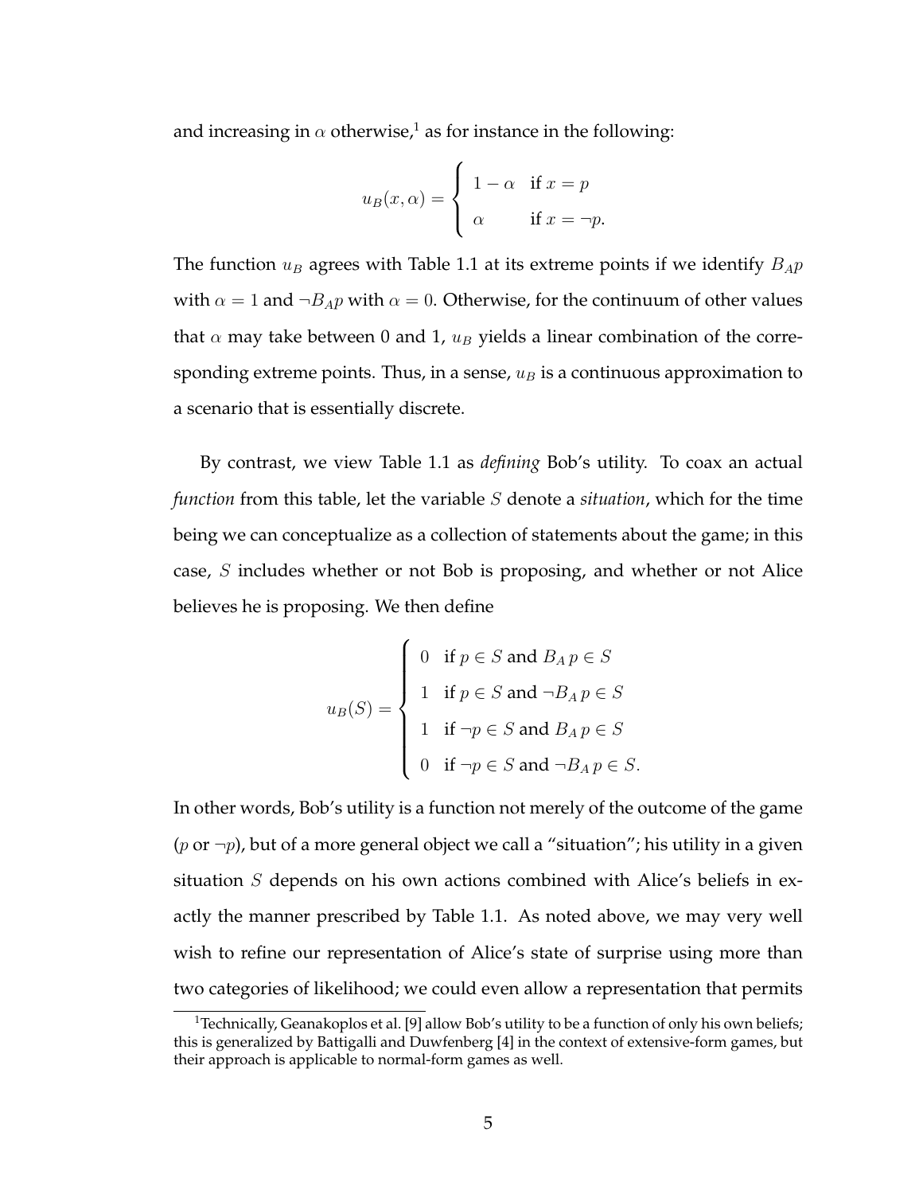and increasing in $\alpha$ otherwise,[1] as for instance in the following:

$$u_B(x, \alpha) = \begin{cases} 1 - \alpha & \text{if } x = p \\ \alpha & \text{if } x = \neg p. \end{cases}$$

The function $u_B$ agrees with Table 1.1 at its extreme points if we identify $B_A p$ with $\alpha = 1$ and $\neg B_A p$ with $\alpha = 0$. Otherwise, for the continuum of other values that $\alpha$ may take between 0 and 1, $u_B$ yields a linear combination of the corresponding extreme points. Thus, in a sense, $u_B$ is a continuous approximation to a scenario that is essentially discrete.

By contrast, we view Table 1.1 as *defining* Bob's utility. To coax an actual *function* from this table, let the variable $S$ denote a *situation*, which for the time being we can conceptualize as a collection of statements about the game; in this case, $S$ includes whether or not Bob is proposing, and whether or not Alice believes he is proposing. We then define

$$u_B(S) = \begin{cases} 0 & \text{if } p \in S \text{ and } B_A\, p \in S \\ 1 & \text{if } p \in S \text{ and } \neg B_A\, p \in S \\ 1 & \text{if } \neg p \in S \text{ and } B_A\, p \in S \\ 0 & \text{if } \neg p \in S \text{ and } \neg B_A\, p \in S. \end{cases}$$

In other words, Bob's utility is a function not merely of the outcome of the game ($p$ or $\neg p$), but of a more general object we call a "situation"; his utility in a given situation $S$ depends on his own actions combined with Alice's beliefs in exactly the manner prescribed by Table 1.1. As noted above, we may very well wish to refine our representation of Alice's state of surprise using more than two categories of likelihood; we could even allow a representation that permits

[1] Technically, Geanakoplos et al. [9] allow Bob's utility to be a function of only his own beliefs; this is generalized by Battigalli and Duwfenberg [4] in the context of extensive-form games, but their approach is applicable to normal-form games as well.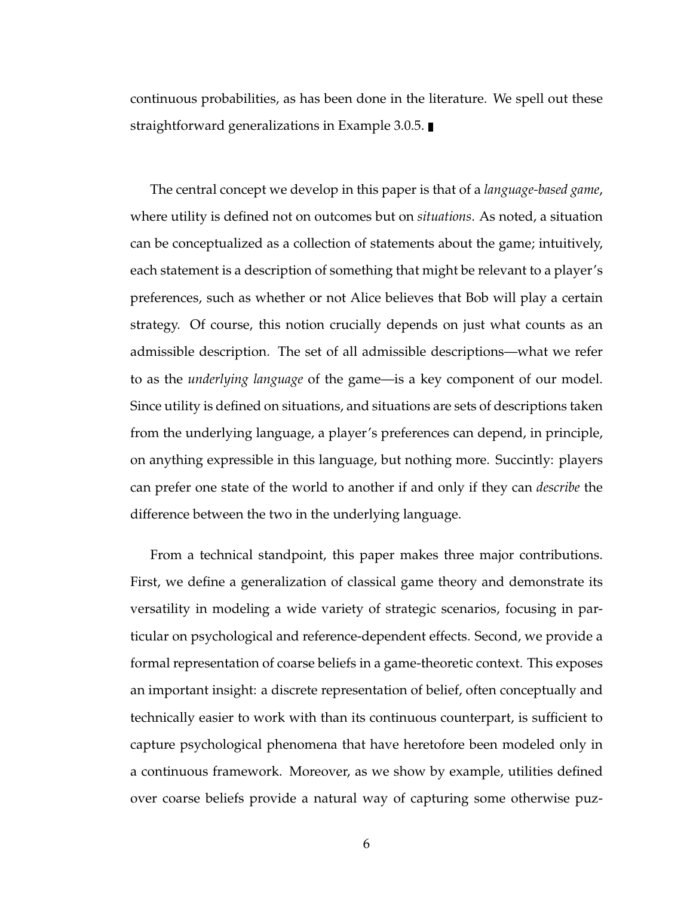continuous probabilities, as has been done in the literature. We spell out these straightforward generalizations in Example 3.0.5. ∎

The central concept we develop in this paper is that of a *language-based game*, where utility is defined not on outcomes but on *situations*. As noted, a situation can be conceptualized as a collection of statements about the game; intuitively, each statement is a description of something that might be relevant to a player's preferences, such as whether or not Alice believes that Bob will play a certain strategy. Of course, this notion crucially depends on just what counts as an admissible description. The set of all admissible descriptions—what we refer to as the *underlying language* of the game—is a key component of our model. Since utility is defined on situations, and situations are sets of descriptions taken from the underlying language, a player's preferences can depend, in principle, on anything expressible in this language, but nothing more. Succintly: players can prefer one state of the world to another if and only if they can *describe* the difference between the two in the underlying language.

From a technical standpoint, this paper makes three major contributions. First, we define a generalization of classical game theory and demonstrate its versatility in modeling a wide variety of strategic scenarios, focusing in particular on psychological and reference-dependent effects. Second, we provide a formal representation of coarse beliefs in a game-theoretic context. This exposes an important insight: a discrete representation of belief, often conceptually and technically easier to work with than its continuous counterpart, is sufficient to capture psychological phenomena that have heretofore been modeled only in a continuous framework. Moreover, as we show by example, utilities defined over coarse beliefs provide a natural way of capturing some otherwise puz-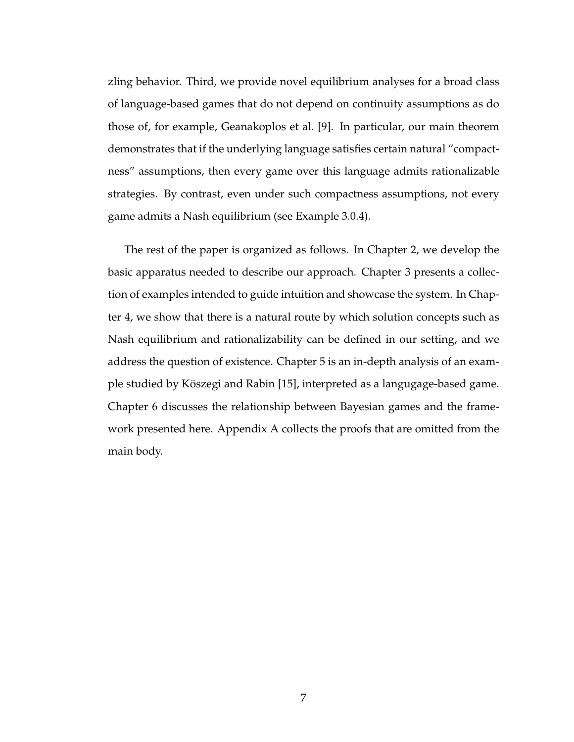zling behavior. Third, we provide novel equilibrium analyses for a broad class of language-based games that do not depend on continuity assumptions as do those of, for example, Geanakoplos et al. [9]. In particular, our main theorem demonstrates that if the underlying language satisfies certain natural "compactness" assumptions, then every game over this language admits rationalizable strategies. By contrast, even under such compactness assumptions, not every game admits a Nash equilibrium (see Example 3.0.4).

The rest of the paper is organized as follows. In Chapter 2, we develop the basic apparatus needed to describe our approach. Chapter 3 presents a collection of examples intended to guide intuition and showcase the system. In Chapter 4, we show that there is a natural route by which solution concepts such as Nash equilibrium and rationalizability can be defined in our setting, and we address the question of existence. Chapter 5 is an in-depth analysis of an example studied by Köszegi and Rabin [15], interpreted as a langugage-based game. Chapter 6 discusses the relationship between Bayesian games and the framework presented here. Appendix A collects the proofs that are omitted from the main body.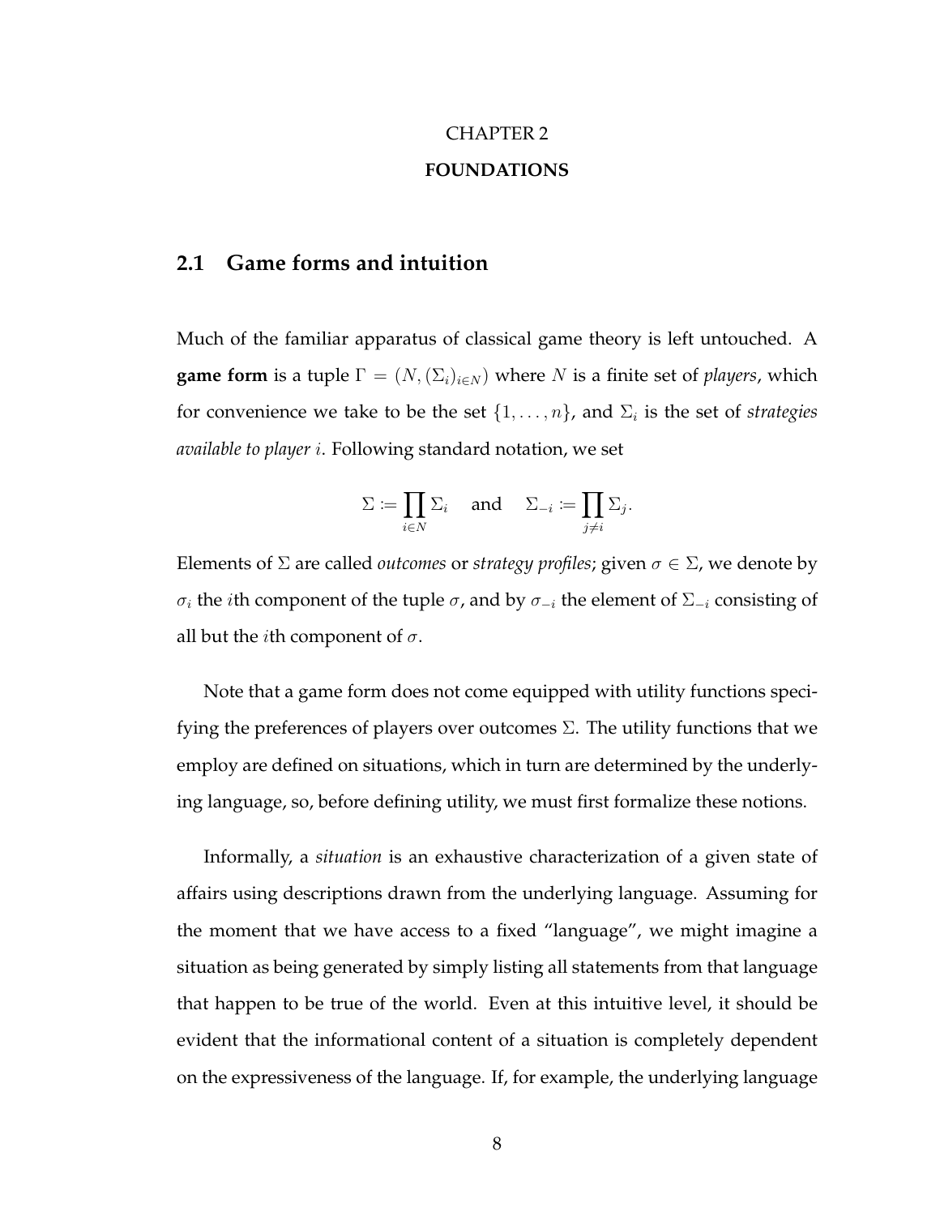# CHAPTER 2

# FOUNDATIONS

## 2.1 Game forms and intuition

Much of the familiar apparatus of classical game theory is left untouched. A **game form** is a tuple $\Gamma = (N, (\Sigma_i)_{i \in N})$ where $N$ is a finite set of *players*, which for convenience we take to be the set $\{1, \ldots, n\}$, and $\Sigma_i$ is the set of *strategies available to player* $i$. Following standard notation, we set

$$\Sigma := \prod_{i \in N} \Sigma_i \quad \text{and} \quad \Sigma_{-i} := \prod_{j \neq i} \Sigma_j.$$

Elements of $\Sigma$ are called *outcomes* or *strategy profiles*; given $\sigma \in \Sigma$, we denote by $\sigma_i$ the $i$th component of the tuple $\sigma$, and by $\sigma_{-i}$ the element of $\Sigma_{-i}$ consisting of all but the $i$th component of $\sigma$.

Note that a game form does not come equipped with utility functions specifying the preferences of players over outcomes $\Sigma$. The utility functions that we employ are defined on situations, which in turn are determined by the underlying language, so, before defining utility, we must first formalize these notions.

Informally, a *situation* is an exhaustive characterization of a given state of affairs using descriptions drawn from the underlying language. Assuming for the moment that we have access to a fixed "language", we might imagine a situation as being generated by simply listing all statements from that language that happen to be true of the world. Even at this intuitive level, it should be evident that the informational content of a situation is completely dependent on the expressiveness of the language. If, for example, the underlying language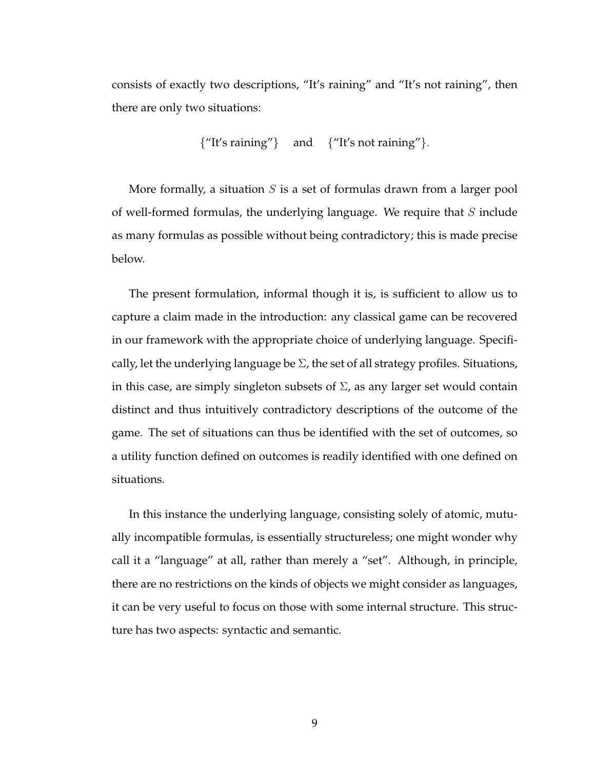consists of exactly two descriptions, "It's raining" and "It's not raining", then there are only two situations:

$$\{\text{"It's raining"}\} \quad \text{and} \quad \{\text{"It's not raining"}\}.$$

More formally, a situation $S$ is a set of formulas drawn from a larger pool of well-formed formulas, the underlying language. We require that $S$ include as many formulas as possible without being contradictory; this is made precise below.

The present formulation, informal though it is, is sufficient to allow us to capture a claim made in the introduction: any classical game can be recovered in our framework with the appropriate choice of underlying language. Specifically, let the underlying language be $\Sigma$, the set of all strategy profiles. Situations, in this case, are simply singleton subsets of $\Sigma$, as any larger set would contain distinct and thus intuitively contradictory descriptions of the outcome of the game. The set of situations can thus be identified with the set of outcomes, so a utility function defined on outcomes is readily identified with one defined on situations.

In this instance the underlying language, consisting solely of atomic, mutually incompatible formulas, is essentially structureless; one might wonder why call it a "language" at all, rather than merely a "set". Although, in principle, there are no restrictions on the kinds of objects we might consider as languages, it can be very useful to focus on those with some internal structure. This structure has two aspects: syntactic and semantic.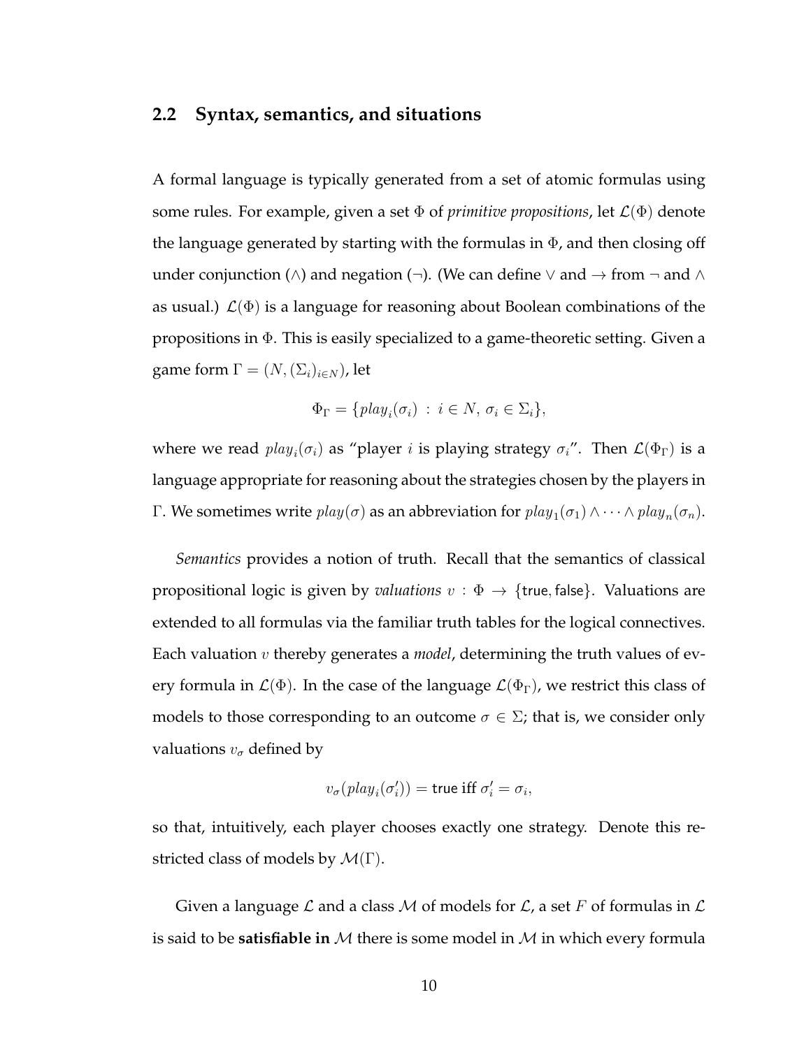## 2.2 Syntax, semantics, and situations

A formal language is typically generated from a set of atomic formulas using some rules. For example, given a set $\Phi$ of *primitive propositions*, let $\mathcal{L}(\Phi)$ denote the language generated by starting with the formulas in $\Phi$, and then closing off under conjunction ($\wedge$) and negation ($\neg$). (We can define $\vee$ and $\rightarrow$ from $\neg$ and $\wedge$ as usual.) $\mathcal{L}(\Phi)$ is a language for reasoning about Boolean combinations of the propositions in $\Phi$. This is easily specialized to a game-theoretic setting. Given a game form $\Gamma = (N, (\Sigma_i)_{i \in N})$, let

$$\Phi_\Gamma = \{play_i(\sigma_i) \, : \, i \in N, \, \sigma_i \in \Sigma_i\},$$

where we read $play_i(\sigma_i)$ as "player $i$ is playing strategy $\sigma_i$". Then $\mathcal{L}(\Phi_\Gamma)$ is a language appropriate for reasoning about the strategies chosen by the players in $\Gamma$. We sometimes write $play(\sigma)$ as an abbreviation for $play_1(\sigma_1) \wedge \cdots \wedge play_n(\sigma_n)$.

*Semantics* provides a notion of truth. Recall that the semantics of classical propositional logic is given by *valuations* $v : \Phi \rightarrow \{\mathsf{true}, \mathsf{false}\}$. Valuations are extended to all formulas via the familiar truth tables for the logical connectives. Each valuation $v$ thereby generates a *model*, determining the truth values of every formula in $\mathcal{L}(\Phi)$. In the case of the language $\mathcal{L}(\Phi_\Gamma)$, we restrict this class of models to those corresponding to an outcome $\sigma \in \Sigma$; that is, we consider only valuations $v_\sigma$ defined by

$$v_\sigma(play_i(\sigma_i')) = \mathsf{true} \text{ iff } \sigma_i' = \sigma_i,$$

so that, intuitively, each player chooses exactly one strategy. Denote this restricted class of models by $\mathcal{M}(\Gamma)$.

Given a language $\mathcal{L}$ and a class $\mathcal{M}$ of models for $\mathcal{L}$, a set $F$ of formulas in $\mathcal{L}$ is said to be **satisfiable in** $\mathcal{M}$ there is some model in $\mathcal{M}$ in which every formula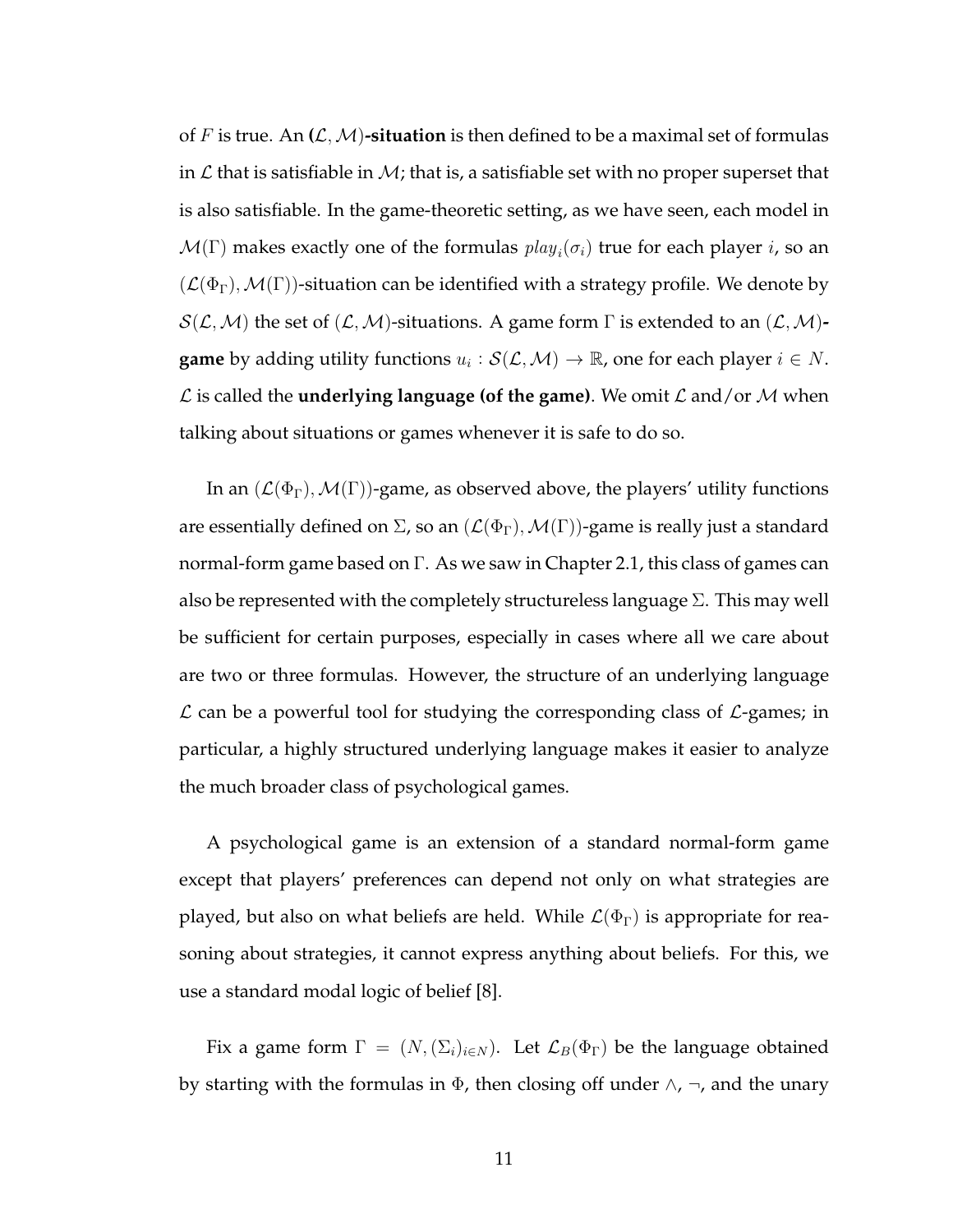of $F$ is true. An **$(\mathcal{L}, \mathcal{M})$-situation** is then defined to be a maximal set of formulas in $\mathcal{L}$ that is satisfiable in $\mathcal{M}$; that is, a satisfiable set with no proper superset that is also satisfiable. In the game-theoretic setting, as we have seen, each model in $\mathcal{M}(\Gamma)$ makes exactly one of the formulas $play_i(\sigma_i)$ true for each player $i$, so an $(\mathcal{L}(\Phi_\Gamma), \mathcal{M}(\Gamma))$-situation can be identified with a strategy profile. We denote by $\mathcal{S}(\mathcal{L}, \mathcal{M})$ the set of $(\mathcal{L}, \mathcal{M})$-situations. A game form $\Gamma$ is extended to an **$(\mathcal{L}, \mathcal{M})$-game** by adding utility functions $u_i : \mathcal{S}(\mathcal{L}, \mathcal{M}) \to \mathbb{R}$, one for each player $i \in N$. $\mathcal{L}$ is called the **underlying language (of the game)**. We omit $\mathcal{L}$ and/or $\mathcal{M}$ when talking about situations or games whenever it is safe to do so.

In an $(\mathcal{L}(\Phi_\Gamma), \mathcal{M}(\Gamma))$-game, as observed above, the players' utility functions are essentially defined on $\Sigma$, so an $(\mathcal{L}(\Phi_\Gamma), \mathcal{M}(\Gamma))$-game is really just a standard normal-form game based on $\Gamma$. As we saw in Chapter 2.1, this class of games can also be represented with the completely structureless language $\Sigma$. This may well be sufficient for certain purposes, especially in cases where all we care about are two or three formulas. However, the structure of an underlying language $\mathcal{L}$ can be a powerful tool for studying the corresponding class of $\mathcal{L}$-games; in particular, a highly structured underlying language makes it easier to analyze the much broader class of psychological games.

A psychological game is an extension of a standard normal-form game except that players' preferences can depend not only on what strategies are played, but also on what beliefs are held. While $\mathcal{L}(\Phi_\Gamma)$ is appropriate for reasoning about strategies, it cannot express anything about beliefs. For this, we use a standard modal logic of belief [8].

Fix a game form $\Gamma = (N, (\Sigma_i)_{i \in N})$. Let $\mathcal{L}_B(\Phi_\Gamma)$ be the language obtained by starting with the formulas in $\Phi$, then closing off under $\wedge$, $\neg$, and the unary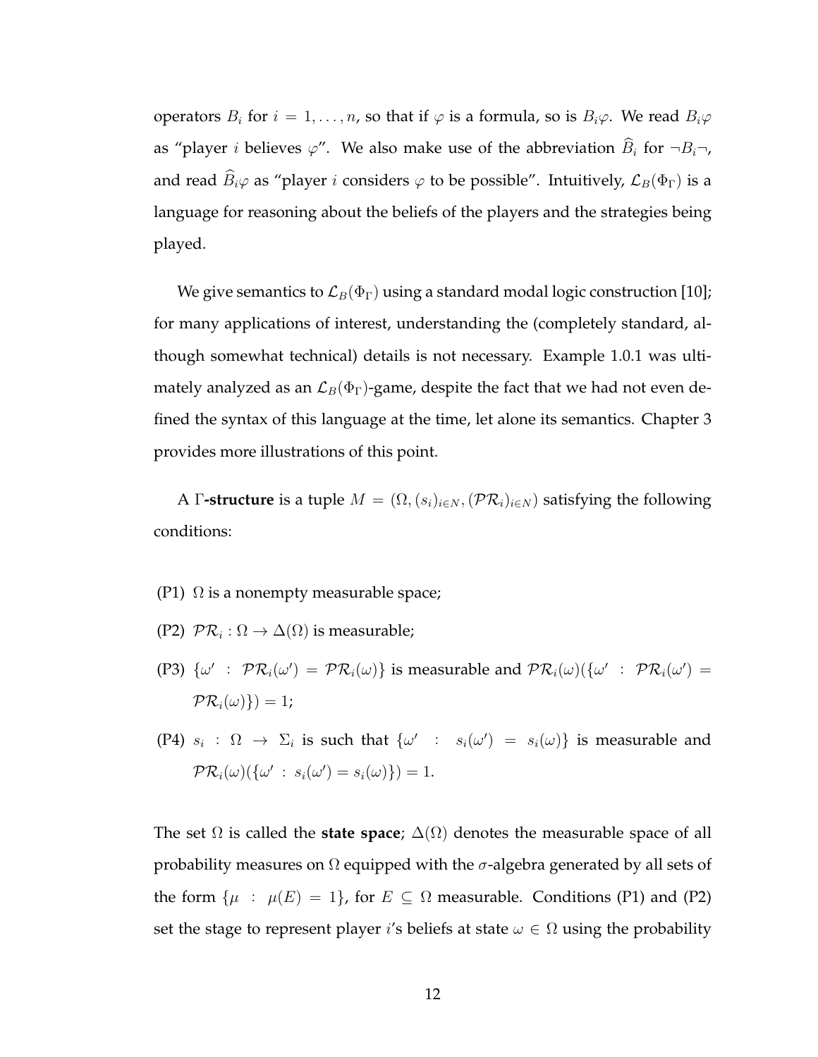operators $B_i$ for $i = 1, \ldots, n$, so that if $\varphi$ is a formula, so is $B_i\varphi$. We read $B_i\varphi$ as "player $i$ believes $\varphi$". We also make use of the abbreviation $\widehat{B}_i$ for $\neg B_i \neg$, and read $\widehat{B}_i\varphi$ as "player $i$ considers $\varphi$ to be possible". Intuitively, $\mathcal{L}_B(\Phi_\Gamma)$ is a language for reasoning about the beliefs of the players and the strategies being played.

We give semantics to $\mathcal{L}_B(\Phi_\Gamma)$ using a standard modal logic construction [10]; for many applications of interest, understanding the (completely standard, although somewhat technical) details is not necessary. Example 1.0.1 was ultimately analyzed as an $\mathcal{L}_B(\Phi_\Gamma)$-game, despite the fact that we had not even defined the syntax of this language at the time, let alone its semantics. Chapter 3 provides more illustrations of this point.

A **$\Gamma$-structure** is a tuple $M = (\Omega, (s_i)_{i \in N}, (\mathcal{PR}_i)_{i \in N})$ satisfying the following conditions:

(P1) $\Omega$ is a nonempty measurable space;

(P2) $\mathcal{PR}_i : \Omega \to \Delta(\Omega)$ is measurable;

(P3) $\{\omega' : \mathcal{PR}_i(\omega') = \mathcal{PR}_i(\omega)\}$ is measurable and $\mathcal{PR}_i(\omega)(\{\omega' : \mathcal{PR}_i(\omega') = \mathcal{PR}_i(\omega)\}) = 1$;

(P4) $s_i : \Omega \to \Sigma_i$ is such that $\{\omega' : s_i(\omega') = s_i(\omega)\}$ is measurable and $\mathcal{PR}_i(\omega)(\{\omega' : s_i(\omega') = s_i(\omega)\}) = 1$.

The set $\Omega$ is called the **state space**; $\Delta(\Omega)$ denotes the measurable space of all probability measures on $\Omega$ equipped with the $\sigma$-algebra generated by all sets of the form $\{\mu : \mu(E) = 1\}$, for $E \subseteq \Omega$ measurable. Conditions (P1) and (P2) set the stage to represent player $i$'s beliefs at state $\omega \in \Omega$ using the probability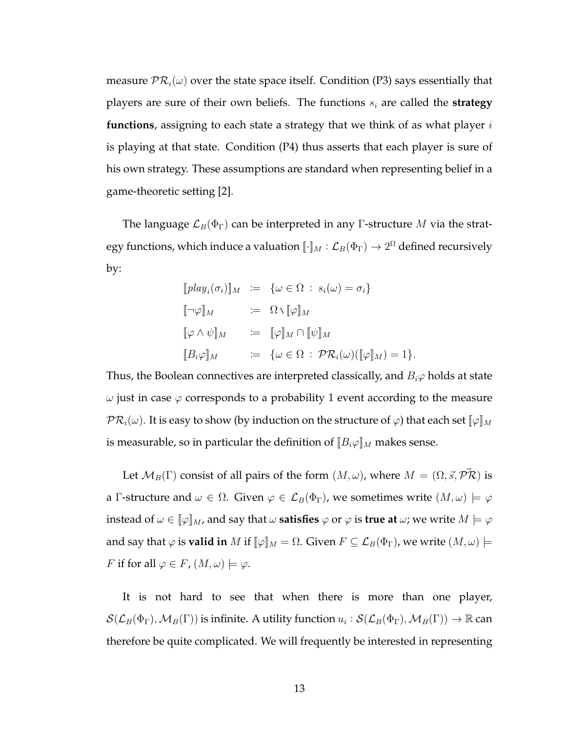measure $\mathcal{PR}_i(\omega)$ over the state space itself. Condition (P3) says essentially that players are sure of their own beliefs. The functions $s_i$ are called the **strategy functions**, assigning to each state a strategy that we think of as what player $i$ is playing at that state. Condition (P4) thus asserts that each player is sure of his own strategy. These assumptions are standard when representing belief in a game-theoretic setting [2].

The language $\mathcal{L}_B(\Phi_\Gamma)$ can be interpreted in any $\Gamma$-structure $M$ via the strategy functions, which induce a valuation $[\![\cdot]\!]_M : \mathcal{L}_B(\Phi_\Gamma) \to 2^\Omega$ defined recursively by:

$$
\begin{aligned}
[\![play_i(\sigma_i)]\!]_M &:= \{\omega \in \Omega \,:\, s_i(\omega) = \sigma_i\} \\
[\![\neg\varphi]\!]_M &:= \Omega \setminus [\![\varphi]\!]_M \\
[\![\varphi \wedge \psi]\!]_M &:= [\![\varphi]\!]_M \cap [\![\psi]\!]_M \\
[\![B_i\varphi]\!]_M &:= \{\omega \in \Omega \,:\, \mathcal{PR}_i(\omega)([\![\varphi]\!]_M) = 1\}.
\end{aligned}
$$

Thus, the Boolean connectives are interpreted classically, and $B_i\varphi$ holds at state $\omega$ just in case $\varphi$ corresponds to a probability 1 event according to the measure $\mathcal{PR}_i(\omega)$. It is easy to show (by induction on the structure of $\varphi$) that each set $[\![\varphi]\!]_M$ is measurable, so in particular the definition of $[\![B_i\varphi]\!]_M$ makes sense.

Let $\mathcal{M}_B(\Gamma)$ consist of all pairs of the form $(M, \omega)$, where $M = (\Omega, \vec{s}, \vec{\mathcal{PR}})$ is a $\Gamma$-structure and $\omega \in \Omega$. Given $\varphi \in \mathcal{L}_B(\Phi_\Gamma)$, we sometimes write $(M, \omega) \models \varphi$ instead of $\omega \in [\![\varphi]\!]_M$, and say that $\omega$ **satisfies** $\varphi$ or $\varphi$ is **true at** $\omega$; we write $M \models \varphi$ and say that $\varphi$ is **valid in** $M$ if $[\![\varphi]\!]_M = \Omega$. Given $F \subseteq \mathcal{L}_B(\Phi_\Gamma)$, we write $(M, \omega) \models F$ if for all $\varphi \in F$, $(M, \omega) \models \varphi$.

It is not hard to see that when there is more than one player, $\mathcal{S}(\mathcal{L}_B(\Phi_\Gamma), \mathcal{M}_B(\Gamma))$ is infinite. A utility function $u_i : \mathcal{S}(\mathcal{L}_B(\Phi_\Gamma), \mathcal{M}_B(\Gamma)) \to \mathbb{R}$ can therefore be quite complicated. We will frequently be interested in representing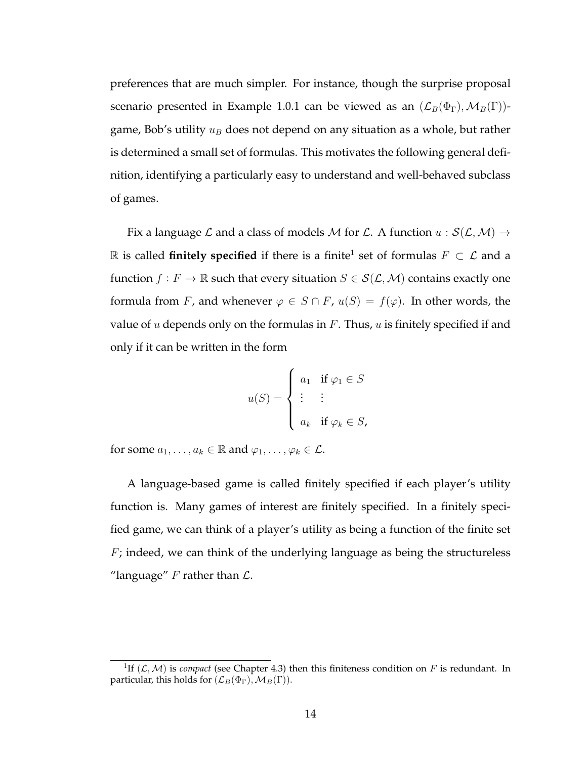preferences that are much simpler. For instance, though the surprise proposal scenario presented in Example 1.0.1 can be viewed as an $(\mathcal{L}_B(\Phi_\Gamma), \mathcal{M}_B(\Gamma))$-game, Bob's utility $u_B$ does not depend on any situation as a whole, but rather is determined a small set of formulas. This motivates the following general definition, identifying a particularly easy to understand and well-behaved subclass of games.

Fix a language $\mathcal{L}$ and a class of models $\mathcal{M}$ for $\mathcal{L}$. A function $u : \mathcal{S}(\mathcal{L}, \mathcal{M}) \to \mathbb{R}$ is called **finitely specified** if there is a finite[1] set of formulas $F \subset \mathcal{L}$ and a function $f : F \to \mathbb{R}$ such that every situation $S \in \mathcal{S}(\mathcal{L}, \mathcal{M})$ contains exactly one formula from $F$, and whenever $\varphi \in S \cap F$, $u(S) = f(\varphi)$. In other words, the value of $u$ depends only on the formulas in $F$. Thus, $u$ is finitely specified if and only if it can be written in the form

$$u(S) = \begin{cases} a_1 & \text{if } \varphi_1 \in S \\ \vdots & \vdots \\ a_k & \text{if } \varphi_k \in S, \end{cases}$$

for some $a_1, \ldots, a_k \in \mathbb{R}$ and $\varphi_1, \ldots, \varphi_k \in \mathcal{L}$.

A language-based game is called finitely specified if each player's utility function is. Many games of interest are finitely specified. In a finitely specified game, we can think of a player's utility as being a function of the finite set $F$; indeed, we can think of the underlying language as being the structureless "language" $F$ rather than $\mathcal{L}$.

[1] If $(\mathcal{L}, \mathcal{M})$ is *compact* (see Chapter 4.3) then this finiteness condition on $F$ is redundant. In particular, this holds for $(\mathcal{L}_B(\Phi_\Gamma), \mathcal{M}_B(\Gamma))$.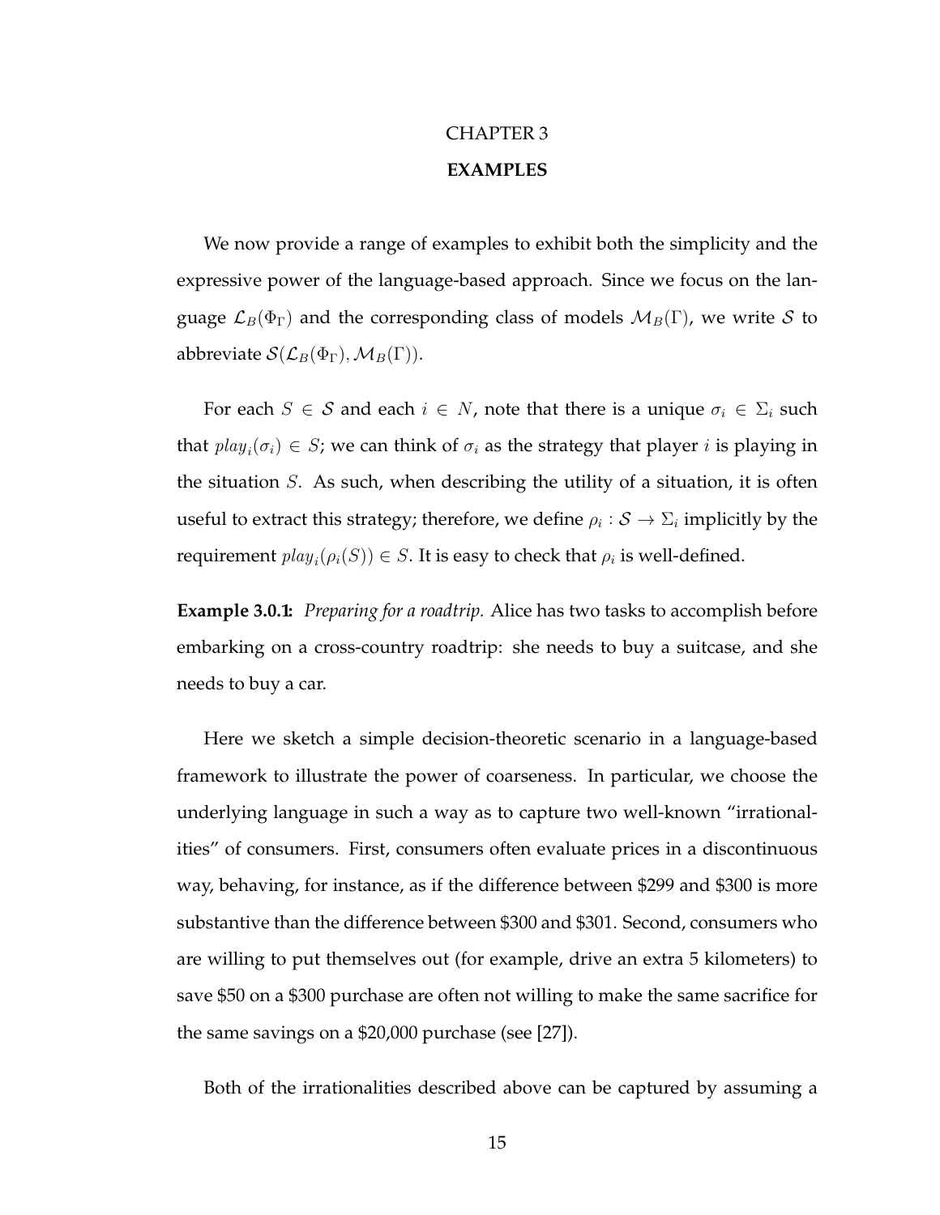# CHAPTER 3

## EXAMPLES

We now provide a range of examples to exhibit both the simplicity and the expressive power of the language-based approach. Since we focus on the language $\mathcal{L}_B(\Phi_\Gamma)$ and the corresponding class of models $\mathcal{M}_B(\Gamma)$, we write $\mathcal{S}$ to abbreviate $\mathcal{S}(\mathcal{L}_B(\Phi_\Gamma), \mathcal{M}_B(\Gamma))$.

For each $S \in \mathcal{S}$ and each $i \in N$, note that there is a unique $\sigma_i \in \Sigma_i$ such that $play_i(\sigma_i) \in S$; we can think of $\sigma_i$ as the strategy that player $i$ is playing in the situation $S$. As such, when describing the utility of a situation, it is often useful to extract this strategy; therefore, we define $\rho_i : \mathcal{S} \to \Sigma_i$ implicitly by the requirement $play_i(\rho_i(S)) \in S$. It is easy to check that $\rho_i$ is well-defined.

**Example 3.0.1:** *Preparing for a roadtrip.* Alice has two tasks to accomplish before embarking on a cross-country roadtrip: she needs to buy a suitcase, and she needs to buy a car.

Here we sketch a simple decision-theoretic scenario in a language-based framework to illustrate the power of coarseness. In particular, we choose the underlying language in such a way as to capture two well-known "irrationalities" of consumers. First, consumers often evaluate prices in a discontinuous way, behaving, for instance, as if the difference between \$299 and \$300 is more substantive than the difference between \$300 and \$301. Second, consumers who are willing to put themselves out (for example, drive an extra 5 kilometers) to save \$50 on a \$300 purchase are often not willing to make the same sacrifice for the same savings on a \$20,000 purchase (see [27]).

Both of the irrationalities described above can be captured by assuming a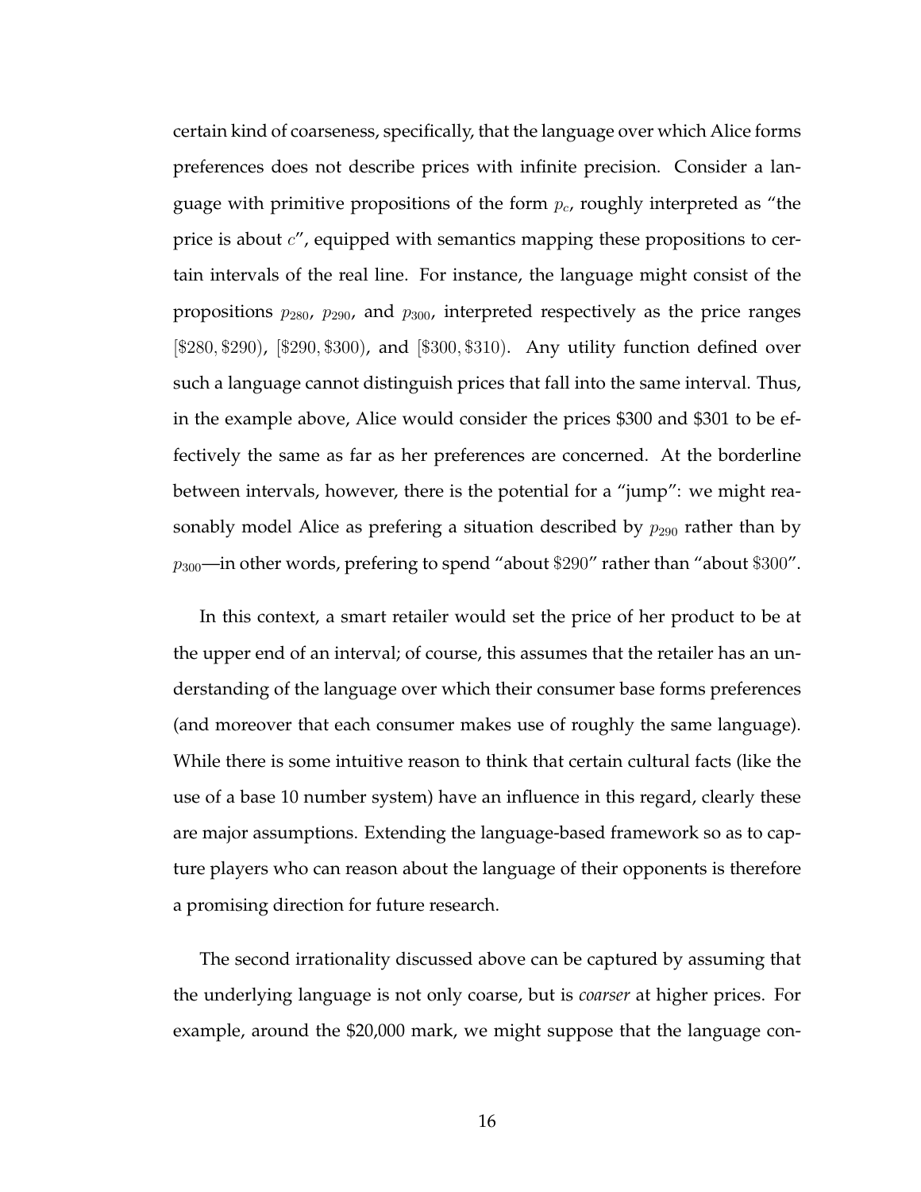certain kind of coarseness, specifically, that the language over which Alice forms preferences does not describe prices with infinite precision. Consider a language with primitive propositions of the form $p_c$, roughly interpreted as "the price is about $c$", equipped with semantics mapping these propositions to certain intervals of the real line. For instance, the language might consist of the propositions $p_{280}$, $p_{290}$, and $p_{300}$, interpreted respectively as the price ranges $[\$280, \$290)$, $[\$290, \$300)$, and $[\$300, \$310)$. Any utility function defined over such a language cannot distinguish prices that fall into the same interval. Thus, in the example above, Alice would consider the prices \$300 and \$301 to be effectively the same as far as her preferences are concerned. At the borderline between intervals, however, there is the potential for a "jump": we might reasonably model Alice as prefering a situation described by $p_{290}$ rather than by $p_{300}$—in other words, prefering to spend "about $\$290$" rather than "about $\$300$".

In this context, a smart retailer would set the price of her product to be at the upper end of an interval; of course, this assumes that the retailer has an understanding of the language over which their consumer base forms preferences (and moreover that each consumer makes use of roughly the same language). While there is some intuitive reason to think that certain cultural facts (like the use of a base 10 number system) have an influence in this regard, clearly these are major assumptions. Extending the language-based framework so as to capture players who can reason about the language of their opponents is therefore a promising direction for future research.

The second irrationality discussed above can be captured by assuming that the underlying language is not only coarse, but is *coarser* at higher prices. For example, around the \$20,000 mark, we might suppose that the language con-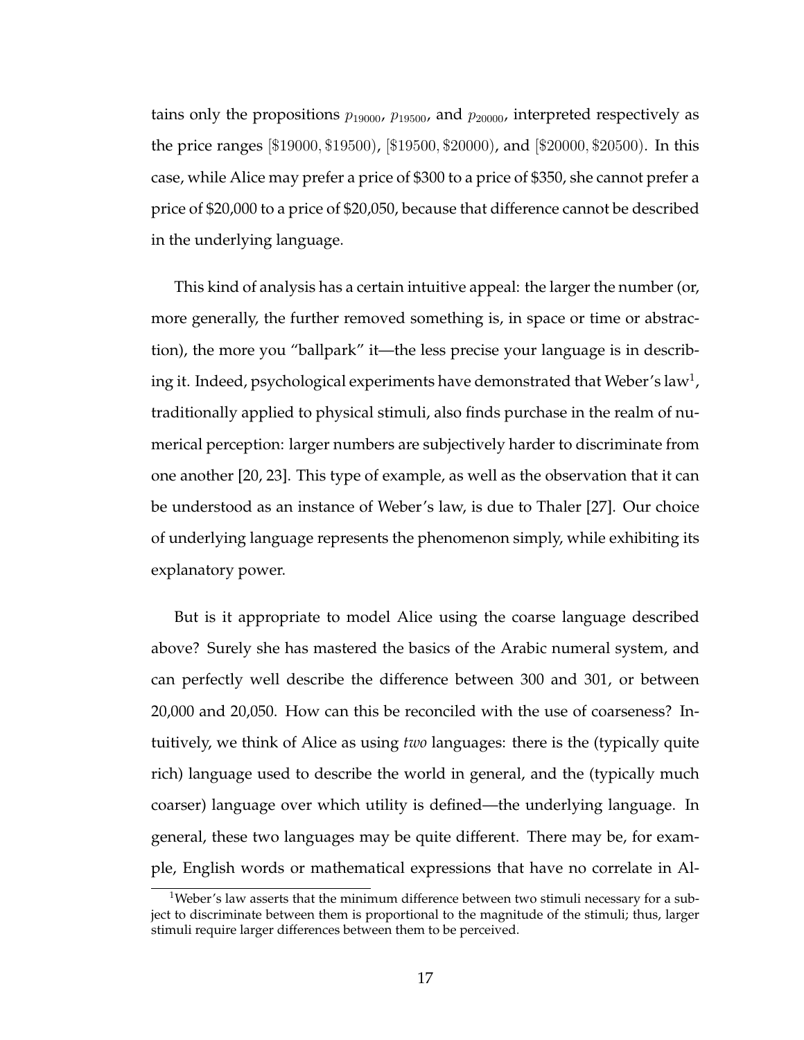tains only the propositions $p_{19000}$, $p_{19500}$, and $p_{20000}$, interpreted respectively as the price ranges $[\$19000, \$19500)$, $[\$19500, \$20000)$, and $[\$20000, \$20500)$. In this case, while Alice may prefer a price of \$300 to a price of \$350, she cannot prefer a price of \$20,000 to a price of \$20,050, because that difference cannot be described in the underlying language.

This kind of analysis has a certain intuitive appeal: the larger the number (or, more generally, the further removed something is, in space or time or abstraction), the more you "ballpark" it—the less precise your language is in describing it. Indeed, psychological experiments have demonstrated that Weber's law[1], traditionally applied to physical stimuli, also finds purchase in the realm of numerical perception: larger numbers are subjectively harder to discriminate from one another [20, 23]. This type of example, as well as the observation that it can be understood as an instance of Weber's law, is due to Thaler [27]. Our choice of underlying language represents the phenomenon simply, while exhibiting its explanatory power.

But is it appropriate to model Alice using the coarse language described above? Surely she has mastered the basics of the Arabic numeral system, and can perfectly well describe the difference between 300 and 301, or between 20,000 and 20,050. How can this be reconciled with the use of coarseness? Intuitively, we think of Alice as using *two* languages: there is the (typically quite rich) language used to describe the world in general, and the (typically much coarser) language over which utility is defined—the underlying language. In general, these two languages may be quite different. There may be, for example, English words or mathematical expressions that have no correlate in Al-

[1] Weber's law asserts that the minimum difference between two stimuli necessary for a subject to discriminate between them is proportional to the magnitude of the stimuli; thus, larger stimuli require larger differences between them to be perceived.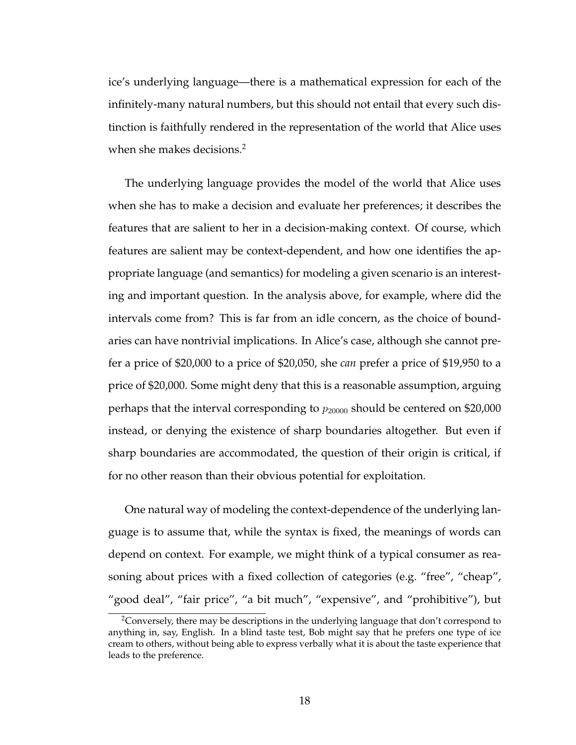ice's underlying language—there is a mathematical expression for each of the infinitely-many natural numbers, but this should not entail that every such distinction is faithfully rendered in the representation of the world that Alice uses when she makes decisions.[2]

The underlying language provides the model of the world that Alice uses when she has to make a decision and evaluate her preferences; it describes the features that are salient to her in a decision-making context. Of course, which features are salient may be context-dependent, and how one identifies the appropriate language (and semantics) for modeling a given scenario is an interesting and important question. In the analysis above, for example, where did the intervals come from? This is far from an idle concern, as the choice of boundaries can have nontrivial implications. In Alice's case, although she cannot prefer a price of \$20,000 to a price of \$20,050, she *can* prefer a price of \$19,950 to a price of \$20,000. Some might deny that this is a reasonable assumption, arguing perhaps that the interval corresponding to $p_{20000}$ should be centered on \$20,000 instead, or denying the existence of sharp boundaries altogether. But even if sharp boundaries are accommodated, the question of their origin is critical, if for no other reason than their obvious potential for exploitation.

One natural way of modeling the context-dependence of the underlying language is to assume that, while the syntax is fixed, the meanings of words can depend on context. For example, we might think of a typical consumer as reasoning about prices with a fixed collection of categories (e.g. "free", "cheap", "good deal", "fair price", "a bit much", "expensive", and "prohibitive"), but

[2]Conversely, there may be descriptions in the underlying language that don't correspond to anything in, say, English. In a blind taste test, Bob might say that he prefers one type of ice cream to others, without being able to express verbally what it is about the taste experience that leads to the preference.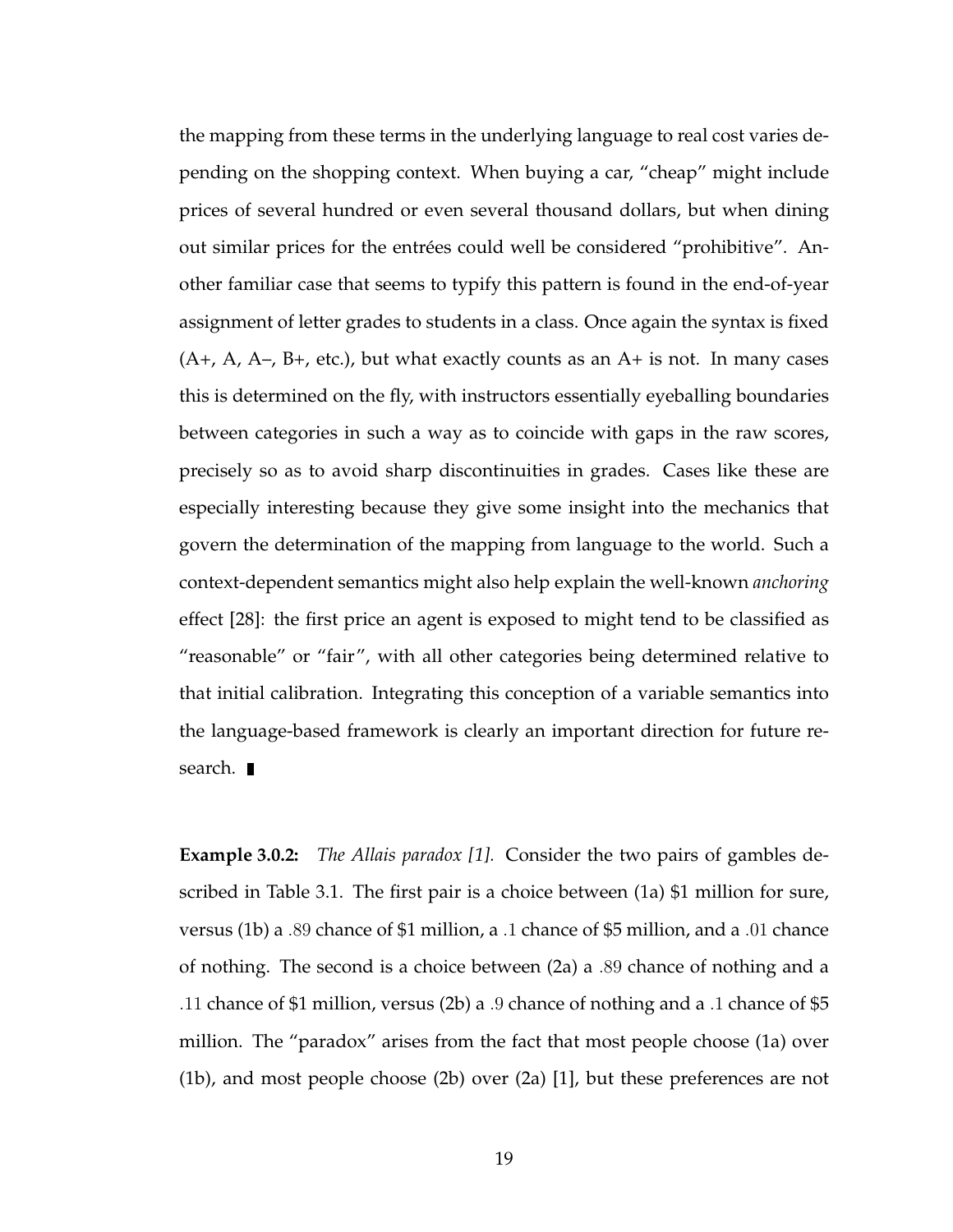the mapping from these terms in the underlying language to real cost varies depending on the shopping context. When buying a car, "cheap" might include prices of several hundred or even several thousand dollars, but when dining out similar prices for the entrées could well be considered "prohibitive". Another familiar case that seems to typify this pattern is found in the end-of-year assignment of letter grades to students in a class. Once again the syntax is fixed (A+, A, A–, B+, etc.), but what exactly counts as an A+ is not. In many cases this is determined on the fly, with instructors essentially eyeballing boundaries between categories in such a way as to coincide with gaps in the raw scores, precisely so as to avoid sharp discontinuities in grades. Cases like these are especially interesting because they give some insight into the mechanics that govern the determination of the mapping from language to the world. Such a context-dependent semantics might also help explain the well-known *anchoring* effect [28]: the first price an agent is exposed to might tend to be classified as "reasonable" or "fair", with all other categories being determined relative to that initial calibration. Integrating this conception of a variable semantics into the language-based framework is clearly an important direction for future research. ∎

**Example 3.0.2:** *The Allais paradox [1].* Consider the two pairs of gambles described in Table 3.1. The first pair is a choice between (1a) $1 million for sure, versus (1b) a $.89$ chance of $1 million, a $.1$ chance of $5 million, and a $.01$ chance of nothing. The second is a choice between (2a) a $.89$ chance of nothing and a $.11$ chance of $1 million, versus (2b) a $.9$ chance of nothing and a $.1$ chance of $5 million. The "paradox" arises from the fact that most people choose (1a) over (1b), and most people choose (2b) over (2a) [1], but these preferences are not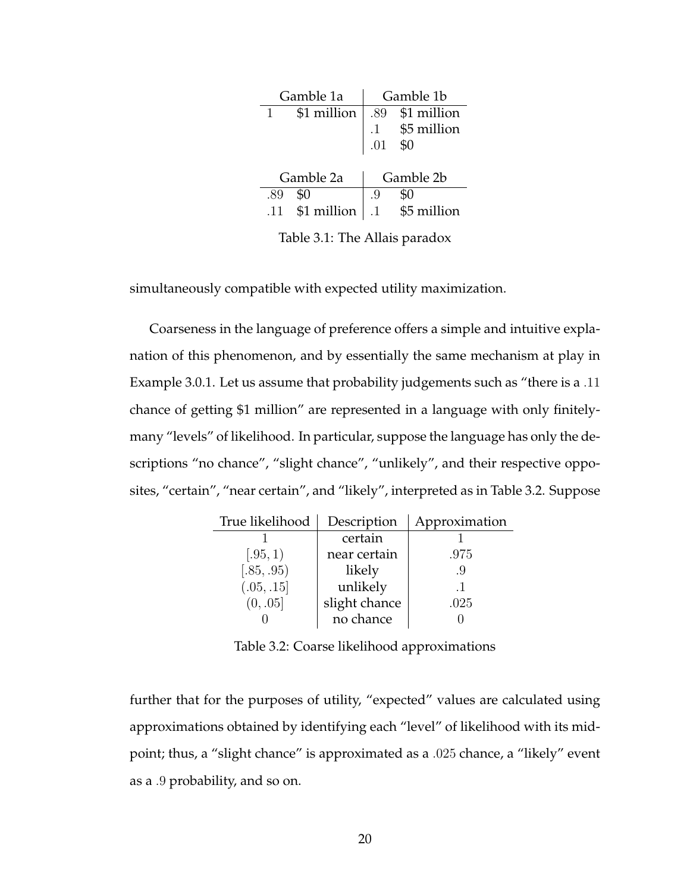| Gamble 1a | | Gamble 1b | |
|---|---|---|---|
| 1 | \$1 million | .89 | \$1 million |
| | | .1 | \$5 million |
| | | .01 | \$0 |

| Gamble 2a | | Gamble 2b | |
|---|---|---|---|
| .89 | \$0 | .9 | \$0 |
| .11 | \$1 million | .1 | \$5 million |

Table 3.1: The Allais paradox

simultaneously compatible with expected utility maximization.

Coarseness in the language of preference offers a simple and intuitive explanation of this phenomenon, and by essentially the same mechanism at play in Example 3.0.1. Let us assume that probability judgements such as "there is a $.11$ chance of getting \$1 million" are represented in a language with only finitely-many "levels" of likelihood. In particular, suppose the language has only the descriptions "no chance", "slight chance", "unlikely", and their respective opposites, "certain", "near certain", and "likely", interpreted as in Table 3.2. Suppose

| True likelihood | Description | Approximation |
|---|---|---|
| $1$ | certain | $1$ |
| $[.95, 1)$ | near certain | $.975$ |
| $[.85, .95)$ | likely | $.9$ |
| $(.05, .15]$ | unlikely | $.1$ |
| $(0, .05]$ | slight chance | $.025$ |
| $0$ | no chance | $0$ |

Table 3.2: Coarse likelihood approximations

further that for the purposes of utility, "expected" values are calculated using approximations obtained by identifying each "level" of likelihood with its midpoint; thus, a "slight chance" is approximated as a $.025$ chance, a "likely" event as a $.9$ probability, and so on.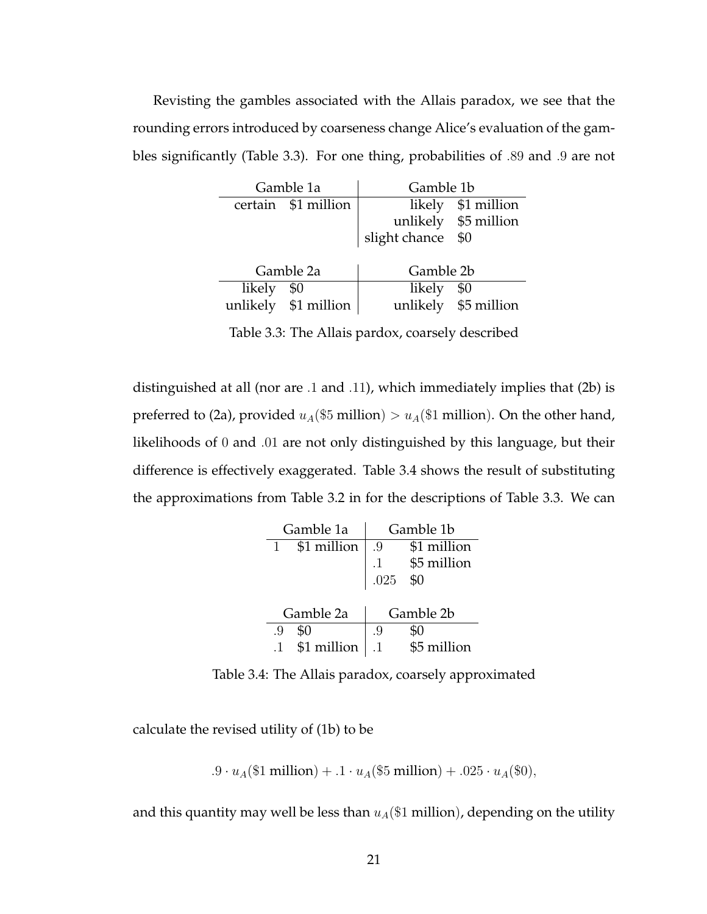Revisting the gambles associated with the Allais paradox, we see that the rounding errors introduced by coarseness change Alice's evaluation of the gambles significantly (Table 3.3). For one thing, probabilities of $.89$ and $.9$ are not distinguished at all (nor are $.1$ and $.11$), which immediately implies that (2b) is preferred to (2a), provided $u_A(\$5\text{ million}) > u_A(\$1\text{ million})$. On the other hand, likelihoods of $0$ and $.01$ are not only distinguished by this language, but their difference is effectively exaggerated. Table 3.4 shows the result of substituting the approximations from Table 3.2 in for the descriptions of Table 3.3. We can

| Gamble 1a | | Gamble 1b | |
|---|---|---|---|
| certain | $1 million | likely | $1 million |
| | | unlikely | $5 million |
| | | slight chance | $0 |

| Gamble 2a | | Gamble 2b | |
|---|---|---|---|
| likely | $0 | likely | $0 |
| unlikely | $1 million | unlikely | $5 million |

Table 3.3: The Allais pardox, coarsely described

| Gamble 1a | | Gamble 1b | |
|---|---|---|---|
| $1$ | $1 million | $.9$ | $1 million |
| | | $.1$ | $5 million |
| | | $.025$ | $0 |

| Gamble 2a | | Gamble 2b | |
|---|---|---|---|
| $.9$ | $0 | $.9$ | $0 |
| $.1$ | $1 million | $.1$ | $5 million |

Table 3.4: The Allais paradox, coarsely approximated

calculate the revised utility of (1b) to be

$$.9 \cdot u_A(\$1\text{ million}) + .1 \cdot u_A(\$5\text{ million}) + .025 \cdot u_A(\$0),$$

and this quantity may well be less than $u_A(\$1\text{ million})$, depending on the utility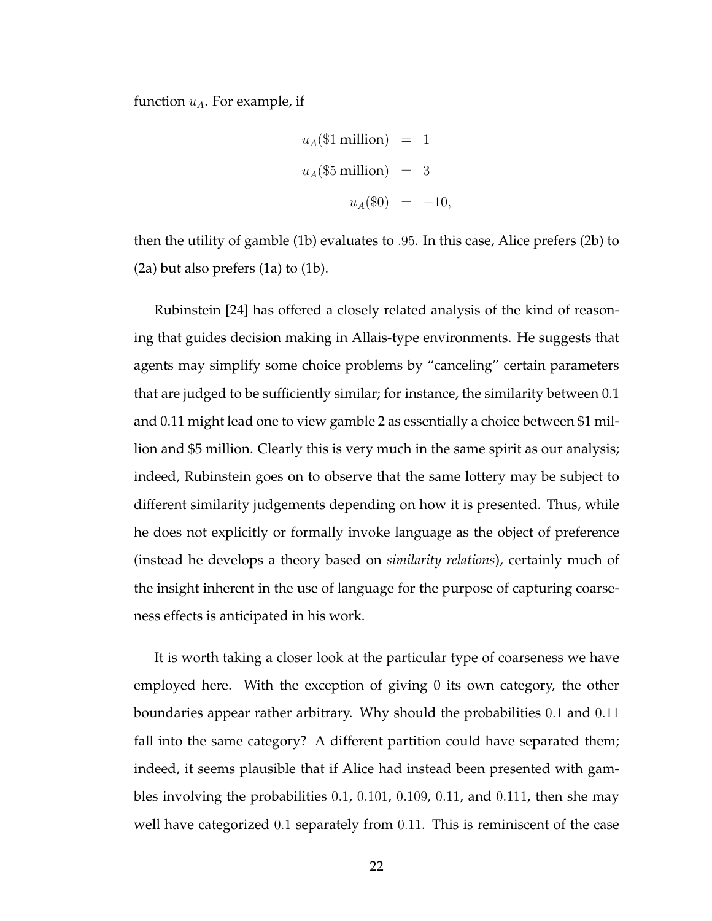function $u_A$. For example, if

$$
\begin{aligned}
u_A(\$1 \text{ million}) &= 1 \\
u_A(\$5 \text{ million}) &= 3 \\
u_A(\$0) &= -10,
\end{aligned}
$$

then the utility of gamble (1b) evaluates to $.95$. In this case, Alice prefers (2b) to (2a) but also prefers (1a) to (1b).

Rubinstein [24] has offered a closely related analysis of the kind of reasoning that guides decision making in Allais-type environments. He suggests that agents may simplify some choice problems by "canceling" certain parameters that are judged to be sufficiently similar; for instance, the similarity between $0.1$ and $0.11$ might lead one to view gamble 2 as essentially a choice between \$1 million and \$5 million. Clearly this is very much in the same spirit as our analysis; indeed, Rubinstein goes on to observe that the same lottery may be subject to different similarity judgements depending on how it is presented. Thus, while he does not explicitly or formally invoke language as the object of preference (instead he develops a theory based on *similarity relations*), certainly much of the insight inherent in the use of language for the purpose of capturing coarseness effects is anticipated in his work.

It is worth taking a closer look at the particular type of coarseness we have employed here. With the exception of giving 0 its own category, the other boundaries appear rather arbitrary. Why should the probabilities $0.1$ and $0.11$ fall into the same category? A different partition could have separated them; indeed, it seems plausible that if Alice had instead been presented with gambles involving the probabilities $0.1$, $0.101$, $0.109$, $0.11$, and $0.111$, then she may well have categorized $0.1$ separately from $0.11$. This is reminiscent of the case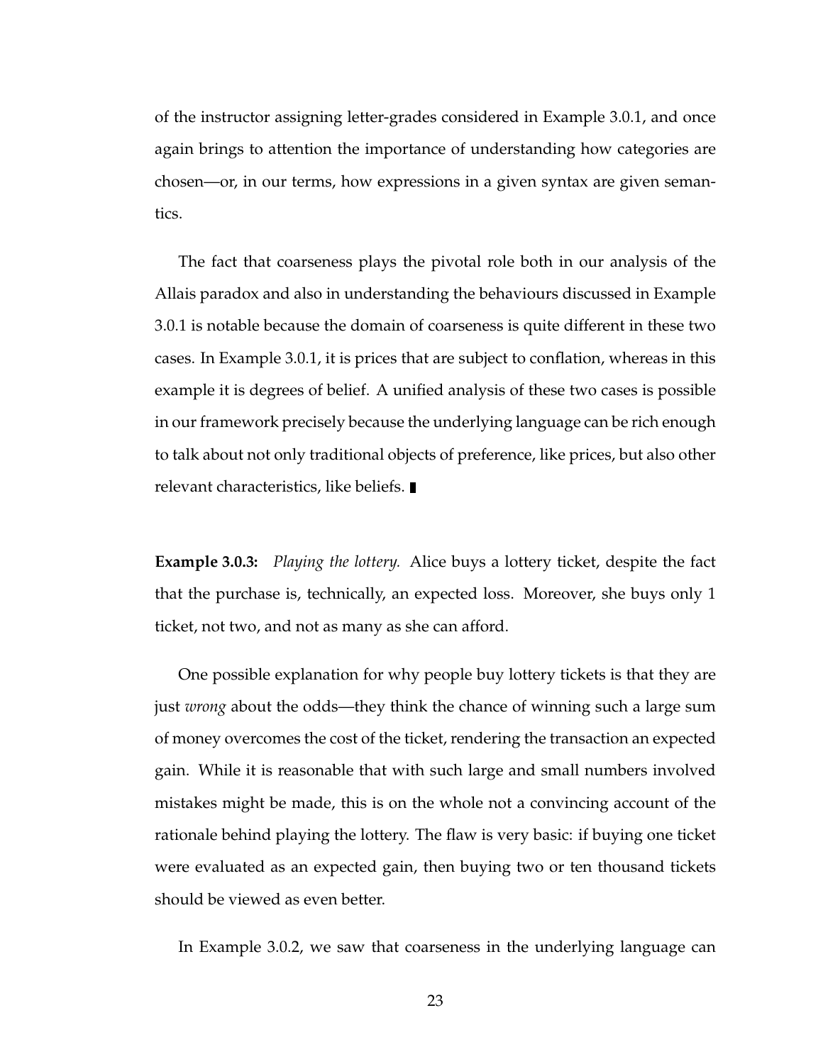of the instructor assigning letter-grades considered in Example 3.0.1, and once again brings to attention the importance of understanding how categories are chosen—or, in our terms, how expressions in a given syntax are given semantics.

The fact that coarseness plays the pivotal role both in our analysis of the Allais paradox and also in understanding the behaviours discussed in Example 3.0.1 is notable because the domain of coarseness is quite different in these two cases. In Example 3.0.1, it is prices that are subject to conflation, whereas in this example it is degrees of belief. A unified analysis of these two cases is possible in our framework precisely because the underlying language can be rich enough to talk about not only traditional objects of preference, like prices, but also other relevant characteristics, like beliefs. ∎

**Example 3.0.3:** *Playing the lottery.* Alice buys a lottery ticket, despite the fact that the purchase is, technically, an expected loss. Moreover, she buys only 1 ticket, not two, and not as many as she can afford.

One possible explanation for why people buy lottery tickets is that they are just *wrong* about the odds—they think the chance of winning such a large sum of money overcomes the cost of the ticket, rendering the transaction an expected gain. While it is reasonable that with such large and small numbers involved mistakes might be made, this is on the whole not a convincing account of the rationale behind playing the lottery. The flaw is very basic: if buying one ticket were evaluated as an expected gain, then buying two or ten thousand tickets should be viewed as even better.

In Example 3.0.2, we saw that coarseness in the underlying language can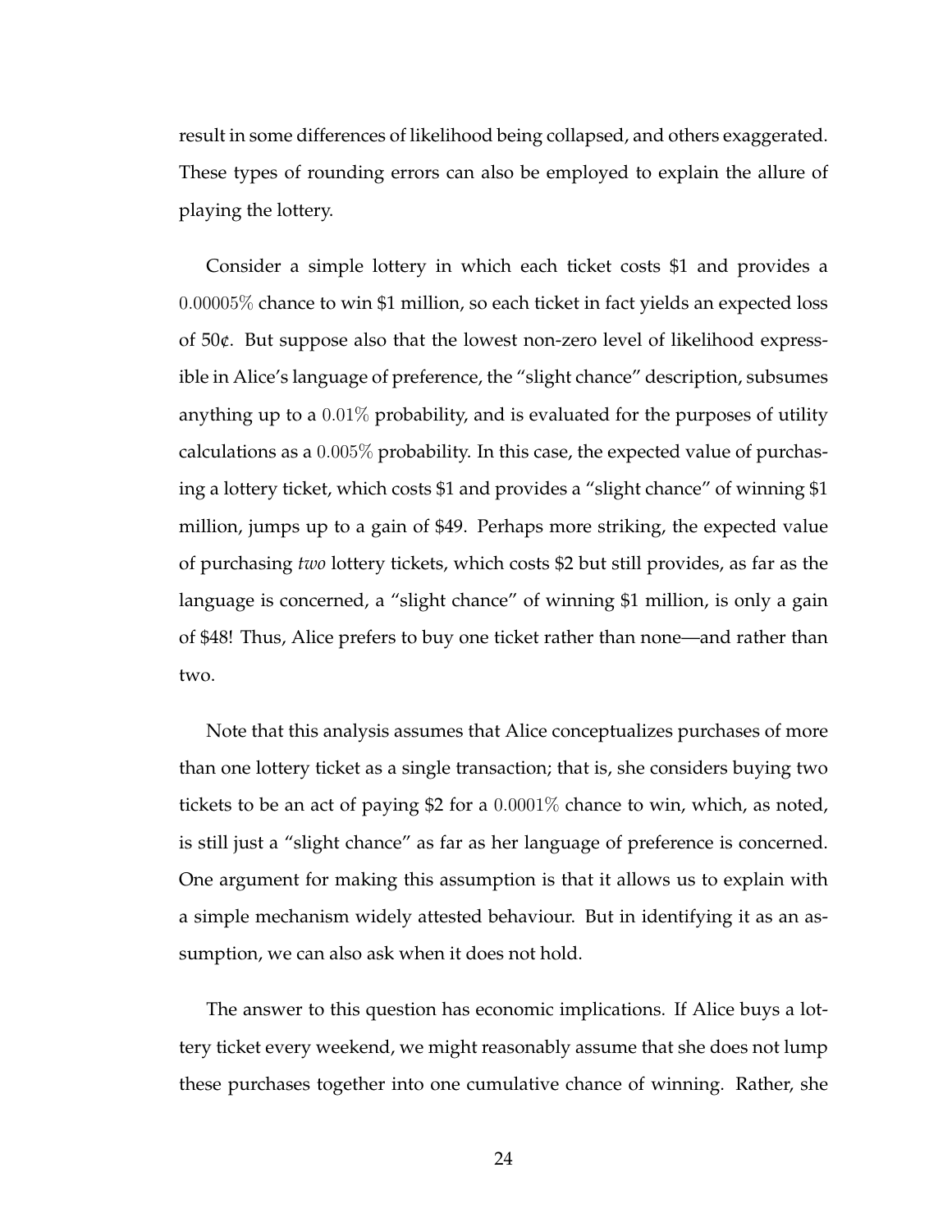result in some differences of likelihood being collapsed, and others exaggerated. These types of rounding errors can also be employed to explain the allure of playing the lottery.

Consider a simple lottery in which each ticket costs \$1 and provides a $0.00005\%$ chance to win \$1 million, so each ticket in fact yields an expected loss of 50¢. But suppose also that the lowest non-zero level of likelihood expressible in Alice's language of preference, the "slight chance" description, subsumes anything up to a $0.01\%$ probability, and is evaluated for the purposes of utility calculations as a $0.005\%$ probability. In this case, the expected value of purchasing a lottery ticket, which costs \$1 and provides a "slight chance" of winning \$1 million, jumps up to a gain of \$49. Perhaps more striking, the expected value of purchasing *two* lottery tickets, which costs \$2 but still provides, as far as the language is concerned, a "slight chance" of winning \$1 million, is only a gain of \$48! Thus, Alice prefers to buy one ticket rather than none—and rather than two.

Note that this analysis assumes that Alice conceptualizes purchases of more than one lottery ticket as a single transaction; that is, she considers buying two tickets to be an act of paying \$2 for a $0.0001\%$ chance to win, which, as noted, is still just a "slight chance" as far as her language of preference is concerned. One argument for making this assumption is that it allows us to explain with a simple mechanism widely attested behaviour. But in identifying it as an assumption, we can also ask when it does not hold.

The answer to this question has economic implications. If Alice buys a lottery ticket every weekend, we might reasonably assume that she does not lump these purchases together into one cumulative chance of winning. Rather, she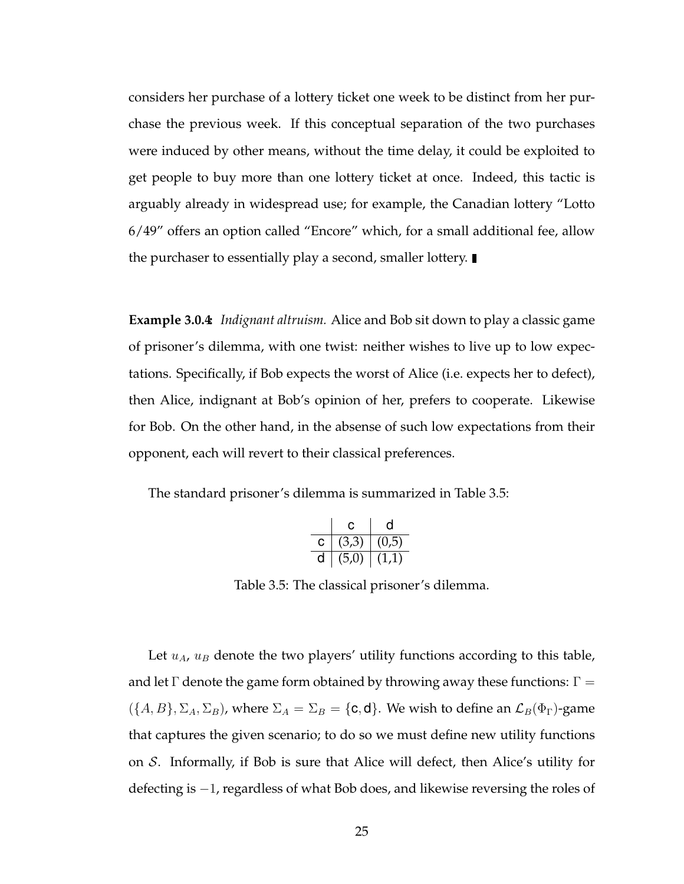considers her purchase of a lottery ticket one week to be distinct from her purchase the previous week. If this conceptual separation of the two purchases were induced by other means, without the time delay, it could be exploited to get people to buy more than one lottery ticket at once. Indeed, this tactic is arguably already in widespread use; for example, the Canadian lottery "Lotto 6/49" offers an option called "Encore" which, for a small additional fee, allow the purchaser to essentially play a second, smaller lottery. ∎

**Example 3.0.4:** *Indignant altruism.* Alice and Bob sit down to play a classic game of prisoner's dilemma, with one twist: neither wishes to live up to low expectations. Specifically, if Bob expects the worst of Alice (i.e. expects her to defect), then Alice, indignant at Bob's opinion of her, prefers to cooperate. Likewise for Bob. On the other hand, in the absense of such low expectations from their opponent, each will revert to their classical preferences.

The standard prisoner's dilemma is summarized in Table 3.5:

| | c | d |
|---|---|---|
| c | (3,3) | (0,5) |
| d | (5,0) | (1,1) |

Table 3.5: The classical prisoner's dilemma.

Let $u_A$, $u_B$ denote the two players' utility functions according to this table, and let $\Gamma$ denote the game form obtained by throwing away these functions: $\Gamma = (\{A, B\}, \Sigma_A, \Sigma_B)$, where $\Sigma_A = \Sigma_B = \{\mathsf{c}, \mathsf{d}\}$. We wish to define an $\mathcal{L}_B(\Phi_\Gamma)$-game that captures the given scenario; to do so we must define new utility functions on $\mathcal{S}$. Informally, if Bob is sure that Alice will defect, then Alice's utility for defecting is $-1$, regardless of what Bob does, and likewise reversing the roles of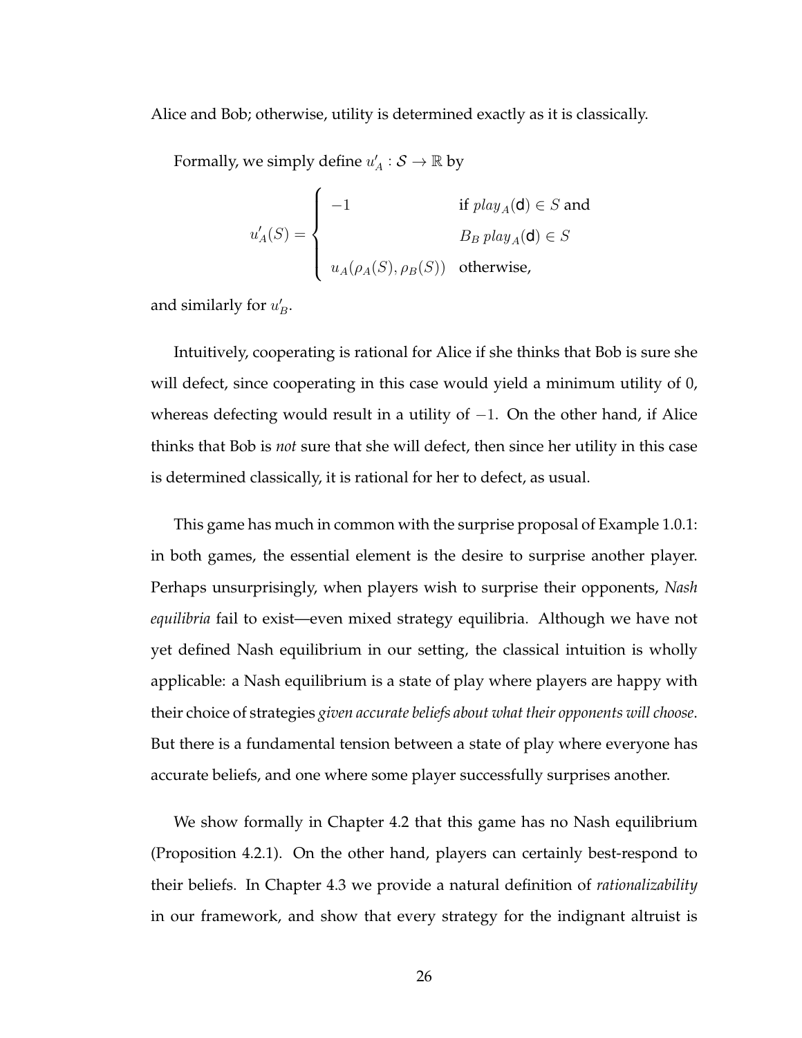Alice and Bob; otherwise, utility is determined exactly as it is classically.

Formally, we simply define $u'_A : \mathcal{S} \to \mathbb{R}$ by

$$u'_A(S) = \begin{cases} -1 & \text{if } \mathit{play}_A(\mathsf{d}) \in S \text{ and} \\ & B_B\, \mathit{play}_A(\mathsf{d}) \in S \\ u_A(\rho_A(S), \rho_B(S)) & \text{otherwise,} \end{cases}$$

and similarly for $u'_B$.

Intuitively, cooperating is rational for Alice if she thinks that Bob is sure she will defect, since cooperating in this case would yield a minimum utility of 0, whereas defecting would result in a utility of $-1$. On the other hand, if Alice thinks that Bob is *not* sure that she will defect, then since her utility in this case is determined classically, it is rational for her to defect, as usual.

This game has much in common with the surprise proposal of Example 1.0.1: in both games, the essential element is the desire to surprise another player. Perhaps unsurprisingly, when players wish to surprise their opponents, *Nash equilibria* fail to exist—even mixed strategy equilibria. Although we have not yet defined Nash equilibrium in our setting, the classical intuition is wholly applicable: a Nash equilibrium is a state of play where players are happy with their choice of strategies *given accurate beliefs about what their opponents will choose*. But there is a fundamental tension between a state of play where everyone has accurate beliefs, and one where some player successfully surprises another.

We show formally in Chapter 4.2 that this game has no Nash equilibrium (Proposition 4.2.1). On the other hand, players can certainly best-respond to their beliefs. In Chapter 4.3 we provide a natural definition of *rationalizability* in our framework, and show that every strategy for the indignant altruist is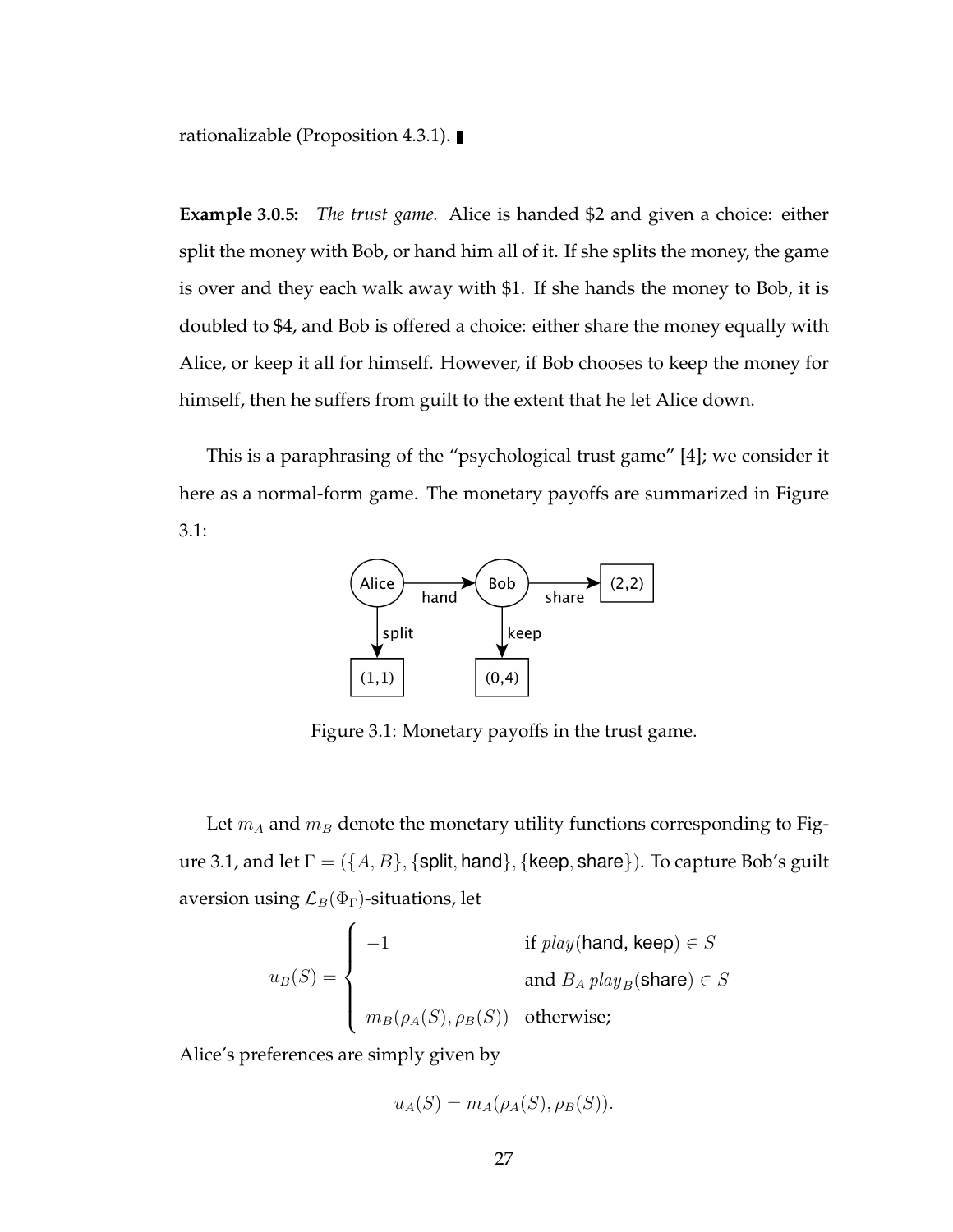rationalizable (Proposition 4.3.1). ∎

**Example 3.0.5:** *The trust game.* Alice is handed \$2 and given a choice: either split the money with Bob, or hand him all of it. If she splits the money, the game is over and they each walk away with \$1. If she hands the money to Bob, it is doubled to \$4, and Bob is offered a choice: either share the money equally with Alice, or keep it all for himself. However, if Bob chooses to keep the money for himself, then he suffers from guilt to the extent that he let Alice down.

This is a paraphrasing of the "psychological trust game" [4]; we consider it here as a normal-form game. The monetary payoffs are summarized in Figure 3.1:

Figure 3.1: Monetary payoffs in the trust game.

Let $m_A$ and $m_B$ denote the monetary utility functions corresponding to Figure 3.1, and let $\Gamma = (\{A, B\}, \{\text{split}, \text{hand}\}, \{\text{keep}, \text{share}\})$. To capture Bob's guilt aversion using $\mathcal{L}_B(\Phi_\Gamma)$-situations, let

$$u_B(S) = \begin{cases} -1 & \text{if } play(\text{hand, keep}) \in S \\ & \text{and } B_A\, play_B(\text{share}) \in S \\ m_B(\rho_A(S), \rho_B(S)) & \text{otherwise;} \end{cases}$$

Alice's preferences are simply given by

$$u_A(S) = m_A(\rho_A(S), \rho_B(S)).$$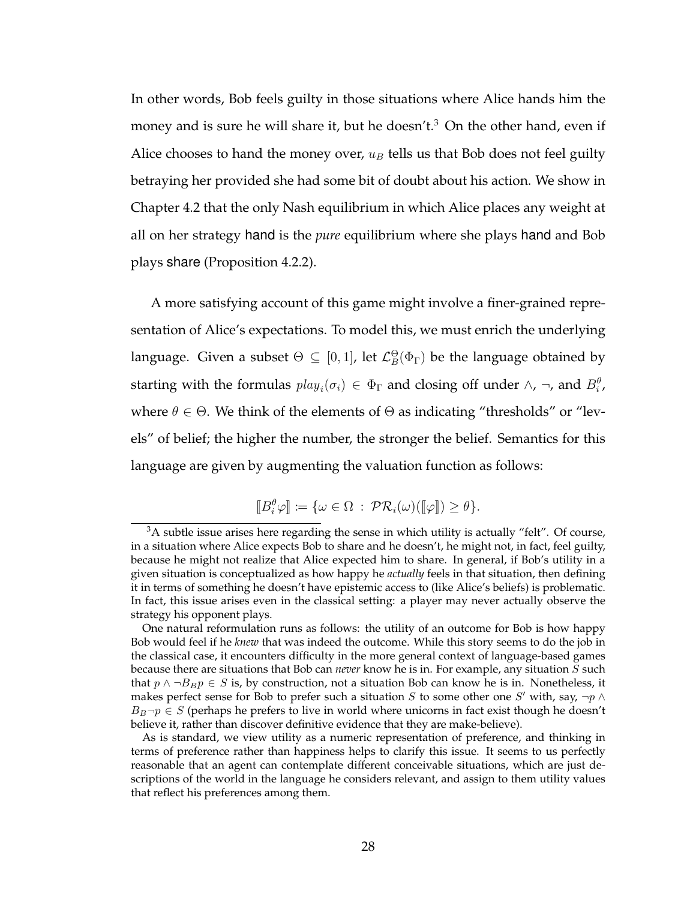In other words, Bob feels guilty in those situations where Alice hands him the money and is sure he will share it, but he doesn't.[3] On the other hand, even if Alice chooses to hand the money over, $u_B$ tells us that Bob does not feel guilty betraying her provided she had some bit of doubt about his action. We show in Chapter 4.2 that the only Nash equilibrium in which Alice places any weight at all on her strategy hand is the *pure* equilibrium where she plays hand and Bob plays share (Proposition 4.2.2).

A more satisfying account of this game might involve a finer-grained representation of Alice's expectations. To model this, we must enrich the underlying language. Given a subset $\Theta \subseteq [0,1]$, let $\mathcal{L}_B^{\Theta}(\Phi_\Gamma)$ be the language obtained by starting with the formulas $play_i(\sigma_i) \in \Phi_\Gamma$ and closing off under $\wedge$, $\neg$, and $B_i^\theta$, where $\theta \in \Theta$. We think of the elements of $\Theta$ as indicating "thresholds" or "levels" of belief; the higher the number, the stronger the belief. Semantics for this language are given by augmenting the valuation function as follows:

$$[\![B_i^\theta \varphi]\!] := \{\omega \in \Omega \; : \; \mathcal{PR}_i(\omega)([\![\varphi]\!]) \geq \theta\}.$$

[3] A subtle issue arises here regarding the sense in which utility is actually "felt". Of course, in a situation where Alice expects Bob to share and he doesn't, he might not, in fact, feel guilty, because he might not realize that Alice expected him to share. In general, if Bob's utility in a given situation is conceptualized as how happy he *actually* feels in that situation, then defining it in terms of something he doesn't have epistemic access to (like Alice's beliefs) is problematic. In fact, this issue arises even in the classical setting: a player may never actually observe the strategy his opponent plays.

One natural reformulation runs as follows: the utility of an outcome for Bob is how happy Bob would feel if he *knew* that was indeed the outcome. While this story seems to do the job in the classical case, it encounters difficulty in the more general context of language-based games because there are situations that Bob can *never* know he is in. For example, any situation $S$ such that $p \wedge \neg B_B p \in S$ is, by construction, not a situation Bob can know he is in. Nonetheless, it makes perfect sense for Bob to prefer such a situation $S$ to some other one $S'$ with, say, $\neg p \wedge B_B \neg p \in S$ (perhaps he prefers to live in world where unicorns in fact exist though he doesn't believe it, rather than discover definitive evidence that they are make-believe).

As is standard, we view utility as a numeric representation of preference, and thinking in terms of preference rather than happiness helps to clarify this issue. It seems to us perfectly reasonable that an agent can contemplate different conceivable situations, which are just descriptions of the world in the language he considers relevant, and assign to them utility values that reflect his preferences among them.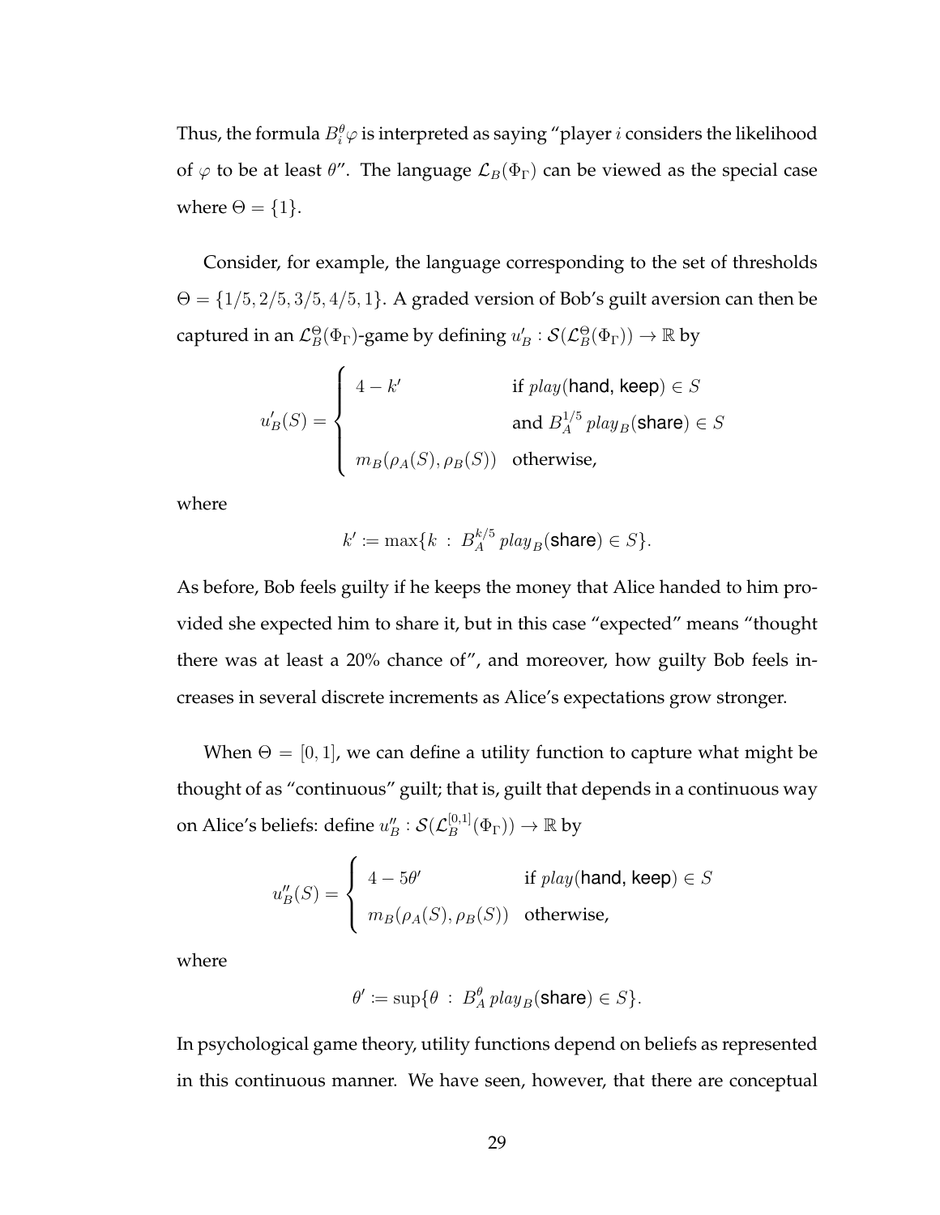Thus, the formula $B_i^\theta \varphi$ is interpreted as saying "player $i$ considers the likelihood of $\varphi$ to be at least $\theta$". The language $\mathcal{L}_B(\Phi_\Gamma)$ can be viewed as the special case where $\Theta = \{1\}$.

Consider, for example, the language corresponding to the set of thresholds $\Theta = \{1/5, 2/5, 3/5, 4/5, 1\}$. A graded version of Bob's guilt aversion can then be captured in an $\mathcal{L}_B^\Theta(\Phi_\Gamma)$-game by defining $u'_B : \mathcal{S}(\mathcal{L}_B^\Theta(\Phi_\Gamma)) \to \mathbb{R}$ by

$$u'_B(S) = \begin{cases} 4 - k' & \text{if } \mathit{play}(\textsf{hand}, \textsf{keep}) \in S \\ & \text{and } B_A^{1/5}\, \mathit{play}_B(\textsf{share}) \in S \\ m_B(\rho_A(S), \rho_B(S)) & \text{otherwise,} \end{cases}$$

where

$$k' := \max\{k \ : \ B_A^{k/5}\, \mathit{play}_B(\textsf{share}) \in S\}.$$

As before, Bob feels guilty if he keeps the money that Alice handed to him provided she expected him to share it, but in this case "expected" means "thought there was at least a 20% chance of", and moreover, how guilty Bob feels increases in several discrete increments as Alice's expectations grow stronger.

When $\Theta = [0, 1]$, we can define a utility function to capture what might be thought of as "continuous" guilt; that is, guilt that depends in a continuous way on Alice's beliefs: define $u''_B : \mathcal{S}(\mathcal{L}_B^{[0,1]}(\Phi_\Gamma)) \to \mathbb{R}$ by

$$u''_B(S) = \begin{cases} 4 - 5\theta' & \text{if } \mathit{play}(\textsf{hand}, \textsf{keep}) \in S \\ m_B(\rho_A(S), \rho_B(S)) & \text{otherwise,} \end{cases}$$

where

$$\theta' := \sup\{\theta \ : \ B_A^\theta\, \mathit{play}_B(\textsf{share}) \in S\}.$$

In psychological game theory, utility functions depend on beliefs as represented in this continuous manner. We have seen, however, that there are conceptual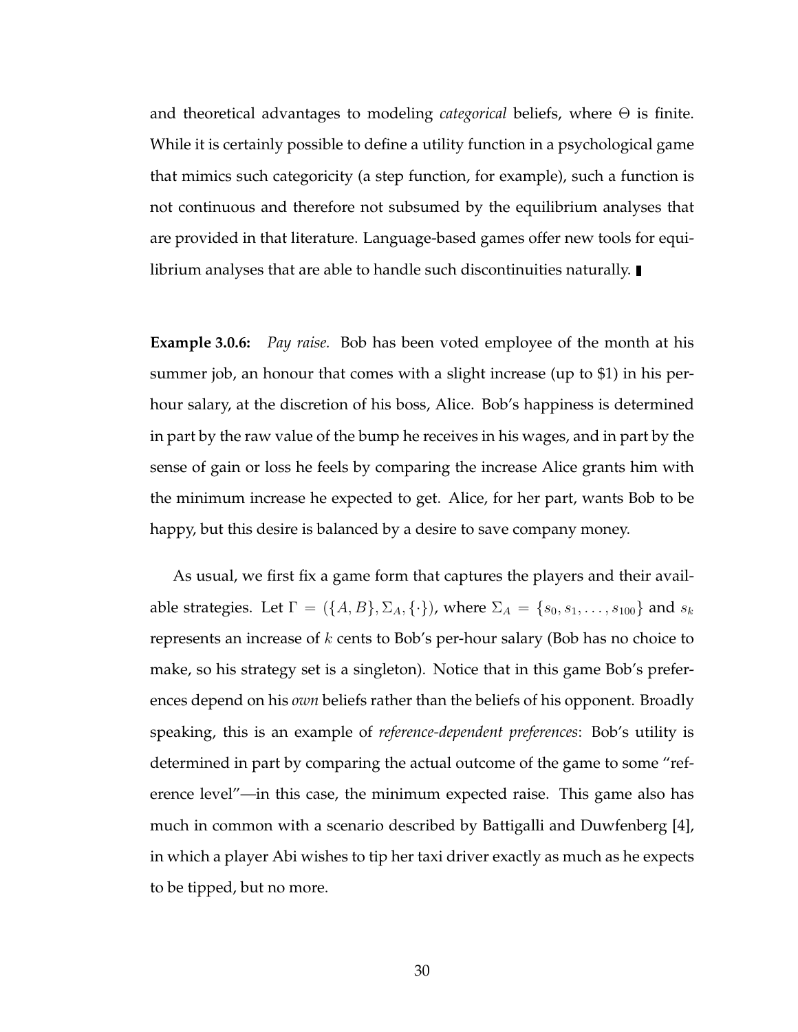and theoretical advantages to modeling *categorical* beliefs, where $\Theta$ is finite. While it is certainly possible to define a utility function in a psychological game that mimics such categoricity (a step function, for example), such a function is not continuous and therefore not subsumed by the equilibrium analyses that are provided in that literature. Language-based games offer new tools for equilibrium analyses that are able to handle such discontinuities naturally. ∎

**Example 3.0.6:** *Pay raise.* Bob has been voted employee of the month at his summer job, an honour that comes with a slight increase (up to $1) in his per-hour salary, at the discretion of his boss, Alice. Bob's happiness is determined in part by the raw value of the bump he receives in his wages, and in part by the sense of gain or loss he feels by comparing the increase Alice grants him with the minimum increase he expected to get. Alice, for her part, wants Bob to be happy, but this desire is balanced by a desire to save company money.

As usual, we first fix a game form that captures the players and their available strategies. Let $\Gamma = (\{A, B\}, \Sigma_A, \{\cdot\})$, where $\Sigma_A = \{s_0, s_1, \ldots, s_{100}\}$ and $s_k$ represents an increase of $k$ cents to Bob's per-hour salary (Bob has no choice to make, so his strategy set is a singleton). Notice that in this game Bob's preferences depend on his *own* beliefs rather than the beliefs of his opponent. Broadly speaking, this is an example of *reference-dependent preferences*: Bob's utility is determined in part by comparing the actual outcome of the game to some "reference level"—in this case, the minimum expected raise. This game also has much in common with a scenario described by Battigalli and Duwfenberg [4], in which a player Abi wishes to tip her taxi driver exactly as much as he expects to be tipped, but no more.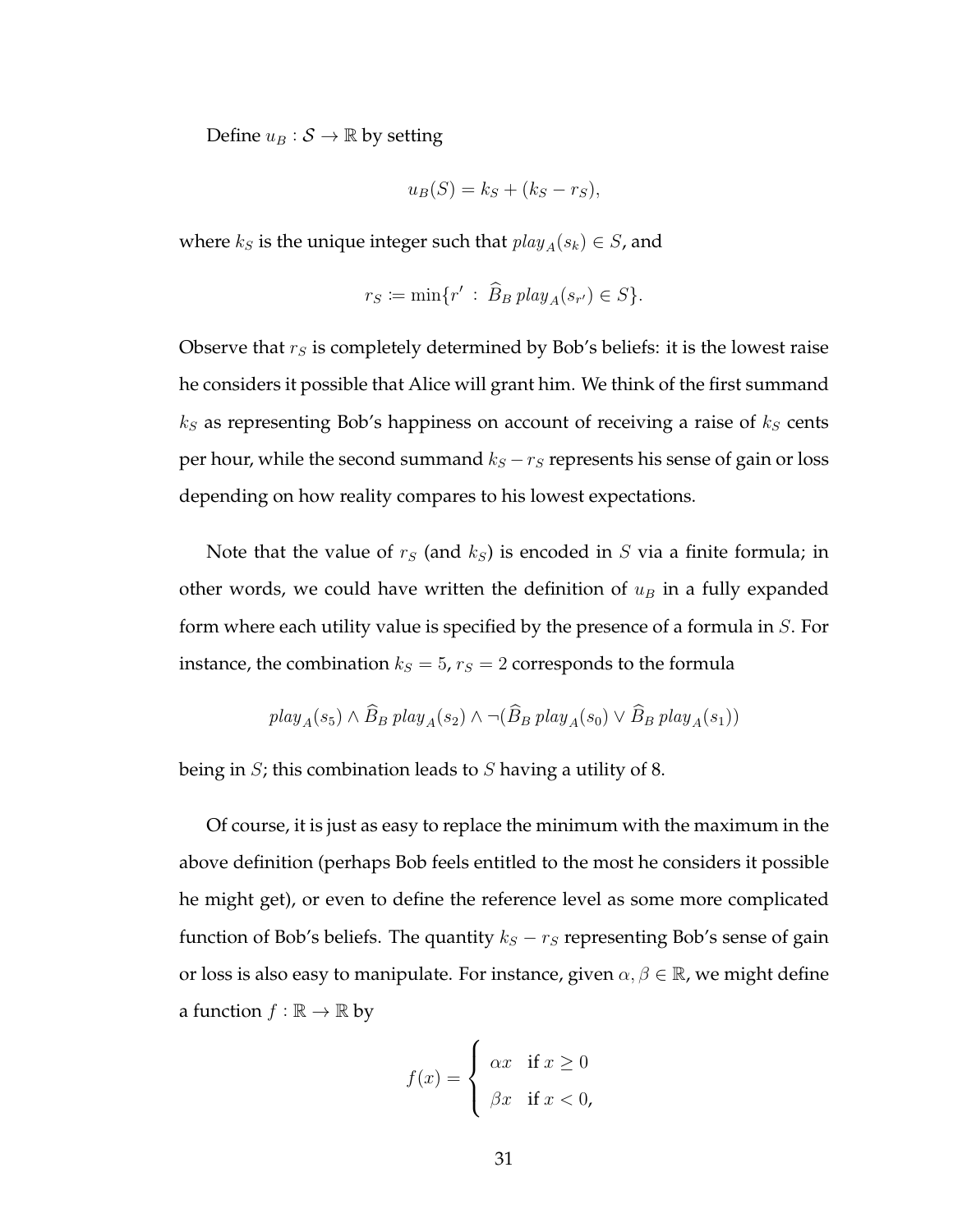Define $u_B : \mathcal{S} \to \mathbb{R}$ by setting

$$u_B(S) = k_S + (k_S - r_S),$$

where $k_S$ is the unique integer such that $play_A(s_k) \in S$, and

$$r_S := \min\{r' : \widehat{B}_B\, play_A(s_{r'}) \in S\}.$$

Observe that $r_S$ is completely determined by Bob's beliefs: it is the lowest raise he considers it possible that Alice will grant him. We think of the first summand $k_S$ as representing Bob's happiness on account of receiving a raise of $k_S$ cents per hour, while the second summand $k_S - r_S$ represents his sense of gain or loss depending on how reality compares to his lowest expectations.

Note that the value of $r_S$ (and $k_S$) is encoded in $S$ via a finite formula; in other words, we could have written the definition of $u_B$ in a fully expanded form where each utility value is specified by the presence of a formula in $S$. For instance, the combination $k_S = 5$, $r_S = 2$ corresponds to the formula

$$play_A(s_5) \land \widehat{B}_B\, play_A(s_2) \land \neg(\widehat{B}_B\, play_A(s_0) \lor \widehat{B}_B\, play_A(s_1))$$

being in $S$; this combination leads to $S$ having a utility of 8.

Of course, it is just as easy to replace the minimum with the maximum in the above definition (perhaps Bob feels entitled to the most he considers it possible he might get), or even to define the reference level as some more complicated function of Bob's beliefs. The quantity $k_S - r_S$ representing Bob's sense of gain or loss is also easy to manipulate. For instance, given $\alpha, \beta \in \mathbb{R}$, we might define a function $f : \mathbb{R} \to \mathbb{R}$ by

$$f(x) = \begin{cases} \alpha x & \text{if } x \geq 0 \\ \beta x & \text{if } x < 0, \end{cases}$$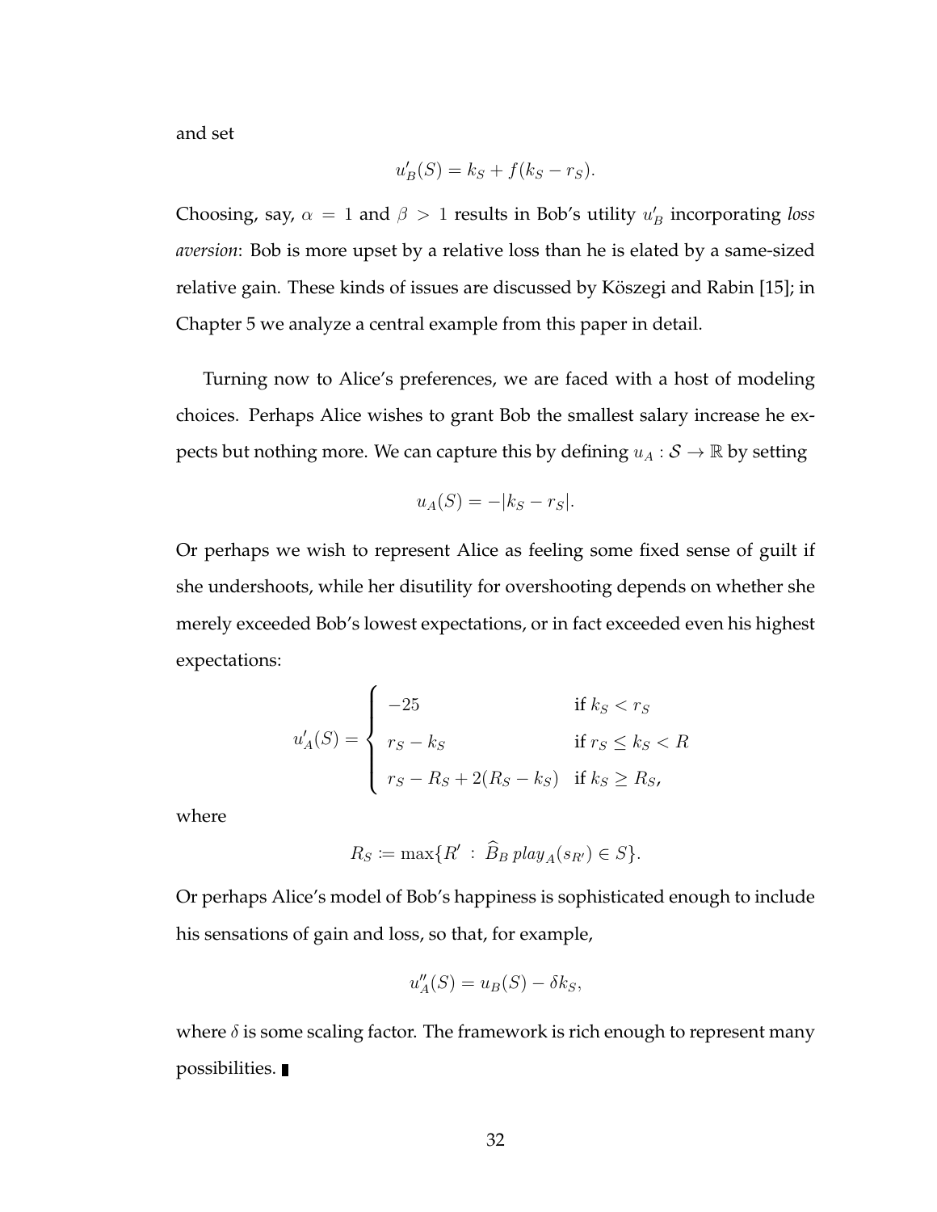and set

$$u'_B(S) = k_S + f(k_S - r_S).$$

Choosing, say, $\alpha = 1$ and $\beta > 1$ results in Bob's utility $u'_B$ incorporating *loss aversion*: Bob is more upset by a relative loss than he is elated by a same-sized relative gain. These kinds of issues are discussed by Köszegi and Rabin [15]; in Chapter 5 we analyze a central example from this paper in detail.

Turning now to Alice's preferences, we are faced with a host of modeling choices. Perhaps Alice wishes to grant Bob the smallest salary increase he expects but nothing more. We can capture this by defining $u_A : \mathcal{S} \to \mathbb{R}$ by setting

$$u_A(S) = -|k_S - r_S|.$$

Or perhaps we wish to represent Alice as feeling some fixed sense of guilt if she undershoots, while her disutility for overshooting depends on whether she merely exceeded Bob's lowest expectations, or in fact exceeded even his highest expectations:

$$u'_A(S) = \begin{cases} -25 & \text{if } k_S < r_S \\ r_S - k_S & \text{if } r_S \leq k_S < R \\ r_S - R_S + 2(R_S - k_S) & \text{if } k_S \geq R_S, \end{cases}$$

where

$$R_S \coloneqq \max\{R' \, : \, \widehat{B}_B \, play_A(s_{R'}) \in S\}.$$

Or perhaps Alice's model of Bob's happiness is sophisticated enough to include his sensations of gain and loss, so that, for example,

$$u''_A(S) = u_B(S) - \delta k_S,$$

where $\delta$ is some scaling factor. The framework is rich enough to represent many possibilities. ∎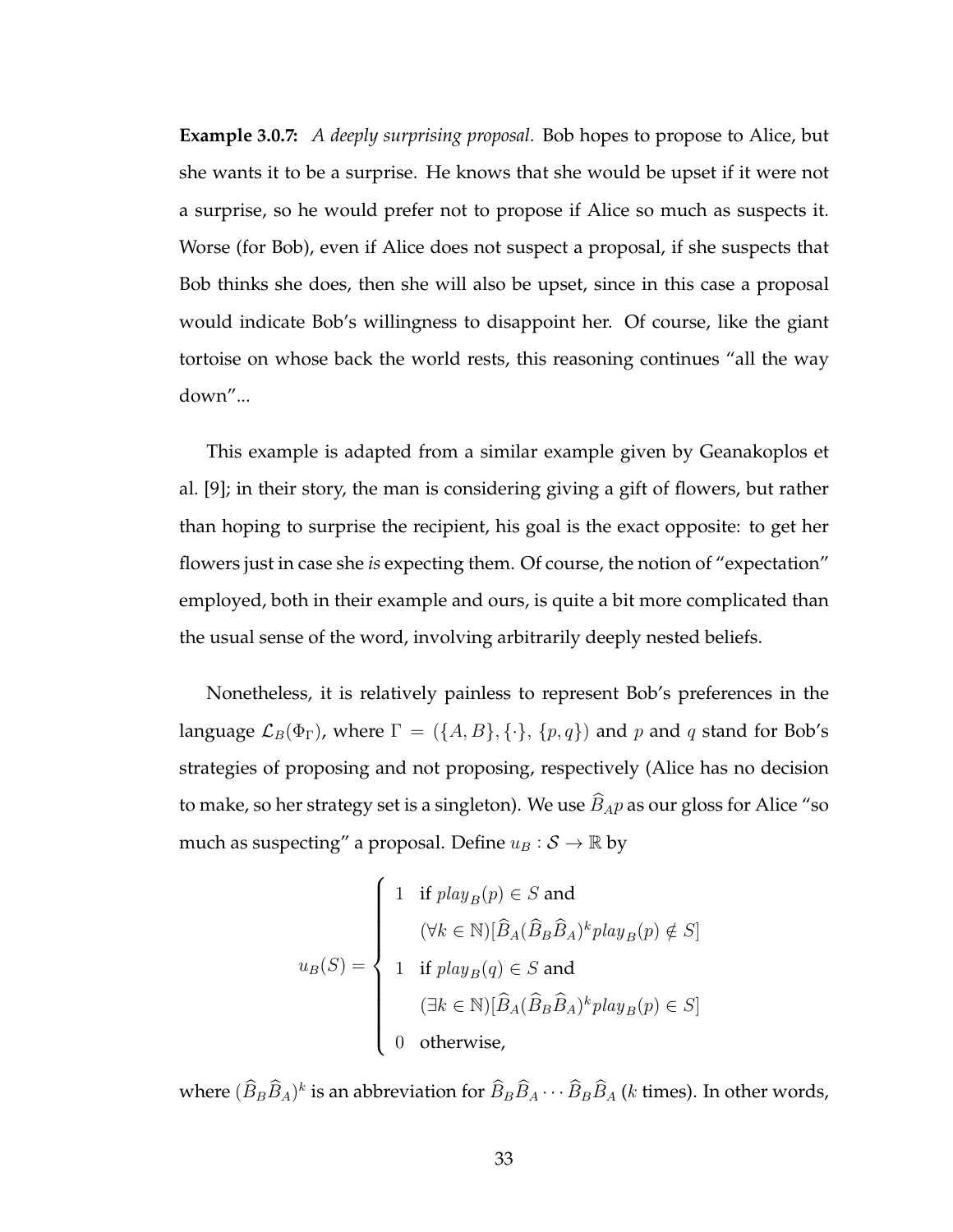**Example 3.0.7:** *A deeply surprising proposal.* Bob hopes to propose to Alice, but she wants it to be a surprise. He knows that she would be upset if it were not a surprise, so he would prefer not to propose if Alice so much as suspects it. Worse (for Bob), even if Alice does not suspect a proposal, if she suspects that Bob thinks she does, then she will also be upset, since in this case a proposal would indicate Bob's willingness to disappoint her. Of course, like the giant tortoise on whose back the world rests, this reasoning continues "all the way down"...

This example is adapted from a similar example given by Geanakoplos et al. [9]; in their story, the man is considering giving a gift of flowers, but rather than hoping to surprise the recipient, his goal is the exact opposite: to get her flowers just in case she *is* expecting them. Of course, the notion of "expectation" employed, both in their example and ours, is quite a bit more complicated than the usual sense of the word, involving arbitrarily deeply nested beliefs.

Nonetheless, it is relatively painless to represent Bob's preferences in the language $\mathcal{L}_B(\Phi_\Gamma)$, where $\Gamma = (\{A, B\}, \{\cdot\}, \{p, q\})$ and $p$ and $q$ stand for Bob's strategies of proposing and not proposing, respectively (Alice has no decision to make, so her strategy set is a singleton). We use $\widehat{B}_A p$ as our gloss for Alice "so much as suspecting" a proposal. Define $u_B : \mathcal{S} \to \mathbb{R}$ by

$$u_B(S) = \begin{cases} 1 & \text{if } play_B(p) \in S \text{ and} \\ & (\forall k \in \mathbb{N})[\widehat{B}_A(\widehat{B}_B\widehat{B}_A)^k play_B(p) \notin S] \\ 1 & \text{if } play_B(q) \in S \text{ and} \\ & (\exists k \in \mathbb{N})[\widehat{B}_A(\widehat{B}_B\widehat{B}_A)^k play_B(p) \in S] \\ 0 & \text{otherwise,} \end{cases}$$

where $(\widehat{B}_B\widehat{B}_A)^k$ is an abbreviation for $\widehat{B}_B\widehat{B}_A \cdots \widehat{B}_B\widehat{B}_A$ ($k$ times). In other words,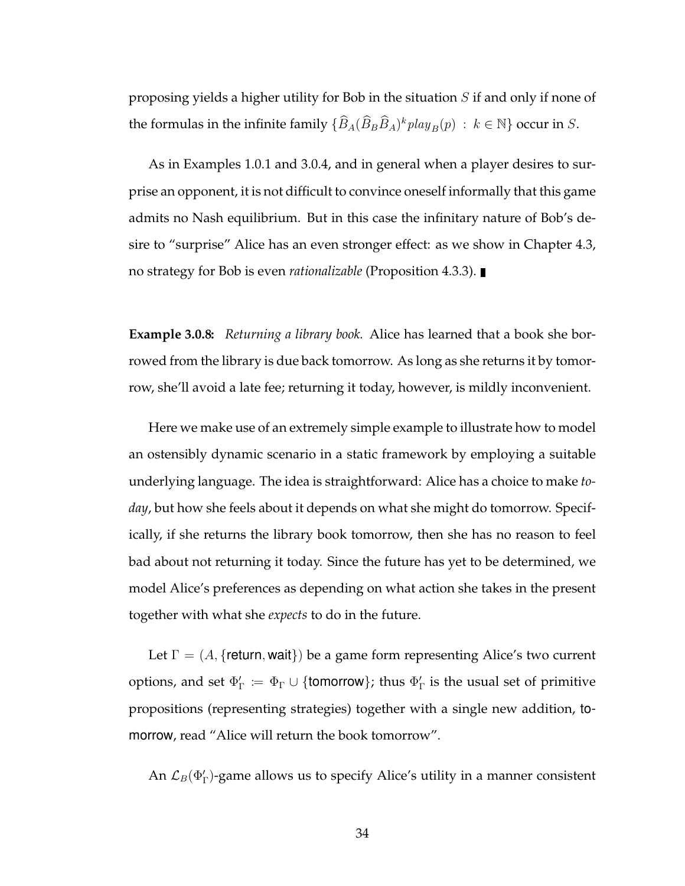proposing yields a higher utility for Bob in the situation $S$ if and only if none of the formulas in the infinite family $\{\widehat{B}_A(\widehat{B}_B\widehat{B}_A)^k play_B(p) \ : \ k \in \mathbb{N}\}$ occur in $S$.

As in Examples 1.0.1 and 3.0.4, and in general when a player desires to surprise an opponent, it is not difficult to convince oneself informally that this game admits no Nash equilibrium. But in this case the infinitary nature of Bob's desire to "surprise" Alice has an even stronger effect: as we show in Chapter 4.3, no strategy for Bob is even *rationalizable* (Proposition 4.3.3). ∎

**Example 3.0.8:** *Returning a library book.* Alice has learned that a book she borrowed from the library is due back tomorrow. As long as she returns it by tomorrow, she'll avoid a late fee; returning it today, however, is mildly inconvenient.

Here we make use of an extremely simple example to illustrate how to model an ostensibly dynamic scenario in a static framework by employing a suitable underlying language. The idea is straightforward: Alice has a choice to make *today*, but how she feels about it depends on what she might do tomorrow. Specifically, if she returns the library book tomorrow, then she has no reason to feel bad about not returning it today. Since the future has yet to be determined, we model Alice's preferences as depending on what action she takes in the present together with what she *expects* to do in the future.

Let $\Gamma = (A, \{\mathsf{return}, \mathsf{wait}\})$ be a game form representing Alice's two current options, and set $\Phi'_\Gamma := \Phi_\Gamma \cup \{\mathsf{tomorrow}\}$; thus $\Phi'_\Gamma$ is the usual set of primitive propositions (representing strategies) together with a single new addition, tomorrow, read "Alice will return the book tomorrow".

An $\mathcal{L}_B(\Phi'_\Gamma)$-game allows us to specify Alice's utility in a manner consistent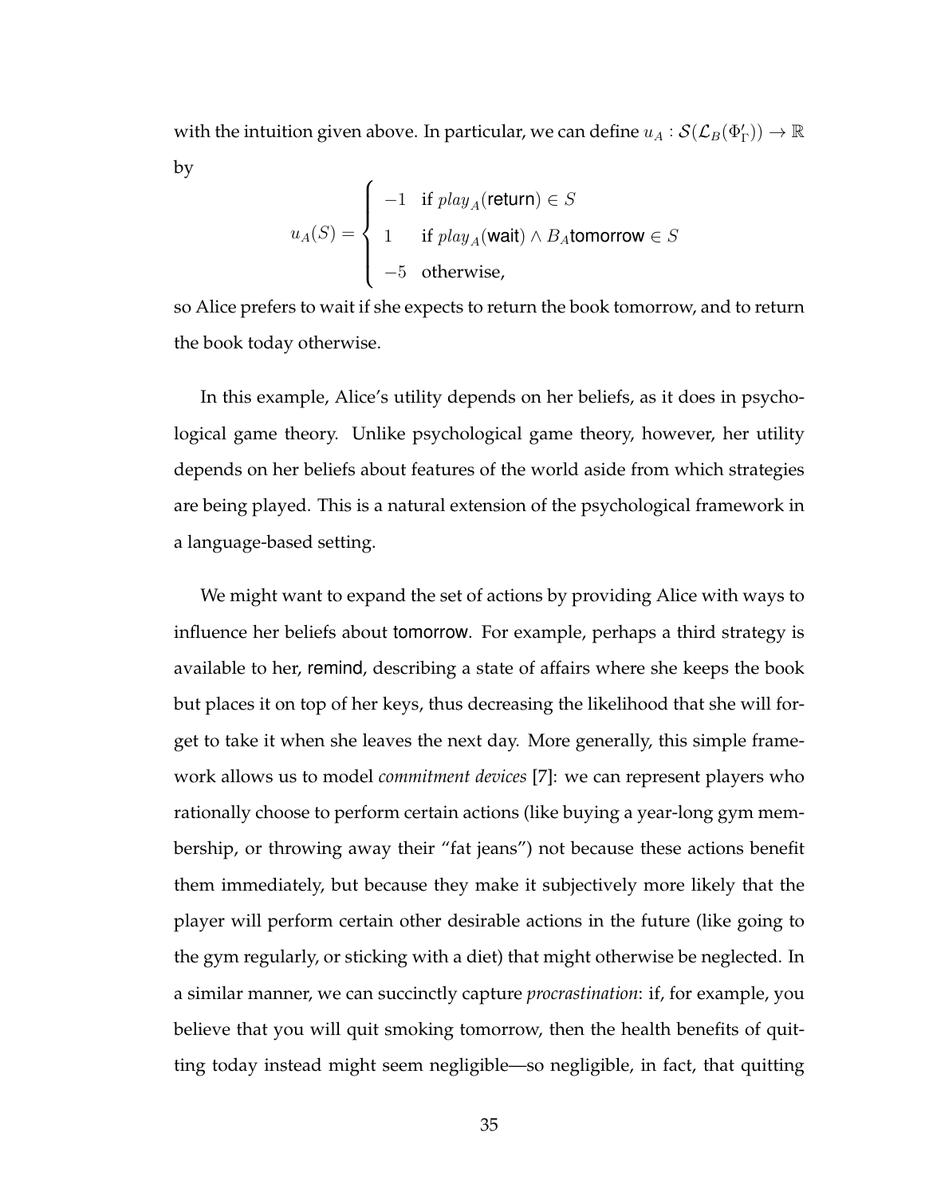with the intuition given above. In particular, we can define $u_A : \mathcal{S}(\mathcal{L}_B(\Phi'_\Gamma)) \to \mathbb{R}$ by

$$u_A(S) = \begin{cases} -1 & \text{if } play_A(\textsf{return}) \in S \\ 1 & \text{if } play_A(\textsf{wait}) \wedge B_A\textsf{tomorrow} \in S \\ -5 & \text{otherwise,} \end{cases}$$

so Alice prefers to wait if she expects to return the book tomorrow, and to return the book today otherwise.

In this example, Alice's utility depends on her beliefs, as it does in psychological game theory. Unlike psychological game theory, however, her utility depends on her beliefs about features of the world aside from which strategies are being played. This is a natural extension of the psychological framework in a language-based setting.

We might want to expand the set of actions by providing Alice with ways to influence her beliefs about tomorrow. For example, perhaps a third strategy is available to her, remind, describing a state of affairs where she keeps the book but places it on top of her keys, thus decreasing the likelihood that she will forget to take it when she leaves the next day. More generally, this simple framework allows us to model *commitment devices* [7]: we can represent players who rationally choose to perform certain actions (like buying a year-long gym membership, or throwing away their "fat jeans") not because these actions benefit them immediately, but because they make it subjectively more likely that the player will perform certain other desirable actions in the future (like going to the gym regularly, or sticking with a diet) that might otherwise be neglected. In a similar manner, we can succinctly capture *procrastination*: if, for example, you believe that you will quit smoking tomorrow, then the health benefits of quitting today instead might seem negligible—so negligible, in fact, that quitting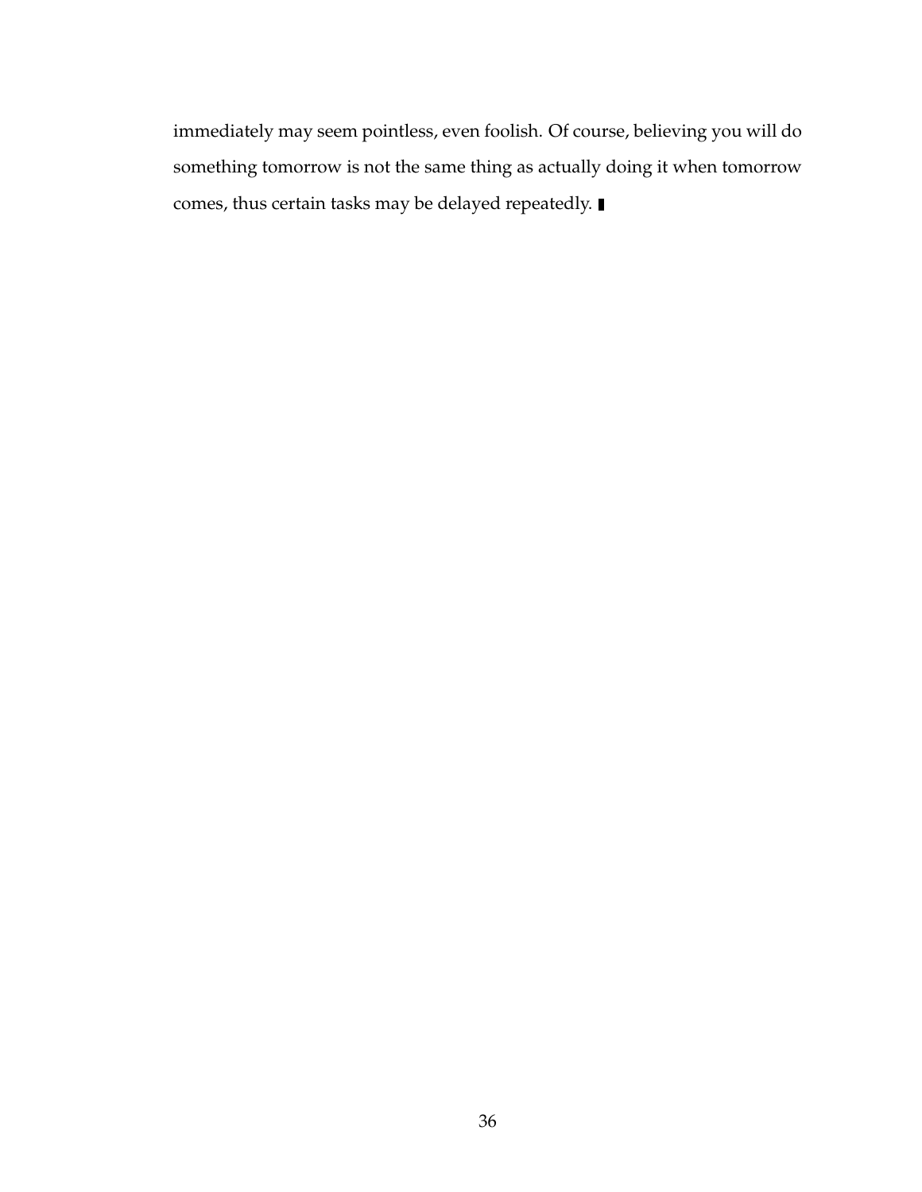immediately may seem pointless, even foolish. Of course, believing you will do something tomorrow is not the same thing as actually doing it when tomorrow comes, thus certain tasks may be delayed repeatedly. ∎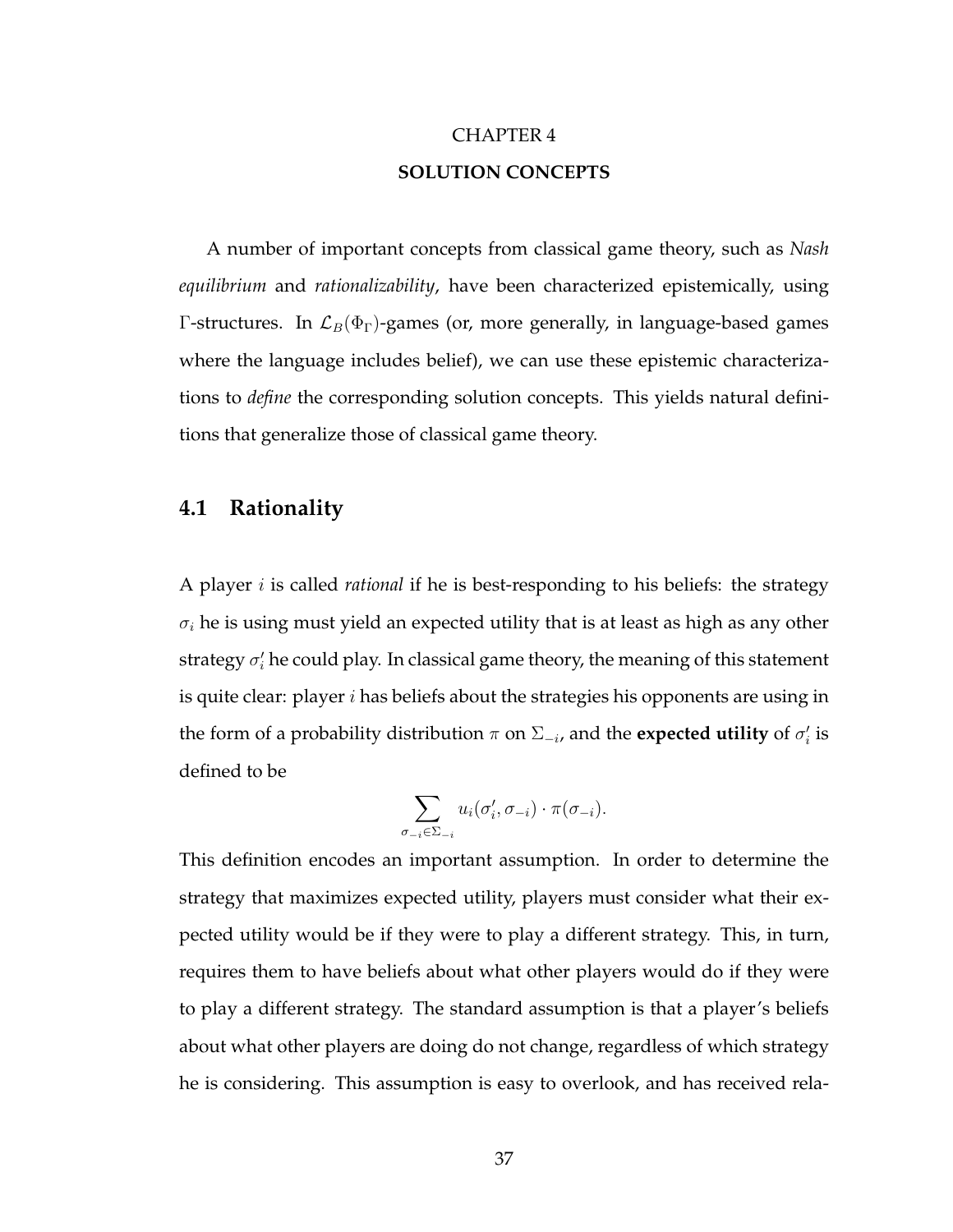# CHAPTER 4
## SOLUTION CONCEPTS

A number of important concepts from classical game theory, such as *Nash equilibrium* and *rationalizability*, have been characterized epistemically, using $\Gamma$-structures. In $\mathcal{L}_B(\Phi_\Gamma)$-games (or, more generally, in language-based games where the language includes belief), we can use these epistemic characterizations to *define* the corresponding solution concepts. This yields natural definitions that generalize those of classical game theory.

## 4.1 Rationality

A player $i$ is called *rational* if he is best-responding to his beliefs: the strategy $\sigma_i$ he is using must yield an expected utility that is at least as high as any other strategy $\sigma_i'$ he could play. In classical game theory, the meaning of this statement is quite clear: player $i$ has beliefs about the strategies his opponents are using in the form of a probability distribution $\pi$ on $\Sigma_{-i}$, and the **expected utility** of $\sigma_i'$ is defined to be

$$\sum_{\sigma_{-i} \in \Sigma_{-i}} u_i(\sigma_i', \sigma_{-i}) \cdot \pi(\sigma_{-i}).$$

This definition encodes an important assumption. In order to determine the strategy that maximizes expected utility, players must consider what their expected utility would be if they were to play a different strategy. This, in turn, requires them to have beliefs about what other players would do if they were to play a different strategy. The standard assumption is that a player's beliefs about what other players are doing do not change, regardless of which strategy he is considering. This assumption is easy to overlook, and has received rela-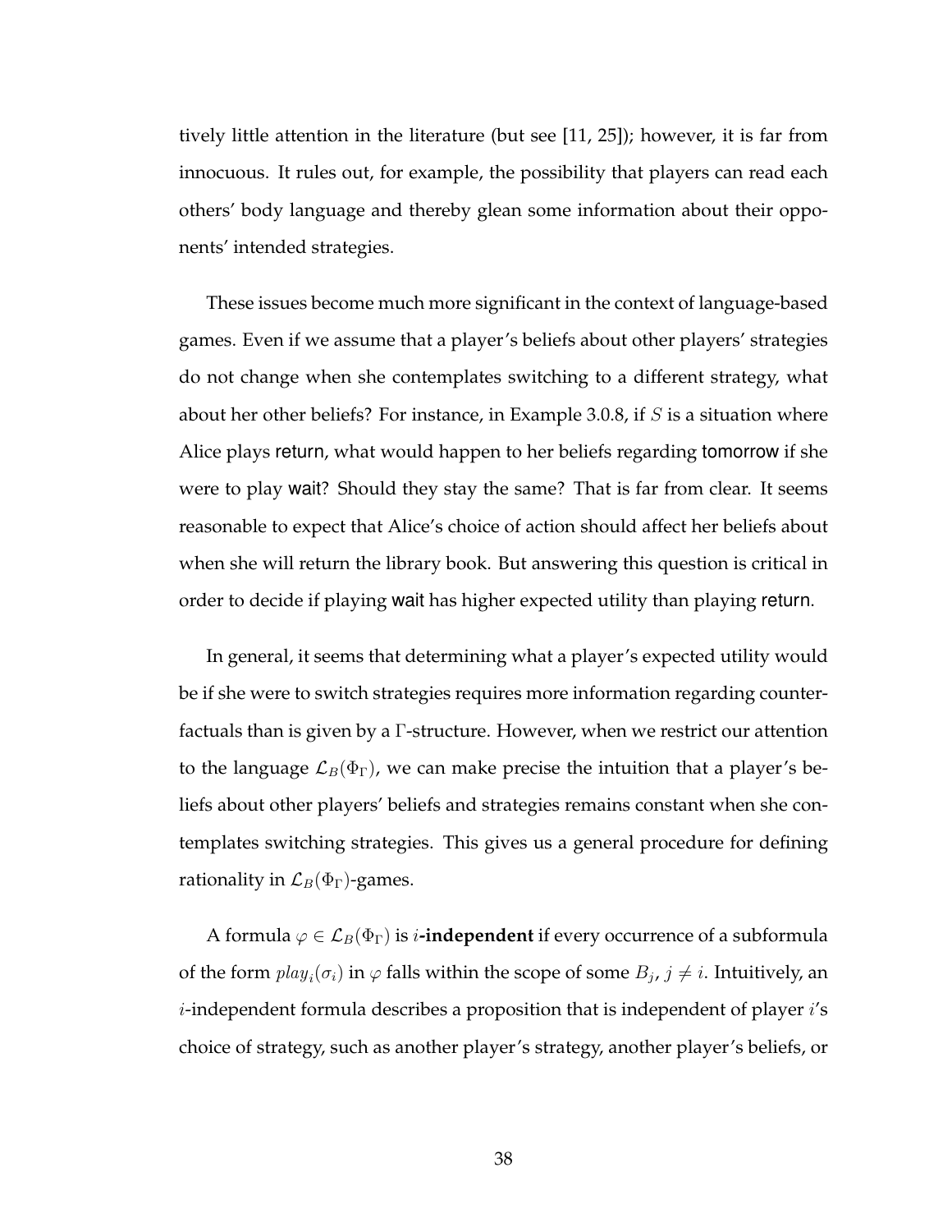tively little attention in the literature (but see [11, 25]); however, it is far from innocuous. It rules out, for example, the possibility that players can read each others' body language and thereby glean some information about their opponents' intended strategies.

These issues become much more significant in the context of language-based games. Even if we assume that a player's beliefs about other players' strategies do not change when she contemplates switching to a different strategy, what about her other beliefs? For instance, in Example 3.0.8, if $S$ is a situation where Alice plays return, what would happen to her beliefs regarding tomorrow if she were to play wait? Should they stay the same? That is far from clear. It seems reasonable to expect that Alice's choice of action should affect her beliefs about when she will return the library book. But answering this question is critical in order to decide if playing wait has higher expected utility than playing return.

In general, it seems that determining what a player's expected utility would be if she were to switch strategies requires more information regarding counterfactuals than is given by a $\Gamma$-structure. However, when we restrict our attention to the language $\mathcal{L}_B(\Phi_\Gamma)$, we can make precise the intuition that a player's beliefs about other players' beliefs and strategies remains constant when she contemplates switching strategies. This gives us a general procedure for defining rationality in $\mathcal{L}_B(\Phi_\Gamma)$-games.

A formula $\varphi \in \mathcal{L}_B(\Phi_\Gamma)$ is $i$**-independent** if every occurrence of a subformula of the form $play_i(\sigma_i)$ in $\varphi$ falls within the scope of some $B_j$, $j \neq i$. Intuitively, an $i$-independent formula describes a proposition that is independent of player $i$'s choice of strategy, such as another player's strategy, another player's beliefs, or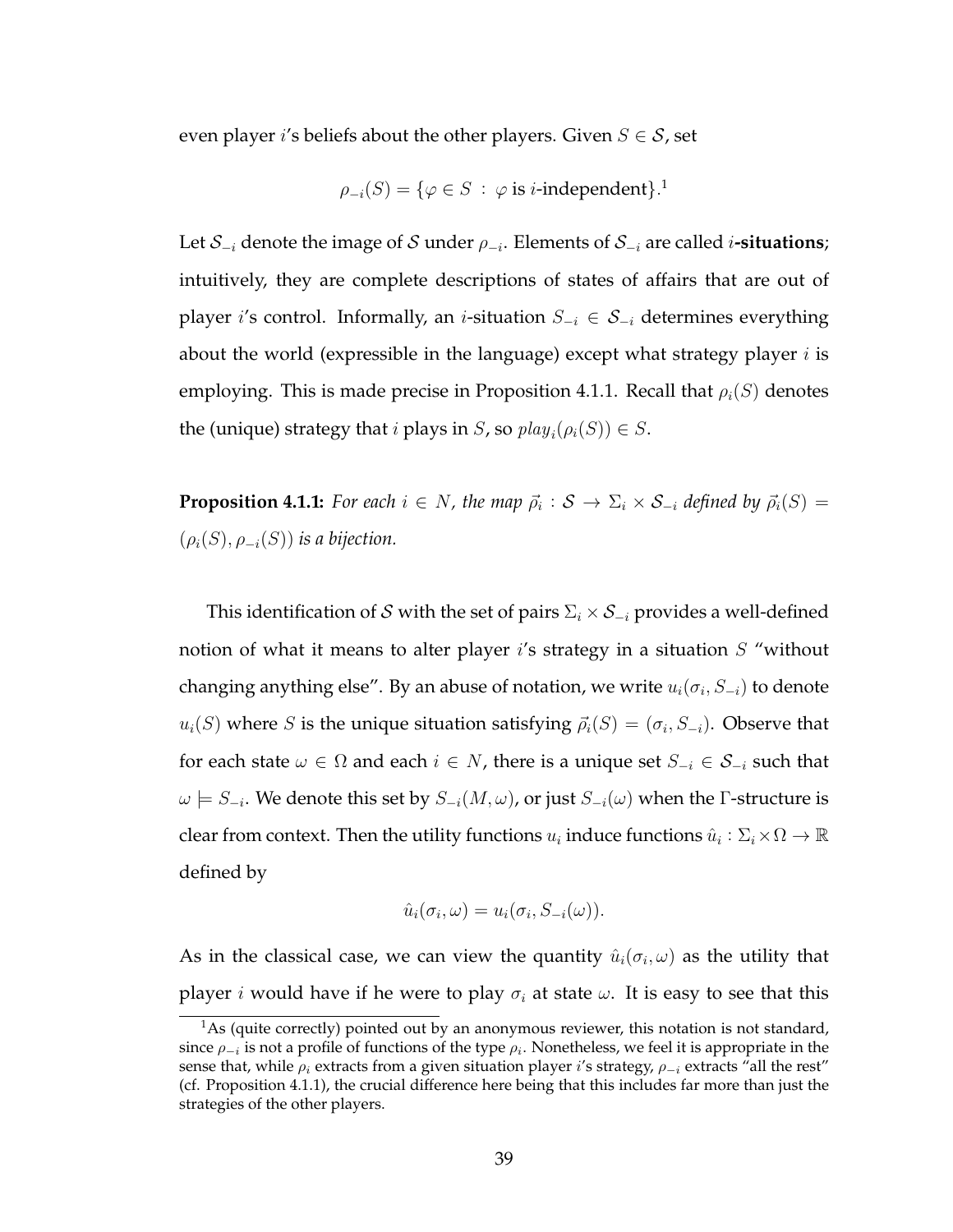even player $i$'s beliefs about the other players. Given $S \in \mathcal{S}$, set

$$\rho_{-i}(S) = \{\varphi \in S \,:\, \varphi \text{ is } i\text{-independent}\}.^{1}$$

Let $\mathcal{S}_{-i}$ denote the image of $\mathcal{S}$ under $\rho_{-i}$. Elements of $\mathcal{S}_{-i}$ are called $i$**-situations**; intuitively, they are complete descriptions of states of affairs that are out of player $i$'s control. Informally, an $i$-situation $S_{-i} \in \mathcal{S}_{-i}$ determines everything about the world (expressible in the language) except what strategy player $i$ is employing. This is made precise in Proposition 4.1.1. Recall that $\rho_i(S)$ denotes the (unique) strategy that $i$ plays in $S$, so $play_i(\rho_i(S)) \in S$.

**Proposition 4.1.1:** *For each $i \in N$, the map $\vec{\rho}_i : \mathcal{S} \to \Sigma_i \times \mathcal{S}_{-i}$ defined by $\vec{\rho}_i(S) = (\rho_i(S), \rho_{-i}(S))$ is a bijection.*

This identification of $\mathcal{S}$ with the set of pairs $\Sigma_i \times \mathcal{S}_{-i}$ provides a well-defined notion of what it means to alter player $i$'s strategy in a situation $S$ "without changing anything else". By an abuse of notation, we write $u_i(\sigma_i, S_{-i})$ to denote $u_i(S)$ where $S$ is the unique situation satisfying $\vec{\rho}_i(S) = (\sigma_i, S_{-i})$. Observe that for each state $\omega \in \Omega$ and each $i \in N$, there is a unique set $S_{-i} \in \mathcal{S}_{-i}$ such that $\omega \models S_{-i}$. We denote this set by $S_{-i}(M, \omega)$, or just $S_{-i}(\omega)$ when the $\Gamma$-structure is clear from context. Then the utility functions $u_i$ induce functions $\hat{u}_i : \Sigma_i \times \Omega \to \mathbb{R}$ defined by

$$\hat{u}_i(\sigma_i, \omega) = u_i(\sigma_i, S_{-i}(\omega)).$$

As in the classical case, we can view the quantity $\hat{u}_i(\sigma_i, \omega)$ as the utility that player $i$ would have if he were to play $\sigma_i$ at state $\omega$. It is easy to see that this

[1] As (quite correctly) pointed out by an anonymous reviewer, this notation is not standard, since $\rho_{-i}$ is not a profile of functions of the type $\rho_i$. Nonetheless, we feel it is appropriate in the sense that, while $\rho_i$ extracts from a given situation player $i$'s strategy, $\rho_{-i}$ extracts "all the rest" (cf. Proposition 4.1.1), the crucial difference here being that this includes far more than just the strategies of the other players.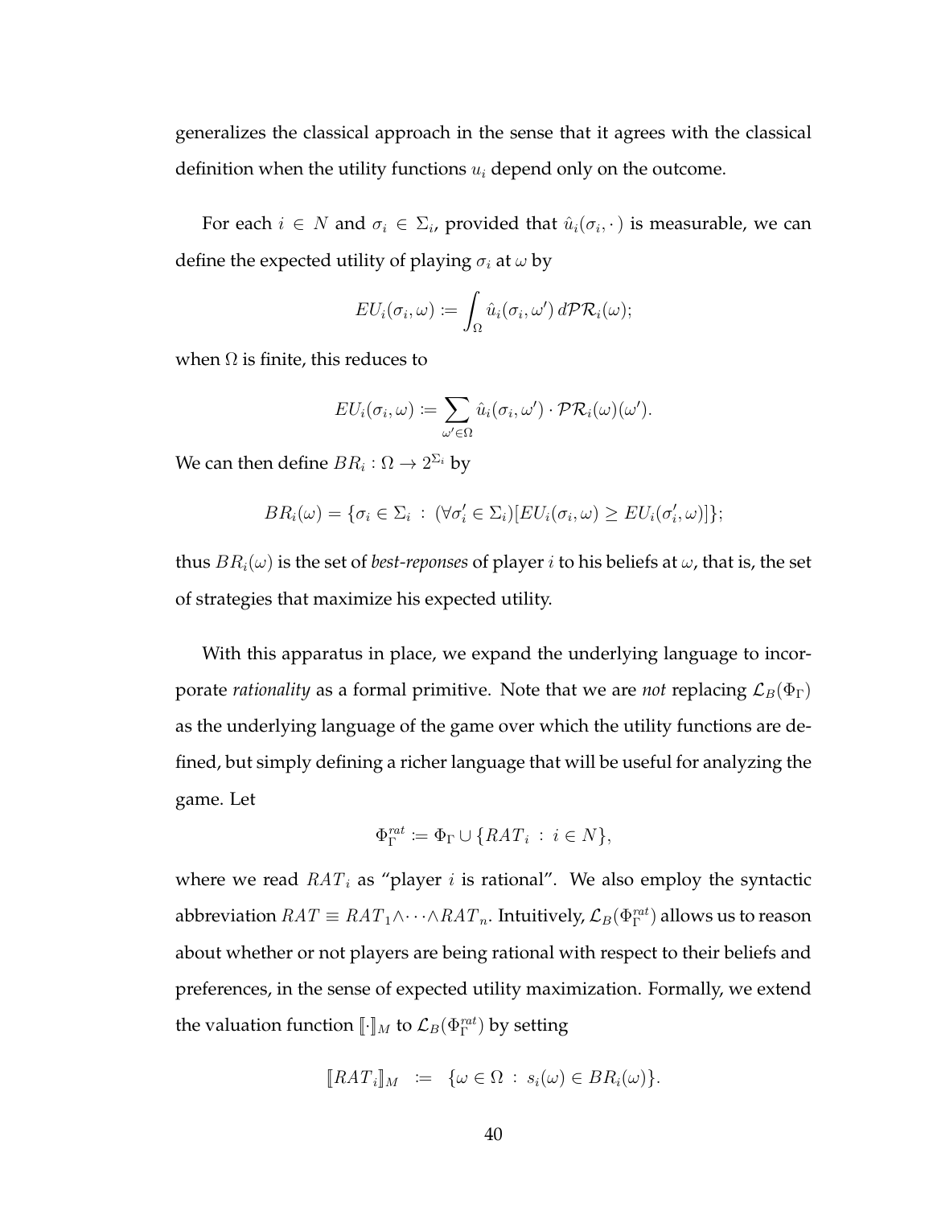generalizes the classical approach in the sense that it agrees with the classical definition when the utility functions $u_i$ depend only on the outcome.

For each $i \in N$ and $\sigma_i \in \Sigma_i$, provided that $\hat{u}_i(\sigma_i, \cdot)$ is measurable, we can define the expected utility of playing $\sigma_i$ at $\omega$ by

$$EU_i(\sigma_i, \omega) := \int_{\Omega} \hat{u}_i(\sigma_i, \omega') \, d\mathcal{PR}_i(\omega);$$

when $\Omega$ is finite, this reduces to

$$EU_i(\sigma_i, \omega) := \sum_{\omega' \in \Omega} \hat{u}_i(\sigma_i, \omega') \cdot \mathcal{PR}_i(\omega)(\omega').$$

We can then define $BR_i : \Omega \to 2^{\Sigma_i}$ by

$$BR_i(\omega) = \{\sigma_i \in \Sigma_i \; : \; (\forall \sigma_i' \in \Sigma_i)[EU_i(\sigma_i, \omega) \geq EU_i(\sigma_i', \omega)]\};$$

thus $BR_i(\omega)$ is the set of *best-reponses* of player $i$ to his beliefs at $\omega$, that is, the set of strategies that maximize his expected utility.

With this apparatus in place, we expand the underlying language to incorporate *rationality* as a formal primitive. Note that we are *not* replacing $\mathcal{L}_B(\Phi_\Gamma)$ as the underlying language of the game over which the utility functions are defined, but simply defining a richer language that will be useful for analyzing the game. Let

$$\Phi_\Gamma^{rat} := \Phi_\Gamma \cup \{RAT_i \; : \; i \in N\},$$

where we read $RAT_i$ as "player $i$ is rational". We also employ the syntactic abbreviation $RAT \equiv RAT_1 \wedge \cdots \wedge RAT_n$. Intuitively, $\mathcal{L}_B(\Phi_\Gamma^{rat})$ allows us to reason about whether or not players are being rational with respect to their beliefs and preferences, in the sense of expected utility maximization. Formally, we extend the valuation function $[\![\cdot]\!]_M$ to $\mathcal{L}_B(\Phi_\Gamma^{rat})$ by setting

$$[\![RAT_i]\!]_M \;\; := \;\; \{\omega \in \Omega \; : \; s_i(\omega) \in BR_i(\omega)\}.$$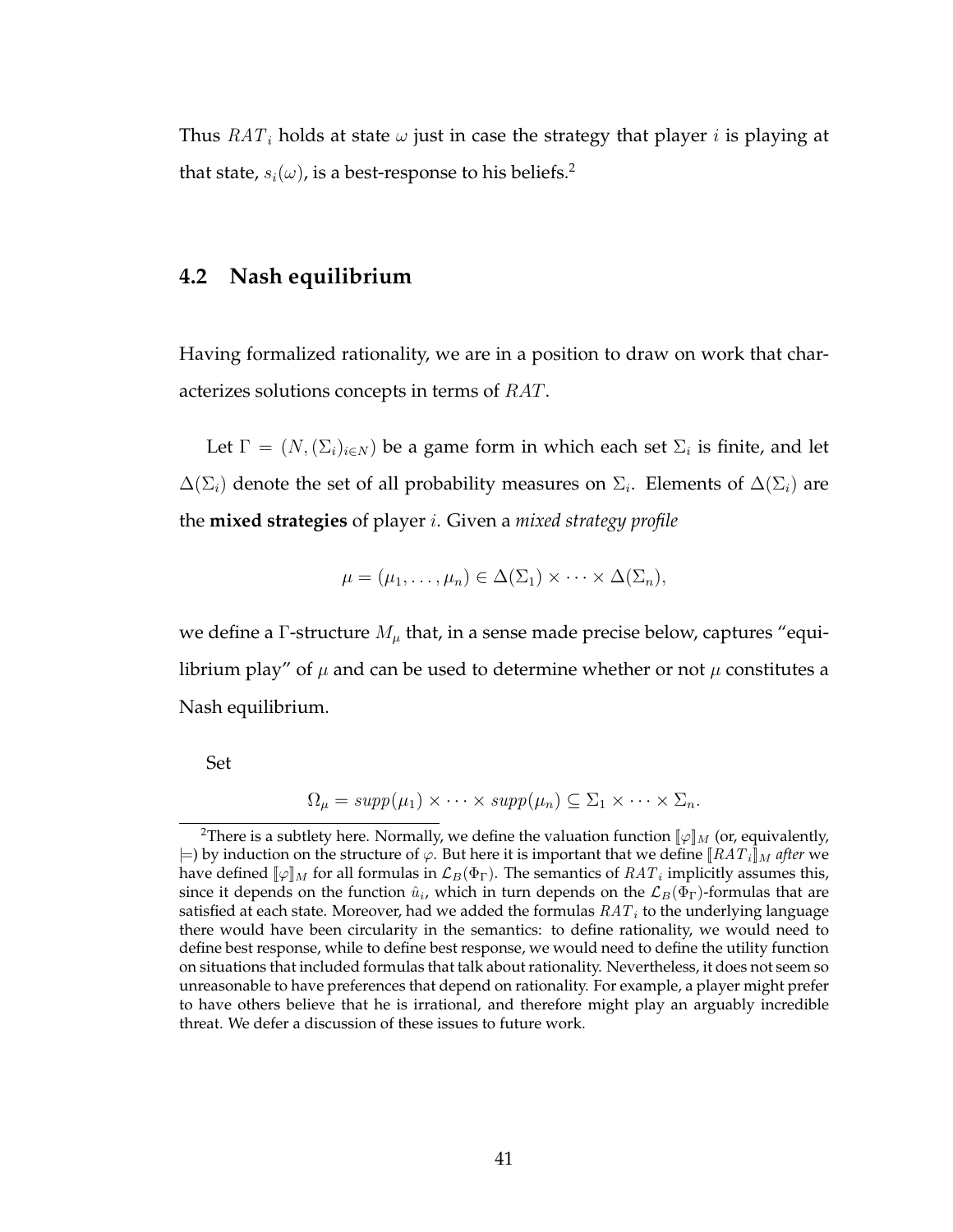Thus $RAT_i$ holds at state $\omega$ just in case the strategy that player $i$ is playing at that state, $s_i(\omega)$, is a best-response to his beliefs.[2]

## 4.2 Nash equilibrium

Having formalized rationality, we are in a position to draw on work that characterizes solutions concepts in terms of $RAT$.

Let $\Gamma = (N, (\Sigma_i)_{i \in N})$ be a game form in which each set $\Sigma_i$ is finite, and let $\Delta(\Sigma_i)$ denote the set of all probability measures on $\Sigma_i$. Elements of $\Delta(\Sigma_i)$ are the **mixed strategies** of player $i$. Given a *mixed strategy profile*

$$\mu = (\mu_1, \ldots, \mu_n) \in \Delta(\Sigma_1) \times \cdots \times \Delta(\Sigma_n),$$

we define a $\Gamma$-structure $M_\mu$ that, in a sense made precise below, captures "equilibrium play" of $\mu$ and can be used to determine whether or not $\mu$ constitutes a Nash equilibrium.

Set

$$\Omega_\mu = supp(\mu_1) \times \cdots \times supp(\mu_n) \subseteq \Sigma_1 \times \cdots \times \Sigma_n.$$

[2] There is a subtlety here. Normally, we define the valuation function $[\![\varphi]\!]_M$ (or, equivalently, $\models$) by induction on the structure of $\varphi$. But here it is important that we define $[\![RAT_i]\!]_M$ *after* we have defined $[\![\varphi]\!]_M$ for all formulas in $\mathcal{L}_B(\Phi_\Gamma)$. The semantics of $RAT_i$ implicitly assumes this, since it depends on the function $\hat{u}_i$, which in turn depends on the $\mathcal{L}_B(\Phi_\Gamma)$-formulas that are satisfied at each state. Moreover, had we added the formulas $RAT_i$ to the underlying language there would have been circularity in the semantics: to define rationality, we would need to define best response, while to define best response, we would need to define the utility function on situations that included formulas that talk about rationality. Nevertheless, it does not seem so unreasonable to have preferences that depend on rationality. For example, a player might prefer to have others believe that he is irrational, and therefore might play an arguably incredible threat. We defer a discussion of these issues to future work.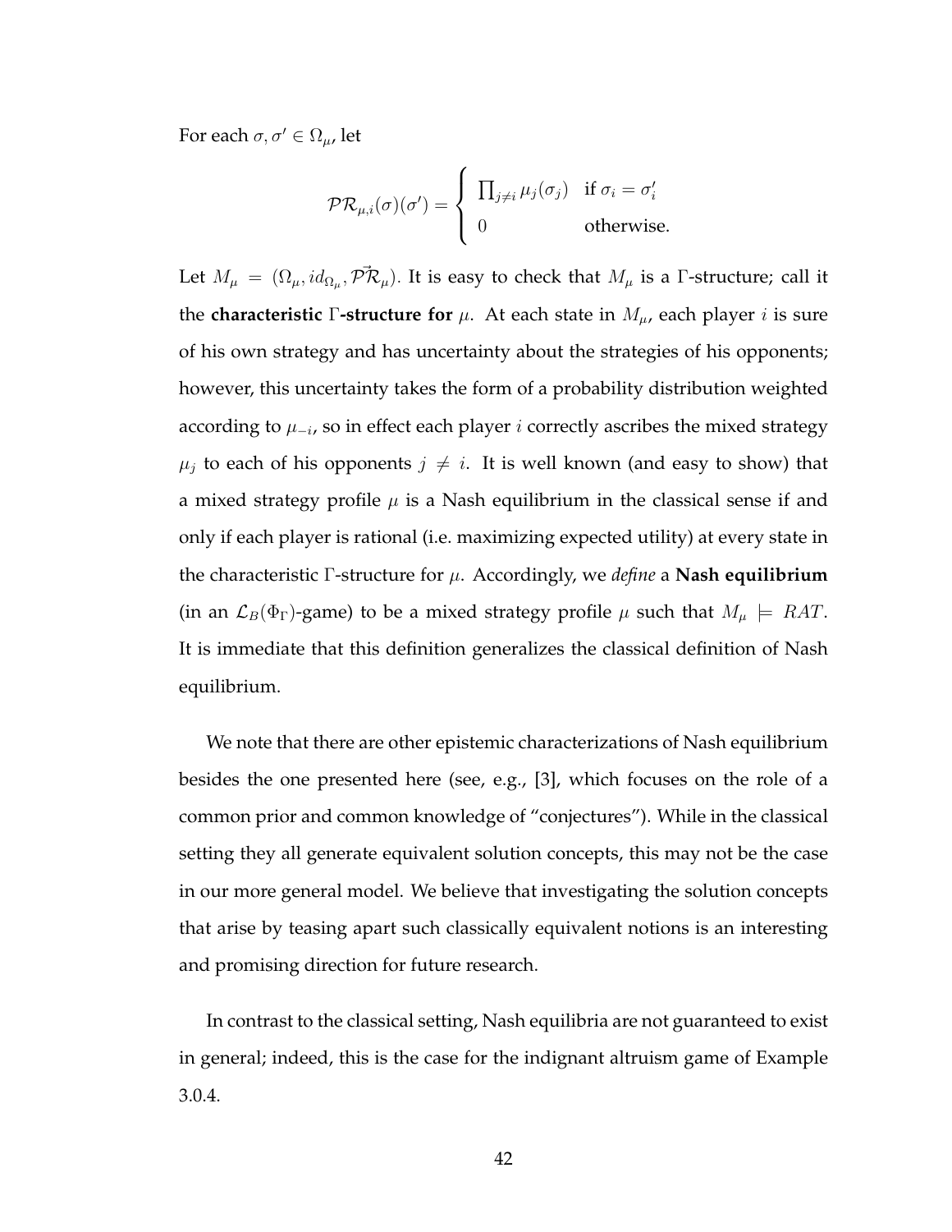For each $\sigma, \sigma' \in \Omega_\mu$, let

$$\mathcal{PR}_{\mu,i}(\sigma)(\sigma') = \begin{cases} \prod_{j \neq i} \mu_j(\sigma_j) & \text{if } \sigma_i = \sigma'_i \\ 0 & \text{otherwise.} \end{cases}$$

Let $M_\mu = (\Omega_\mu, id_{\Omega_\mu}, \vec{\mathcal{PR}}_\mu)$. It is easy to check that $M_\mu$ is a $\Gamma$-structure; call it the **characteristic $\Gamma$-structure for** $\mu$. At each state in $M_\mu$, each player $i$ is sure of his own strategy and has uncertainty about the strategies of his opponents; however, this uncertainty takes the form of a probability distribution weighted according to $\mu_{-i}$, so in effect each player $i$ correctly ascribes the mixed strategy $\mu_j$ to each of his opponents $j \neq i$. It is well known (and easy to show) that a mixed strategy profile $\mu$ is a Nash equilibrium in the classical sense if and only if each player is rational (i.e. maximizing expected utility) at every state in the characteristic $\Gamma$-structure for $\mu$. Accordingly, we *define* a **Nash equilibrium** (in an $\mathcal{L}_B(\Phi_\Gamma)$-game) to be a mixed strategy profile $\mu$ such that $M_\mu \models RAT$. It is immediate that this definition generalizes the classical definition of Nash equilibrium.

We note that there are other epistemic characterizations of Nash equilibrium besides the one presented here (see, e.g., [3], which focuses on the role of a common prior and common knowledge of "conjectures"). While in the classical setting they all generate equivalent solution concepts, this may not be the case in our more general model. We believe that investigating the solution concepts that arise by teasing apart such classically equivalent notions is an interesting and promising direction for future research.

In contrast to the classical setting, Nash equilibria are not guaranteed to exist in general; indeed, this is the case for the indignant altruism game of Example 3.0.4.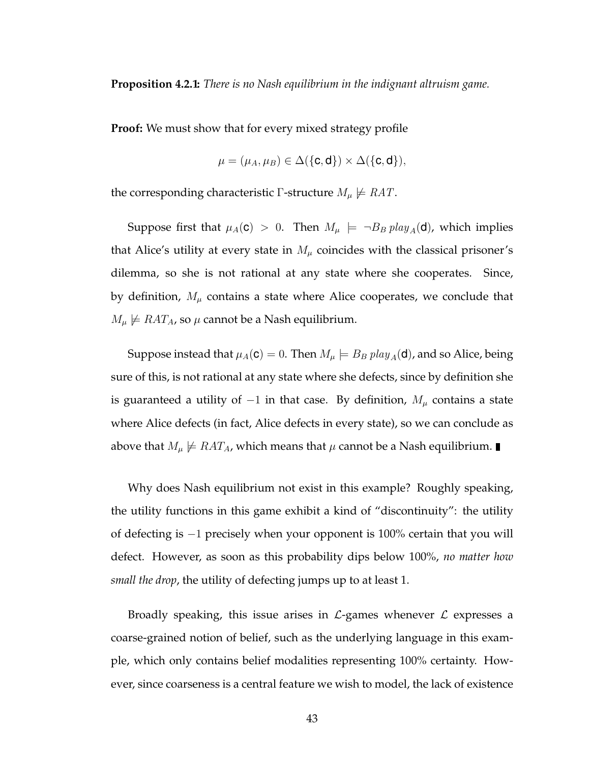**Proposition 4.2.1:** *There is no Nash equilibrium in the indignant altruism game.*

**Proof:** We must show that for every mixed strategy profile

$$\mu = (\mu_A, \mu_B) \in \Delta(\{\mathsf{c}, \mathsf{d}\}) \times \Delta(\{\mathsf{c}, \mathsf{d}\}),$$

the corresponding characteristic $\Gamma$-structure $M_\mu \not\models RAT$.

Suppose first that $\mu_A(\mathsf{c}) > 0$. Then $M_\mu \models \neg B_B \, play_A(\mathsf{d})$, which implies that Alice's utility at every state in $M_\mu$ coincides with the classical prisoner's dilemma, so she is not rational at any state where she cooperates. Since, by definition, $M_\mu$ contains a state where Alice cooperates, we conclude that $M_\mu \not\models RAT_A$, so $\mu$ cannot be a Nash equilibrium.

Suppose instead that $\mu_A(\mathsf{c}) = 0$. Then $M_\mu \models B_B \, play_A(\mathsf{d})$, and so Alice, being sure of this, is not rational at any state where she defects, since by definition she is guaranteed a utility of $-1$ in that case. By definition, $M_\mu$ contains a state where Alice defects (in fact, Alice defects in every state), so we can conclude as above that $M_\mu \not\models RAT_A$, which means that $\mu$ cannot be a Nash equilibrium. ∎

Why does Nash equilibrium not exist in this example? Roughly speaking, the utility functions in this game exhibit a kind of "discontinuity": the utility of defecting is $-1$ precisely when your opponent is 100% certain that you will defect. However, as soon as this probability dips below 100%, *no matter how small the drop*, the utility of defecting jumps up to at least 1.

Broadly speaking, this issue arises in $\mathcal{L}$-games whenever $\mathcal{L}$ expresses a coarse-grained notion of belief, such as the underlying language in this example, which only contains belief modalities representing 100% certainty. However, since coarseness is a central feature we wish to model, the lack of existence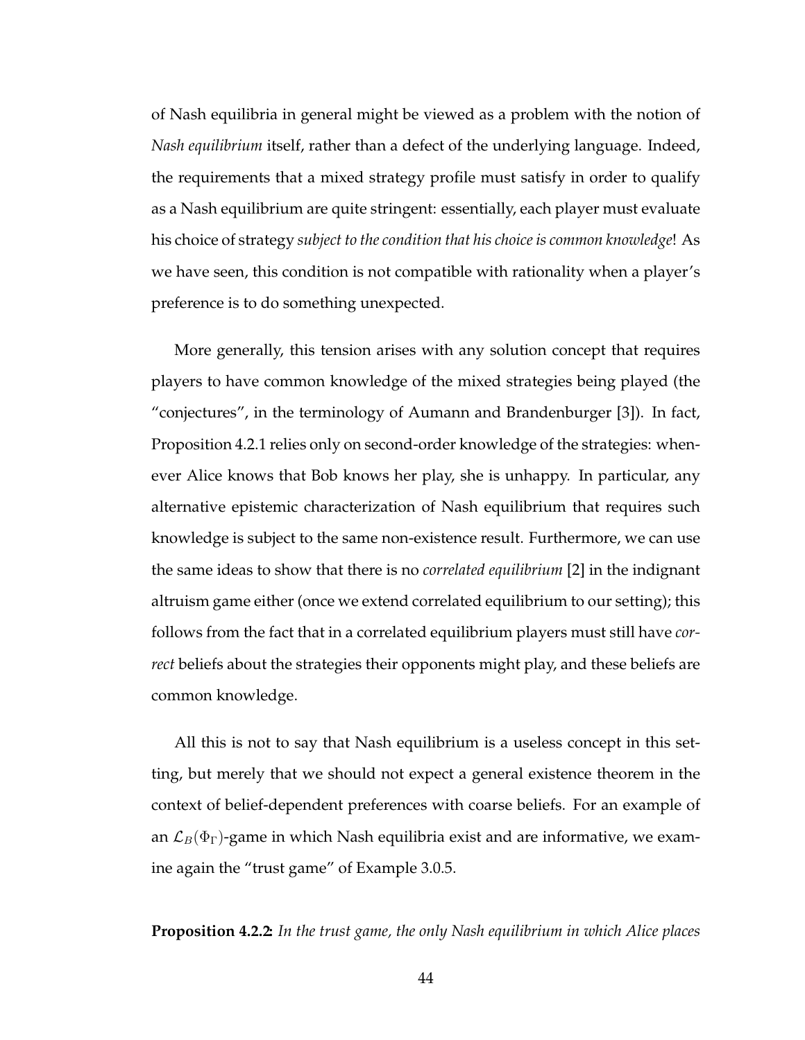of Nash equilibria in general might be viewed as a problem with the notion of *Nash equilibrium* itself, rather than a defect of the underlying language. Indeed, the requirements that a mixed strategy profile must satisfy in order to qualify as a Nash equilibrium are quite stringent: essentially, each player must evaluate his choice of strategy *subject to the condition that his choice is common knowledge*! As we have seen, this condition is not compatible with rationality when a player's preference is to do something unexpected.

More generally, this tension arises with any solution concept that requires players to have common knowledge of the mixed strategies being played (the "conjectures", in the terminology of Aumann and Brandenburger [3]). In fact, Proposition 4.2.1 relies only on second-order knowledge of the strategies: whenever Alice knows that Bob knows her play, she is unhappy. In particular, any alternative epistemic characterization of Nash equilibrium that requires such knowledge is subject to the same non-existence result. Furthermore, we can use the same ideas to show that there is no *correlated equilibrium* [2] in the indignant altruism game either (once we extend correlated equilibrium to our setting); this follows from the fact that in a correlated equilibrium players must still have *correct* beliefs about the strategies their opponents might play, and these beliefs are common knowledge.

All this is not to say that Nash equilibrium is a useless concept in this setting, but merely that we should not expect a general existence theorem in the context of belief-dependent preferences with coarse beliefs. For an example of an $\mathcal{L}_B(\Phi_\Gamma)$-game in which Nash equilibria exist and are informative, we examine again the "trust game" of Example 3.0.5.

**Proposition 4.2.2:** *In the trust game, the only Nash equilibrium in which Alice places*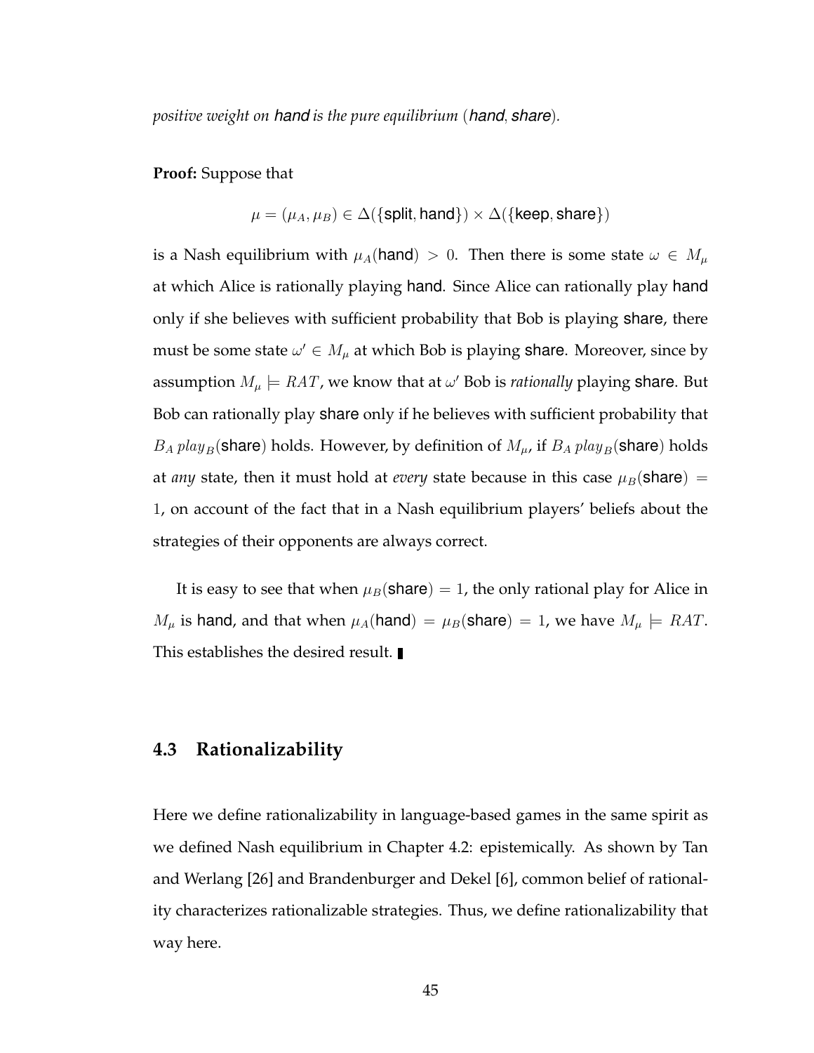*positive weight on* hand *is the pure equilibrium* (*hand*, *share*)*.*

**Proof:** Suppose that

$$\mu = (\mu_A, \mu_B) \in \Delta(\{\mathsf{split}, \mathsf{hand}\}) \times \Delta(\{\mathsf{keep}, \mathsf{share}\})$$

is a Nash equilibrium with $\mu_A(\mathsf{hand}) > 0$. Then there is some state $\omega \in M_\mu$ at which Alice is rationally playing hand. Since Alice can rationally play hand only if she believes with sufficient probability that Bob is playing share, there must be some state $\omega' \in M_\mu$ at which Bob is playing share. Moreover, since by assumption $M_\mu \models RAT$, we know that at $\omega'$ Bob is *rationally* playing share. But Bob can rationally play share only if he believes with sufficient probability that $B_A \, play_B(\mathsf{share})$ holds. However, by definition of $M_\mu$, if $B_A \, play_B(\mathsf{share})$ holds at *any* state, then it must hold at *every* state because in this case $\mu_B(\mathsf{share}) = 1$, on account of the fact that in a Nash equilibrium players' beliefs about the strategies of their opponents are always correct.

It is easy to see that when $\mu_B(\mathsf{share}) = 1$, the only rational play for Alice in $M_\mu$ is hand, and that when $\mu_A(\mathsf{hand}) = \mu_B(\mathsf{share}) = 1$, we have $M_\mu \models RAT$. This establishes the desired result. ∎

## 4.3 Rationalizability

Here we define rationalizability in language-based games in the same spirit as we defined Nash equilibrium in Chapter 4.2: epistemically. As shown by Tan and Werlang [26] and Brandenburger and Dekel [6], common belief of rationality characterizes rationalizable strategies. Thus, we define rationalizability that way here.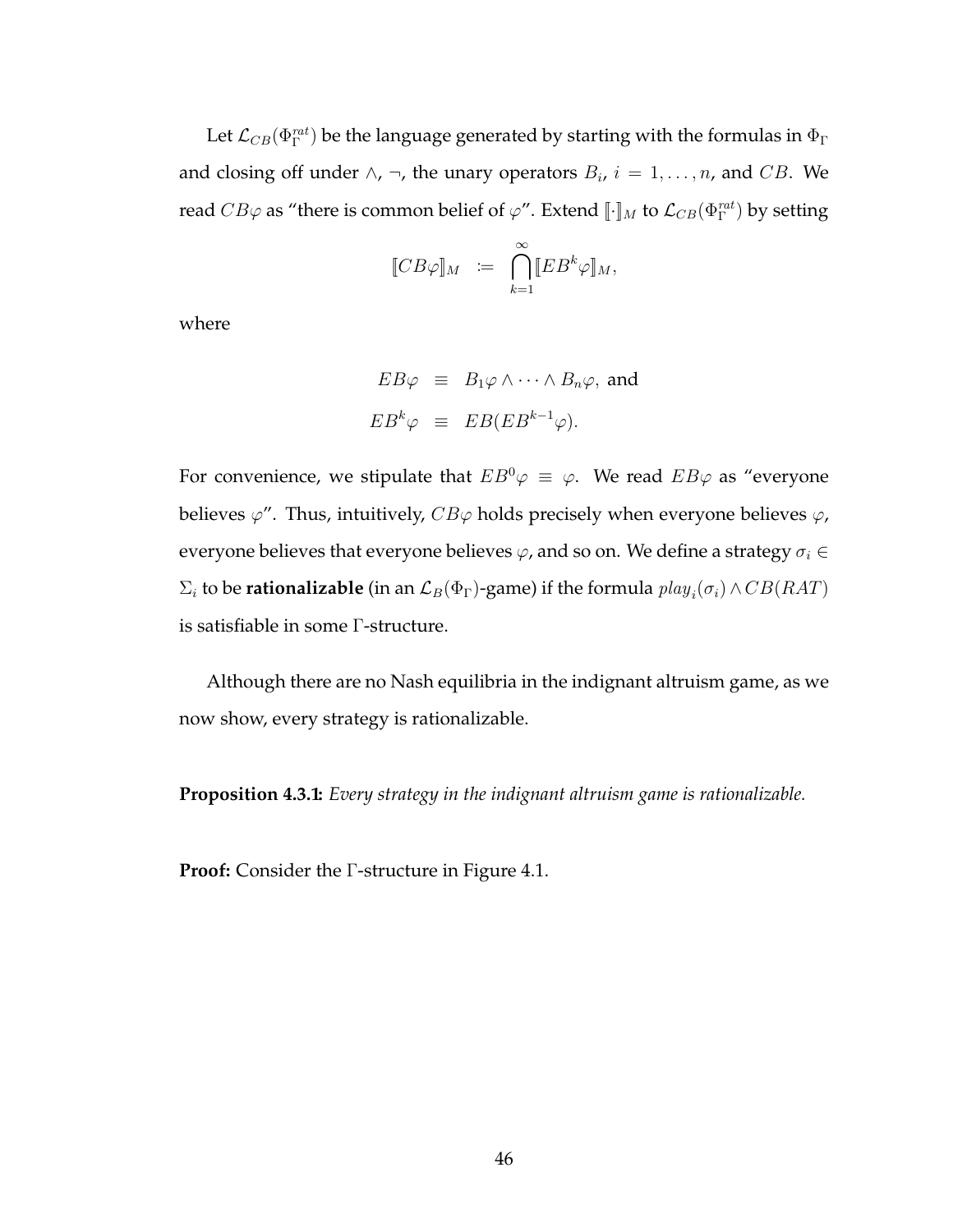Let $\mathcal{L}_{CB}(\Phi_\Gamma^{rat})$ be the language generated by starting with the formulas in $\Phi_\Gamma$ and closing off under $\wedge$, $\neg$, the unary operators $B_i$, $i = 1, \ldots, n$, and $CB$. We read $CB\varphi$ as "there is common belief of $\varphi$". Extend $[\![\cdot]\!]_M$ to $\mathcal{L}_{CB}(\Phi_\Gamma^{rat})$ by setting

$$[\![CB\varphi]\!]_M \;\; := \;\; \bigcap_{k=1}^{\infty} [\![EB^k\varphi]\!]_M,$$

where

$$EB\varphi \;\; \equiv \;\; B_1\varphi \wedge \cdots \wedge B_n\varphi, \text{ and}$$
$$EB^k\varphi \;\; \equiv \;\; EB(EB^{k-1}\varphi).$$

For convenience, we stipulate that $EB^0\varphi \equiv \varphi$. We read $EB\varphi$ as "everyone believes $\varphi$". Thus, intuitively, $CB\varphi$ holds precisely when everyone believes $\varphi$, everyone believes that everyone believes $\varphi$, and so on. We define a strategy $\sigma_i \in \Sigma_i$ to be **rationalizable** (in an $\mathcal{L}_B(\Phi_\Gamma)$-game) if the formula $play_i(\sigma_i) \wedge CB(RAT)$ is satisfiable in some $\Gamma$-structure.

Although there are no Nash equilibria in the indignant altruism game, as we now show, every strategy is rationalizable.

**Proposition 4.3.1:** *Every strategy in the indignant altruism game is rationalizable.*

**Proof:** Consider the $\Gamma$-structure in Figure 4.1.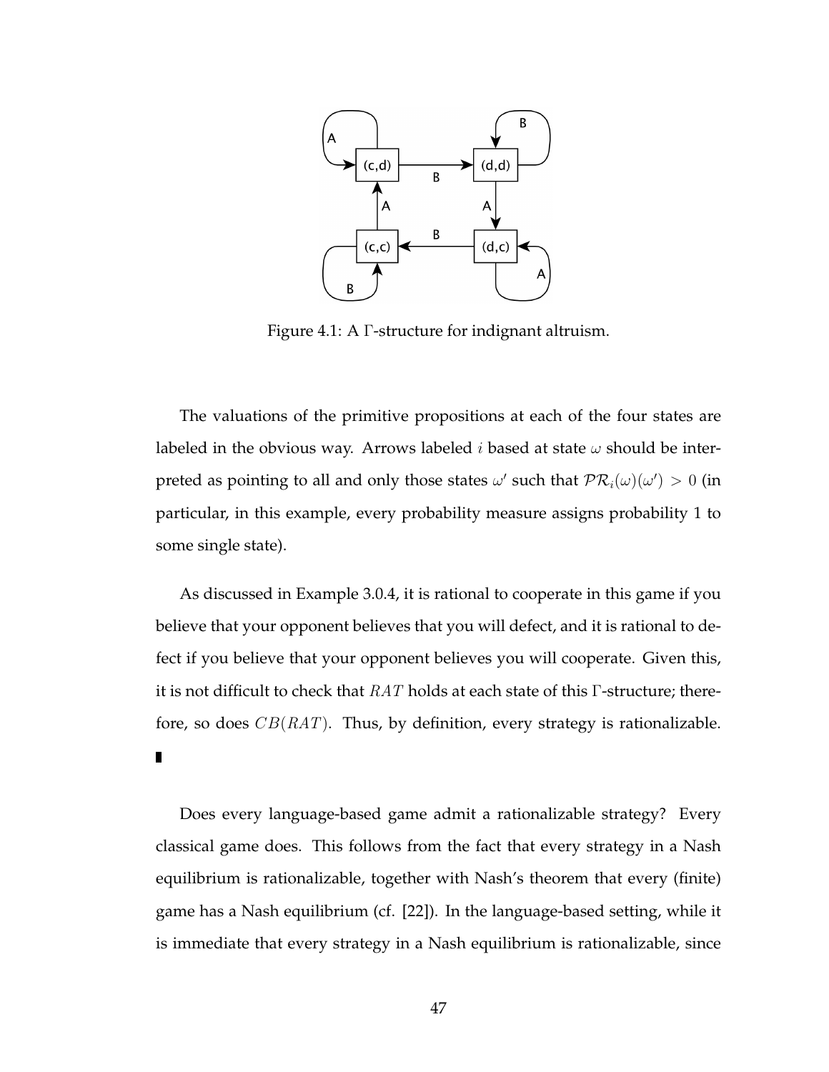Figure 4.1: A $\Gamma$-structure for indignant altruism.

The valuations of the primitive propositions at each of the four states are labeled in the obvious way. Arrows labeled $i$ based at state $\omega$ should be interpreted as pointing to all and only those states $\omega'$ such that $\mathcal{PR}_i(\omega)(\omega') > 0$ (in particular, in this example, every probability measure assigns probability 1 to some single state).

As discussed in Example 3.0.4, it is rational to cooperate in this game if you believe that your opponent believes that you will defect, and it is rational to defect if you believe that your opponent believes you will cooperate. Given this, it is not difficult to check that $RAT$ holds at each state of this $\Gamma$-structure; therefore, so does $CB(RAT)$. Thus, by definition, every strategy is rationalizable. ∎

Does every language-based game admit a rationalizable strategy? Every classical game does. This follows from the fact that every strategy in a Nash equilibrium is rationalizable, together with Nash's theorem that every (finite) game has a Nash equilibrium (cf. [22]). In the language-based setting, while it is immediate that every strategy in a Nash equilibrium is rationalizable, since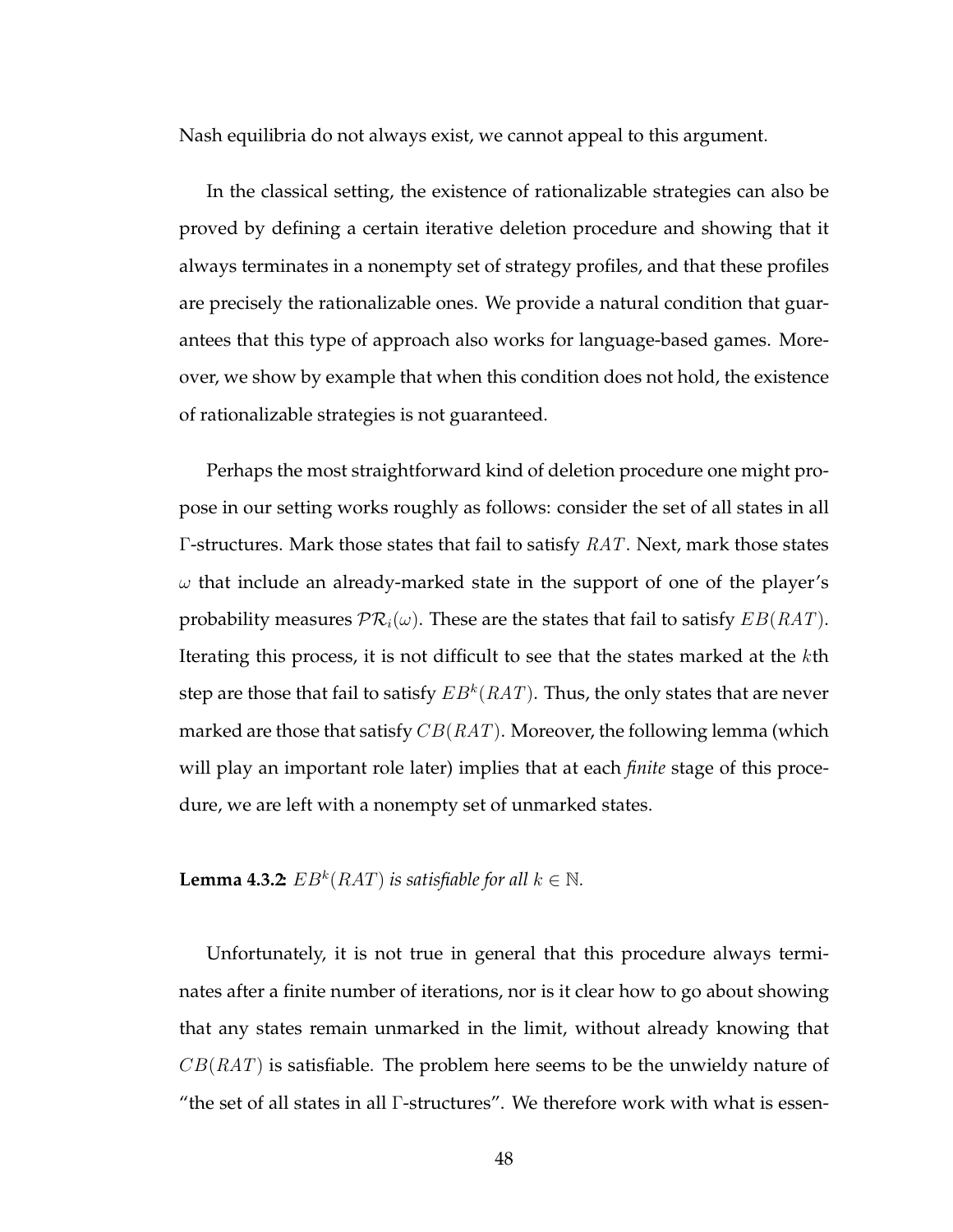Nash equilibria do not always exist, we cannot appeal to this argument.

In the classical setting, the existence of rationalizable strategies can also be proved by defining a certain iterative deletion procedure and showing that it always terminates in a nonempty set of strategy profiles, and that these profiles are precisely the rationalizable ones. We provide a natural condition that guarantees that this type of approach also works for language-based games. Moreover, we show by example that when this condition does not hold, the existence of rationalizable strategies is not guaranteed.

Perhaps the most straightforward kind of deletion procedure one might propose in our setting works roughly as follows: consider the set of all states in all $\Gamma$-structures. Mark those states that fail to satisfy $RAT$. Next, mark those states $\omega$ that include an already-marked state in the support of one of the player's probability measures $\mathcal{PR}_i(\omega)$. These are the states that fail to satisfy $EB(RAT)$. Iterating this process, it is not difficult to see that the states marked at the $k$th step are those that fail to satisfy $EB^k(RAT)$. Thus, the only states that are never marked are those that satisfy $CB(RAT)$. Moreover, the following lemma (which will play an important role later) implies that at each *finite* stage of this procedure, we are left with a nonempty set of unmarked states.

**Lemma 4.3.2:** *$EB^k(RAT)$ is satisfiable for all $k \in \mathbb{N}$.*

Unfortunately, it is not true in general that this procedure always terminates after a finite number of iterations, nor is it clear how to go about showing that any states remain unmarked in the limit, without already knowing that $CB(RAT)$ is satisfiable. The problem here seems to be the unwieldy nature of "the set of all states in all $\Gamma$-structures". We therefore work with what is essen-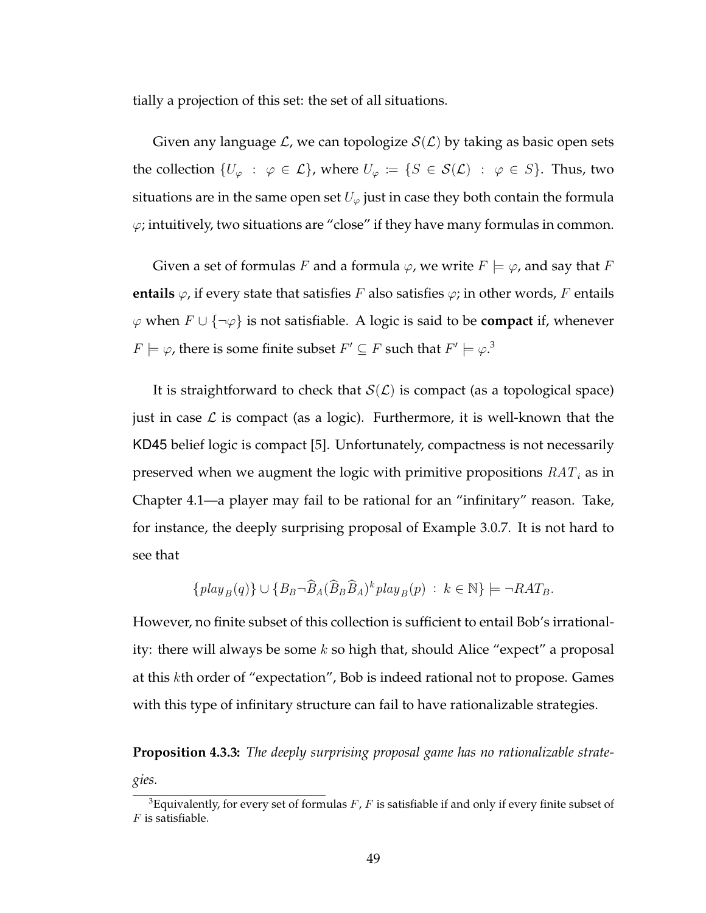tially a projection of this set: the set of all situations.

Given any language $\mathcal{L}$, we can topologize $\mathcal{S}(\mathcal{L})$ by taking as basic open sets the collection $\{U_\varphi \ : \ \varphi \in \mathcal{L}\}$, where $U_\varphi := \{S \in \mathcal{S}(\mathcal{L}) \ : \ \varphi \in S\}$. Thus, two situations are in the same open set $U_\varphi$ just in case they both contain the formula $\varphi$; intuitively, two situations are "close" if they have many formulas in common.

Given a set of formulas $F$ and a formula $\varphi$, we write $F \models \varphi$, and say that $F$ **entails** $\varphi$, if every state that satisfies $F$ also satisfies $\varphi$; in other words, $F$ entails $\varphi$ when $F \cup \{\neg\varphi\}$ is not satisfiable. A logic is said to be **compact** if, whenever $F \models \varphi$, there is some finite subset $F' \subseteq F$ such that $F' \models \varphi$.[3]

It is straightforward to check that $\mathcal{S}(\mathcal{L})$ is compact (as a topological space) just in case $\mathcal{L}$ is compact (as a logic). Furthermore, it is well-known that the KD45 belief logic is compact [5]. Unfortunately, compactness is not necessarily preserved when we augment the logic with primitive propositions $RAT_i$ as in Chapter 4.1—a player may fail to be rational for an "infinitary" reason. Take, for instance, the deeply surprising proposal of Example 3.0.7. It is not hard to see that

$$\{play_B(q)\} \cup \{B_B \neg \widehat{B}_A (\widehat{B}_B \widehat{B}_A)^k play_B(p) \ : \ k \in \mathbb{N}\} \models \neg RAT_B.$$

However, no finite subset of this collection is sufficient to entail Bob's irrationality: there will always be some $k$ so high that, should Alice "expect" a proposal at this $k$th order of "expectation", Bob is indeed rational not to propose. Games with this type of infinitary structure can fail to have rationalizable strategies.

**Proposition 4.3.3:** *The deeply surprising proposal game has no rationalizable strategies.*

[3] Equivalently, for every set of formulas $F$, $F$ is satisfiable if and only if every finite subset of $F$ is satisfiable.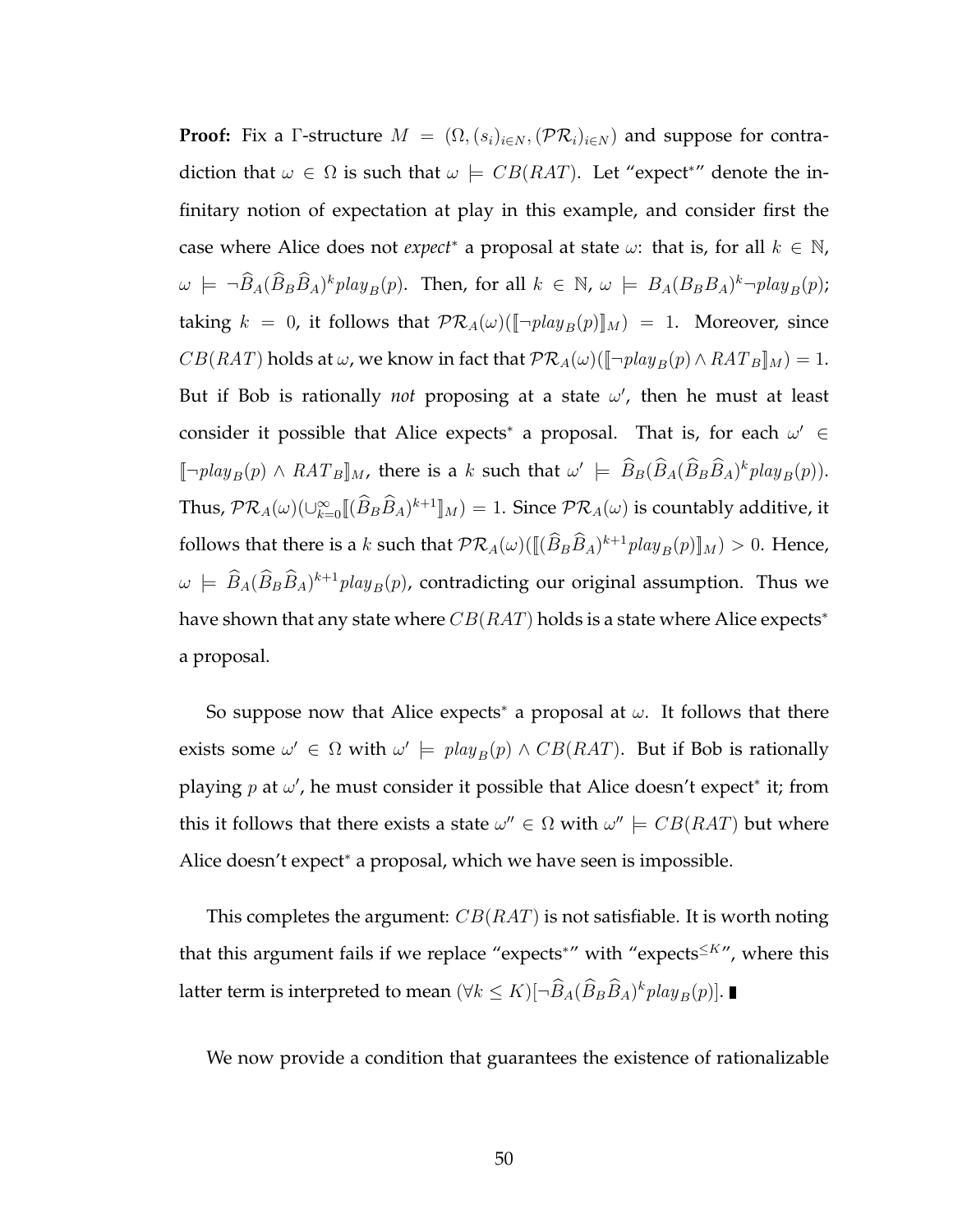**Proof:** Fix a $\Gamma$-structure $M = (\Omega, (s_i)_{i \in N}, (\mathcal{PR}_i)_{i \in N})$ and suppose for contradiction that $\omega \in \Omega$ is such that $\omega \models CB(RAT)$. Let "expect*" denote the infinitary notion of expectation at play in this example, and consider first the case where Alice does not *expect** a proposal at state $\omega$: that is, for all $k \in \mathbb{N}$, $\omega \models \neg \widehat{B}_A(\widehat{B}_B \widehat{B}_A)^k play_B(p)$. Then, for all $k \in \mathbb{N}$, $\omega \models B_A(B_B B_A)^k \neg play_B(p)$; taking $k = 0$, it follows that $\mathcal{PR}_A(\omega)([\![\neg play_B(p)]\!]_M) = 1$. Moreover, since $CB(RAT)$ holds at $\omega$, we know in fact that $\mathcal{PR}_A(\omega)([\![\neg play_B(p) \wedge RAT_B]\!]_M) = 1$. But if Bob is rationally *not* proposing at a state $\omega'$, then he must at least consider it possible that Alice expects* a proposal. That is, for each $\omega' \in [\![\neg play_B(p) \wedge RAT_B]\!]_M$, there is a $k$ such that $\omega' \models \widehat{B}_B(\widehat{B}_A(\widehat{B}_B \widehat{B}_A)^k play_B(p))$. Thus, $\mathcal{PR}_A(\omega)(\cup_{k=0}^{\infty} [\![(\widehat{B}_B \widehat{B}_A)^{k+1}]\!]_M) = 1$. Since $\mathcal{PR}_A(\omega)$ is countably additive, it follows that there is a $k$ such that $\mathcal{PR}_A(\omega)([\![(\widehat{B}_B \widehat{B}_A)^{k+1} play_B(p)]\!]_M) > 0$. Hence, $\omega \models \widehat{B}_A(\widehat{B}_B \widehat{B}_A)^{k+1} play_B(p)$, contradicting our original assumption. Thus we have shown that any state where $CB(RAT)$ holds is a state where Alice expects* a proposal.

So suppose now that Alice expects* a proposal at $\omega$. It follows that there exists some $\omega' \in \Omega$ with $\omega' \models play_B(p) \wedge CB(RAT)$. But if Bob is rationally playing $p$ at $\omega'$, he must consider it possible that Alice doesn't expect* it; from this it follows that there exists a state $\omega'' \in \Omega$ with $\omega'' \models CB(RAT)$ but where Alice doesn't expect* a proposal, which we have seen is impossible.

This completes the argument: $CB(RAT)$ is not satisfiable. It is worth noting that this argument fails if we replace "expects*" with "expects$^{\leq K}$", where this latter term is interpreted to mean $(\forall k \leq K)[\neg \widehat{B}_A(\widehat{B}_B \widehat{B}_A)^k play_B(p)]$. ∎

We now provide a condition that guarantees the existence of rationalizable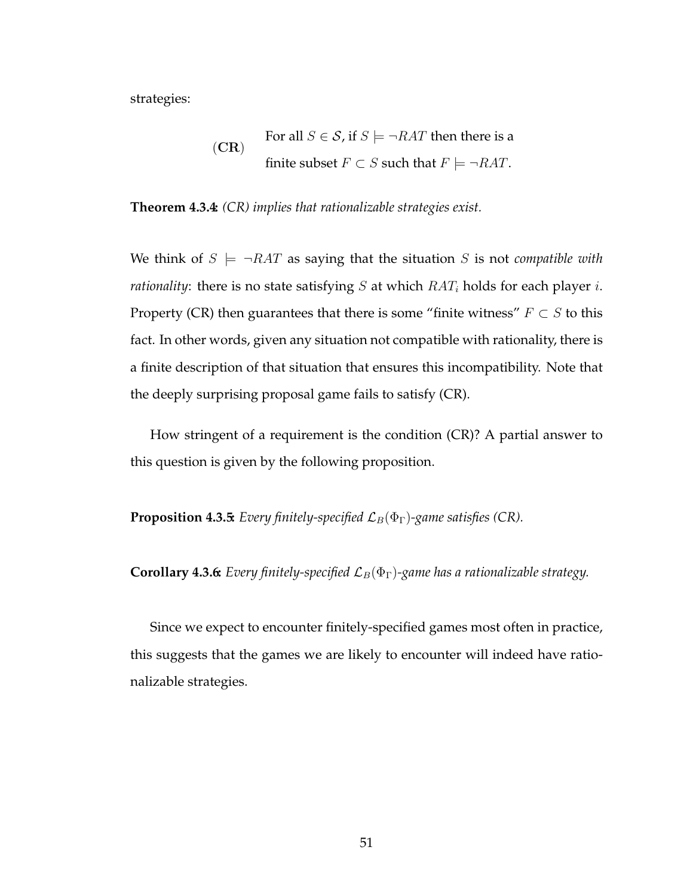strategies:

$$(\mathbf{CR}) \qquad \begin{array}{l} \text{For all } S \in \mathcal{S}, \text{ if } S \models \neg RAT \text{ then there is a} \\ \text{finite subset } F \subset S \text{ such that } F \models \neg RAT. \end{array}$$

**Theorem 4.3.4:** *(CR) implies that rationalizable strategies exist.*

We think of $S \models \neg RAT$ as saying that the situation $S$ is not *compatible with rationality*: there is no state satisfying $S$ at which $RAT_i$ holds for each player $i$. Property (CR) then guarantees that there is some "finite witness" $F \subset S$ to this fact. In other words, given any situation not compatible with rationality, there is a finite description of that situation that ensures this incompatibility. Note that the deeply surprising proposal game fails to satisfy (CR).

How stringent of a requirement is the condition (CR)? A partial answer to this question is given by the following proposition.

**Proposition 4.3.5:** *Every finitely-specified $\mathcal{L}_B(\Phi_\Gamma)$-game satisfies (CR).*

**Corollary 4.3.6:** *Every finitely-specified $\mathcal{L}_B(\Phi_\Gamma)$-game has a rationalizable strategy.*

Since we expect to encounter finitely-specified games most often in practice, this suggests that the games we are likely to encounter will indeed have rationalizable strategies.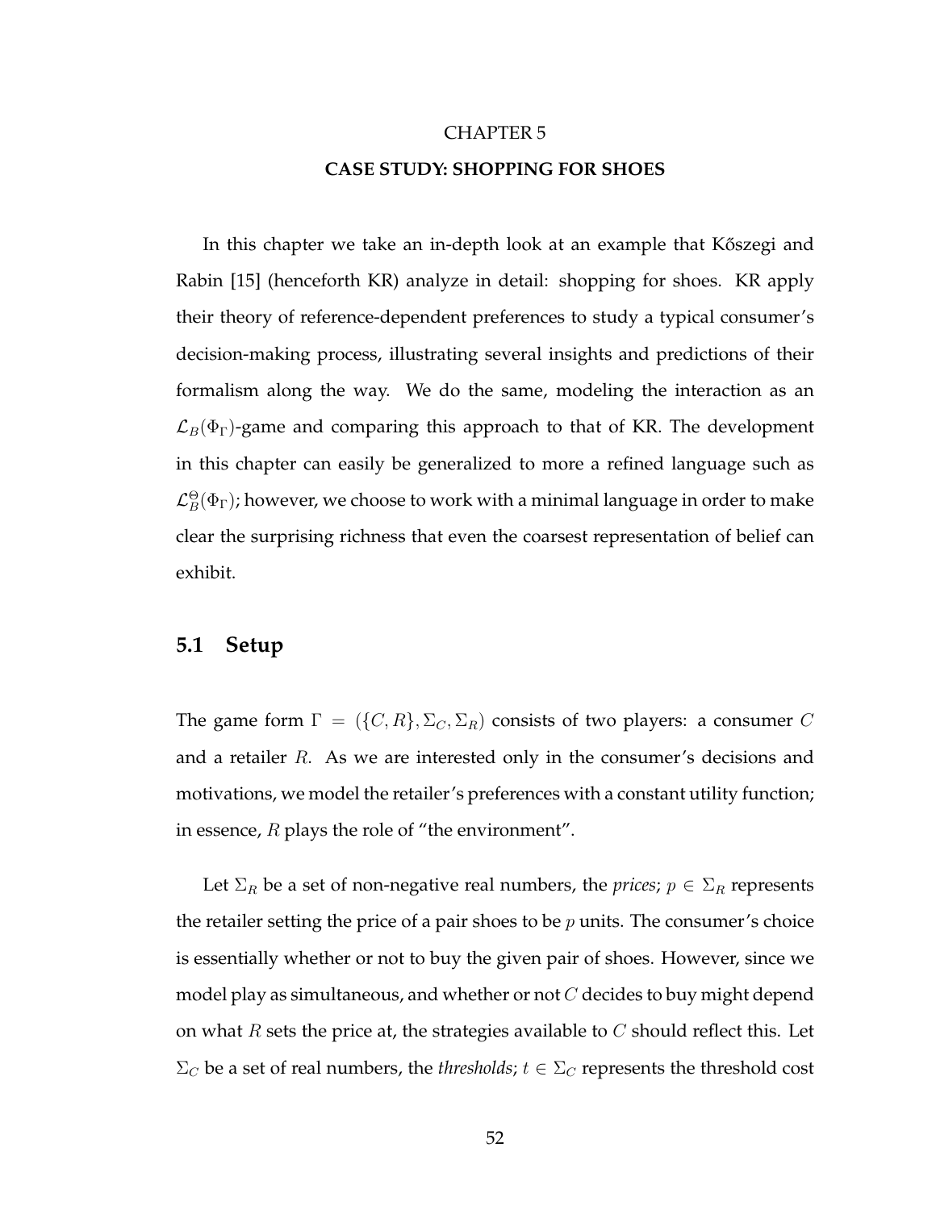# CHAPTER 5

## CASE STUDY: SHOPPING FOR SHOES

In this chapter we take an in-depth look at an example that Kőszegi and Rabin [15] (henceforth KR) analyze in detail: shopping for shoes. KR apply their theory of reference-dependent preferences to study a typical consumer's decision-making process, illustrating several insights and predictions of their formalism along the way. We do the same, modeling the interaction as an $\mathcal{L}_B(\Phi_\Gamma)$-game and comparing this approach to that of KR. The development in this chapter can easily be generalized to more a refined language such as $\mathcal{L}_B^{\Theta}(\Phi_\Gamma)$; however, we choose to work with a minimal language in order to make clear the surprising richness that even the coarsest representation of belief can exhibit.

## 5.1 Setup

The game form $\Gamma = (\{C, R\}, \Sigma_C, \Sigma_R)$ consists of two players: a consumer $C$ and a retailer $R$. As we are interested only in the consumer's decisions and motivations, we model the retailer's preferences with a constant utility function; in essence, $R$ plays the role of "the environment".

Let $\Sigma_R$ be a set of non-negative real numbers, the *prices*; $p \in \Sigma_R$ represents the retailer setting the price of a pair shoes to be $p$ units. The consumer's choice is essentially whether or not to buy the given pair of shoes. However, since we model play as simultaneous, and whether or not $C$ decides to buy might depend on what $R$ sets the price at, the strategies available to $C$ should reflect this. Let $\Sigma_C$ be a set of real numbers, the *thresholds*; $t \in \Sigma_C$ represents the threshold cost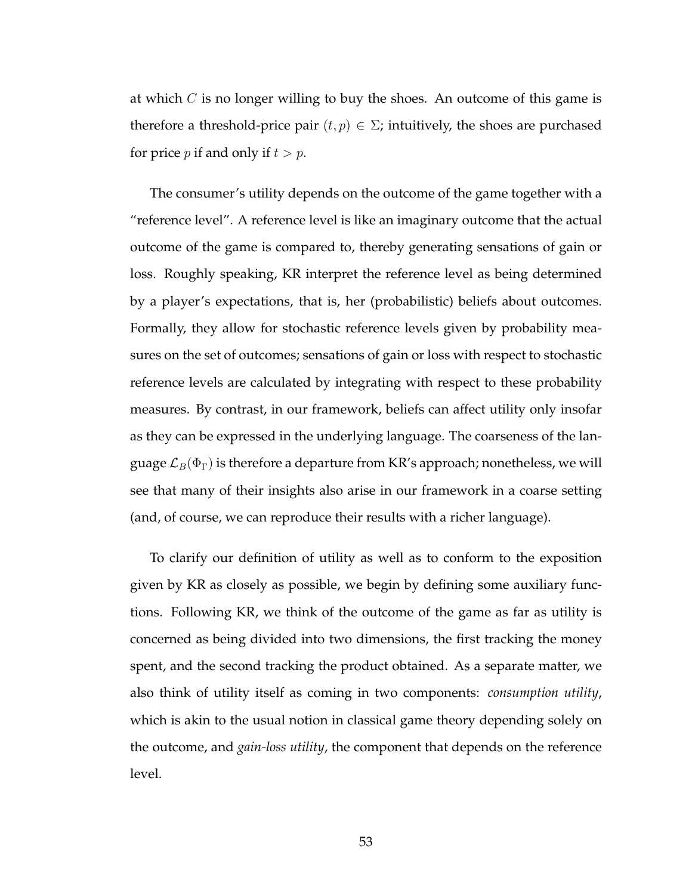at which $C$ is no longer willing to buy the shoes. An outcome of this game is therefore a threshold-price pair $(t, p) \in \Sigma$; intuitively, the shoes are purchased for price $p$ if and only if $t > p$.

The consumer's utility depends on the outcome of the game together with a "reference level". A reference level is like an imaginary outcome that the actual outcome of the game is compared to, thereby generating sensations of gain or loss. Roughly speaking, KR interpret the reference level as being determined by a player's expectations, that is, her (probabilistic) beliefs about outcomes. Formally, they allow for stochastic reference levels given by probability measures on the set of outcomes; sensations of gain or loss with respect to stochastic reference levels are calculated by integrating with respect to these probability measures. By contrast, in our framework, beliefs can affect utility only insofar as they can be expressed in the underlying language. The coarseness of the language $\mathcal{L}_B(\Phi_\Gamma)$ is therefore a departure from KR's approach; nonetheless, we will see that many of their insights also arise in our framework in a coarse setting (and, of course, we can reproduce their results with a richer language).

To clarify our definition of utility as well as to conform to the exposition given by KR as closely as possible, we begin by defining some auxiliary functions. Following KR, we think of the outcome of the game as far as utility is concerned as being divided into two dimensions, the first tracking the money spent, and the second tracking the product obtained. As a separate matter, we also think of utility itself as coming in two components: *consumption utility*, which is akin to the usual notion in classical game theory depending solely on the outcome, and *gain-loss utility*, the component that depends on the reference level.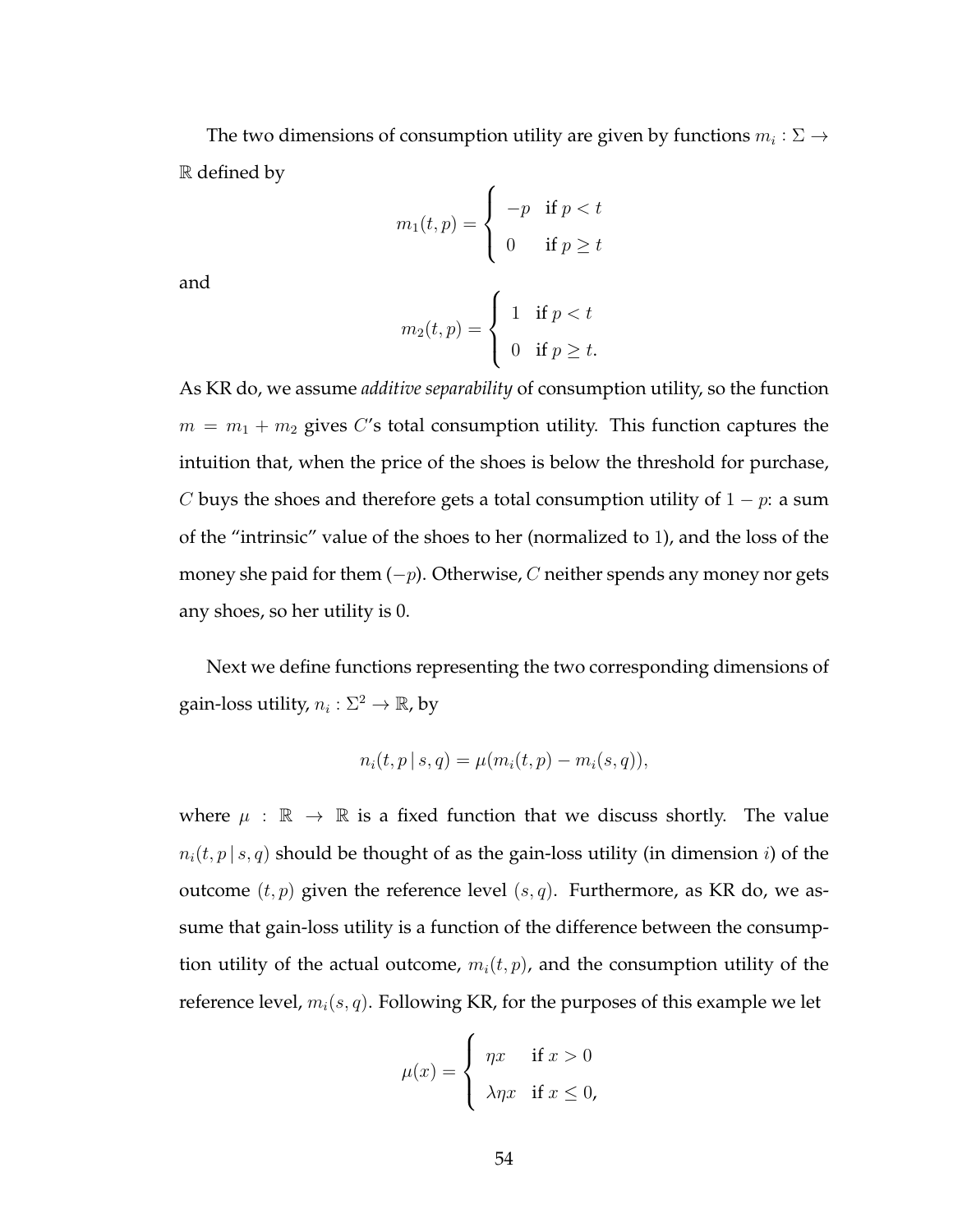The two dimensions of consumption utility are given by functions $m_i : \Sigma \to \mathbb{R}$ defined by

$$m_1(t,p) = \begin{cases} -p & \text{if } p < t \\ 0 & \text{if } p \geq t \end{cases}$$

and

$$m_2(t,p) = \begin{cases} 1 & \text{if } p < t \\ 0 & \text{if } p \geq t. \end{cases}$$

As KR do, we assume *additive separability* of consumption utility, so the function $m = m_1 + m_2$ gives $C$'s total consumption utility. This function captures the intuition that, when the price of the shoes is below the threshold for purchase, $C$ buys the shoes and therefore gets a total consumption utility of $1 - p$: a sum of the "intrinsic" value of the shoes to her (normalized to 1), and the loss of the money she paid for them ($-p$). Otherwise, $C$ neither spends any money nor gets any shoes, so her utility is 0.

Next we define functions representing the two corresponding dimensions of gain-loss utility, $n_i : \Sigma^2 \to \mathbb{R}$, by

$$n_i(t, p \,|\, s, q) = \mu(m_i(t,p) - m_i(s,q)),$$

where $\mu : \mathbb{R} \to \mathbb{R}$ is a fixed function that we discuss shortly. The value $n_i(t, p \,|\, s, q)$ should be thought of as the gain-loss utility (in dimension $i$) of the outcome $(t, p)$ given the reference level $(s, q)$. Furthermore, as KR do, we assume that gain-loss utility is a function of the difference between the consumption utility of the actual outcome, $m_i(t, p)$, and the consumption utility of the reference level, $m_i(s, q)$. Following KR, for the purposes of this example we let

$$\mu(x) = \begin{cases} \eta x & \text{if } x > 0 \\ \lambda \eta x & \text{if } x \leq 0, \end{cases}$$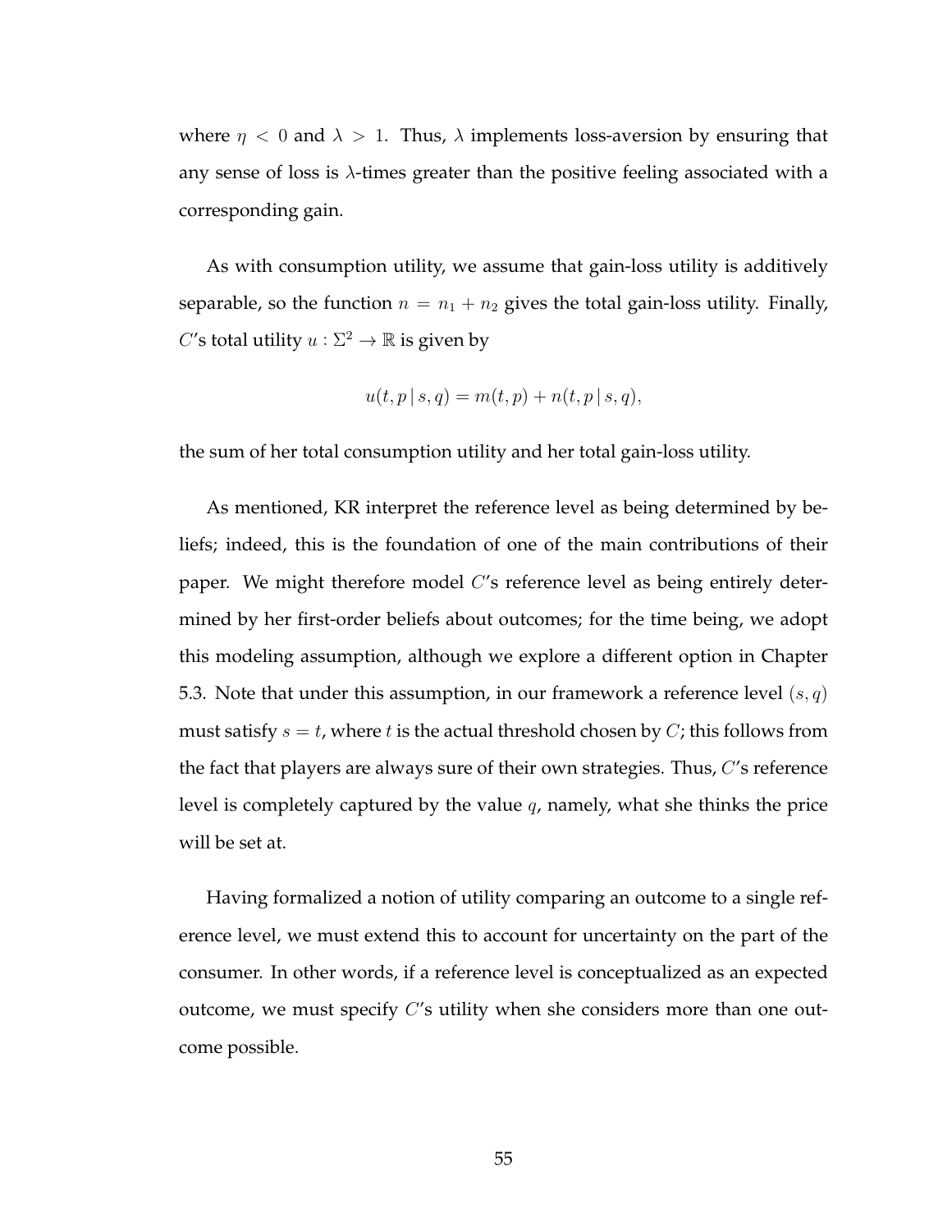where $\eta < 0$ and $\lambda > 1$. Thus, $\lambda$ implements loss-aversion by ensuring that any sense of loss is $\lambda$-times greater than the positive feeling associated with a corresponding gain.

As with consumption utility, we assume that gain-loss utility is additively separable, so the function $n = n_1 + n_2$ gives the total gain-loss utility. Finally, $C$'s total utility $u : \Sigma^2 \to \mathbb{R}$ is given by

$$u(t, p \,|\, s, q) = m(t, p) + n(t, p \,|\, s, q),$$

the sum of her total consumption utility and her total gain-loss utility.

As mentioned, KR interpret the reference level as being determined by beliefs; indeed, this is the foundation of one of the main contributions of their paper. We might therefore model $C$'s reference level as being entirely determined by her first-order beliefs about outcomes; for the time being, we adopt this modeling assumption, although we explore a different option in Chapter 5.3. Note that under this assumption, in our framework a reference level $(s, q)$ must satisfy $s = t$, where $t$ is the actual threshold chosen by $C$; this follows from the fact that players are always sure of their own strategies. Thus, $C$'s reference level is completely captured by the value $q$, namely, what she thinks the price will be set at.

Having formalized a notion of utility comparing an outcome to a single reference level, we must extend this to account for uncertainty on the part of the consumer. In other words, if a reference level is conceptualized as an expected outcome, we must specify $C$'s utility when she considers more than one outcome possible.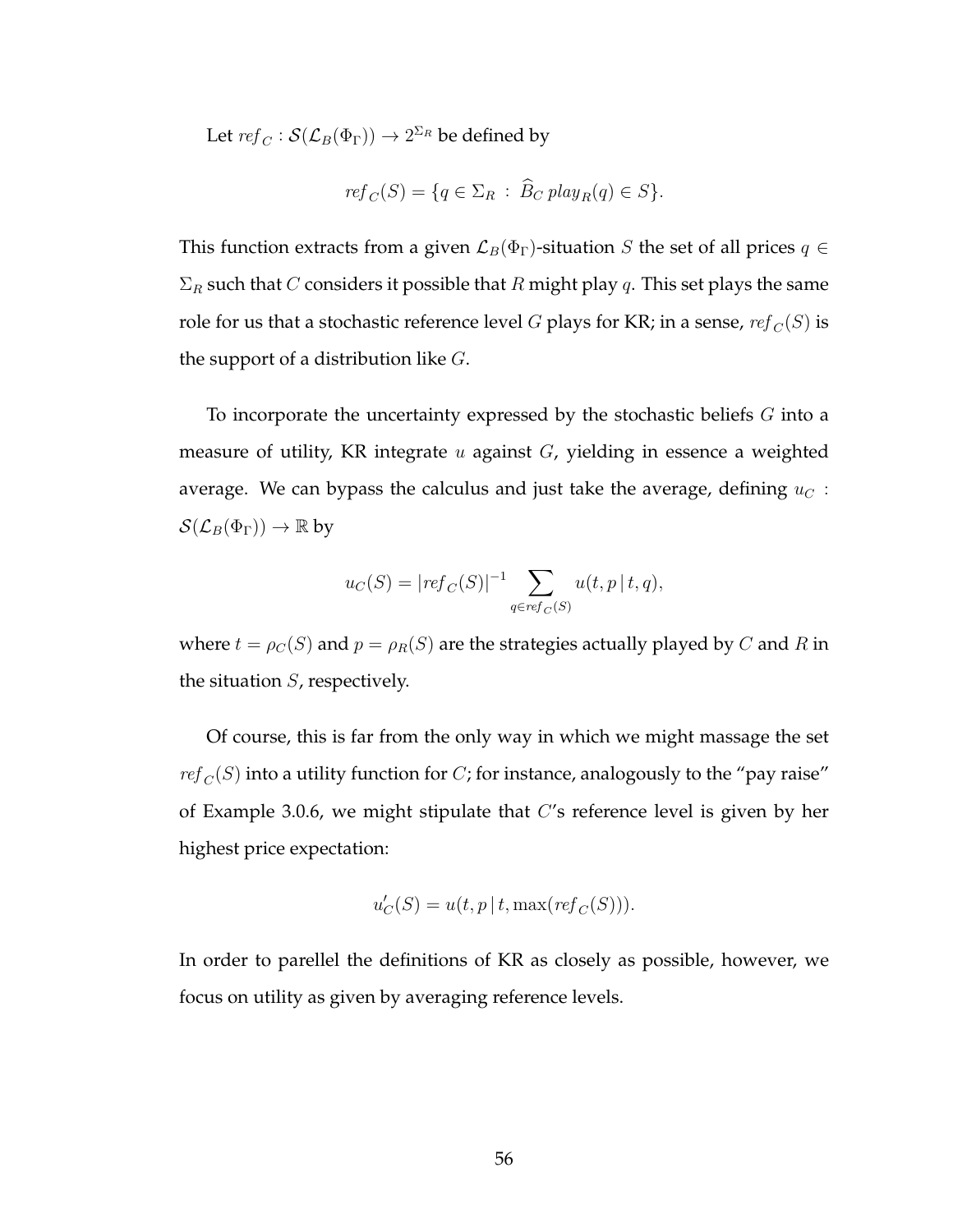Let $ref_C : \mathcal{S}(\mathcal{L}_B(\Phi_\Gamma)) \to 2^{\Sigma_R}$ be defined by

$$ref_C(S) = \{q \in \Sigma_R \,:\, \widehat{B}_C \, play_R(q) \in S\}.$$

This function extracts from a given $\mathcal{L}_B(\Phi_\Gamma)$-situation $S$ the set of all prices $q \in \Sigma_R$ such that $C$ considers it possible that $R$ might play $q$. This set plays the same role for us that a stochastic reference level $G$ plays for KR; in a sense, $ref_C(S)$ is the support of a distribution like $G$.

To incorporate the uncertainty expressed by the stochastic beliefs $G$ into a measure of utility, KR integrate $u$ against $G$, yielding in essence a weighted average. We can bypass the calculus and just take the average, defining $u_C : \mathcal{S}(\mathcal{L}_B(\Phi_\Gamma)) \to \mathbb{R}$ by

$$u_C(S) = |ref_C(S)|^{-1} \sum_{q \in ref_C(S)} u(t, p \,|\, t, q),$$

where $t = \rho_C(S)$ and $p = \rho_R(S)$ are the strategies actually played by $C$ and $R$ in the situation $S$, respectively.

Of course, this is far from the only way in which we might massage the set $ref_C(S)$ into a utility function for $C$; for instance, analogously to the "pay raise" of Example 3.0.6, we might stipulate that $C$'s reference level is given by her highest price expectation:

$$u'_C(S) = u(t, p \,|\, t, \max(ref_C(S))).$$

In order to parellel the definitions of KR as closely as possible, however, we focus on utility as given by averaging reference levels.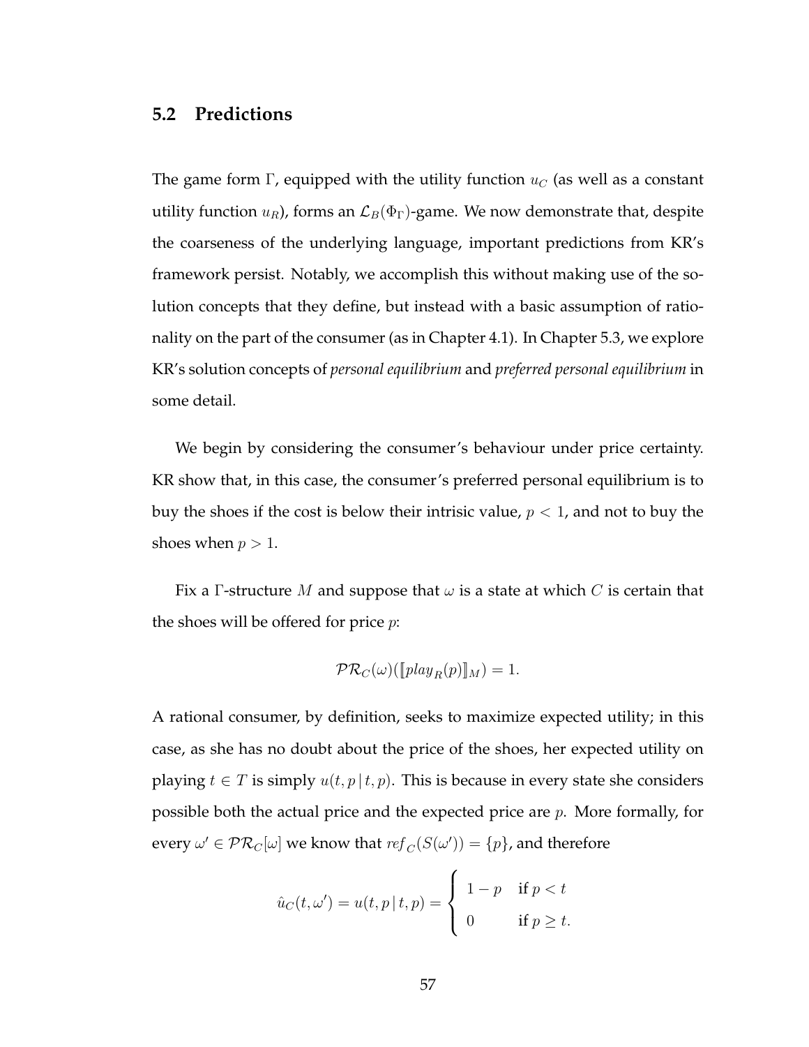## 5.2 Predictions

The game form $\Gamma$, equipped with the utility function $u_C$ (as well as a constant utility function $u_R$), forms an $\mathcal{L}_B(\Phi_\Gamma)$-game. We now demonstrate that, despite the coarseness of the underlying language, important predictions from KR's framework persist. Notably, we accomplish this without making use of the solution concepts that they define, but instead with a basic assumption of rationality on the part of the consumer (as in Chapter 4.1). In Chapter 5.3, we explore KR's solution concepts of *personal equilibrium* and *preferred personal equilibrium* in some detail.

We begin by considering the consumer's behaviour under price certainty. KR show that, in this case, the consumer's preferred personal equilibrium is to buy the shoes if the cost is below their intrisic value, $p < 1$, and not to buy the shoes when $p > 1$.

Fix a $\Gamma$-structure $M$ and suppose that $\omega$ is a state at which $C$ is certain that the shoes will be offered for price $p$:

$$\mathcal{PR}_C(\omega)([\![play_R(p)]\!]_M) = 1.$$

A rational consumer, by definition, seeks to maximize expected utility; in this case, as she has no doubt about the price of the shoes, her expected utility on playing $t \in T$ is simply $u(t, p \,|\, t, p)$. This is because in every state she considers possible both the actual price and the expected price are $p$. More formally, for every $\omega' \in \mathcal{PR}_C[\omega]$ we know that $ref_C(S(\omega')) = \{p\}$, and therefore

$$\hat{u}_C(t, \omega') = u(t, p \,|\, t, p) = \begin{cases} 1 - p & \text{if } p < t \\ 0 & \text{if } p \geq t. \end{cases}$$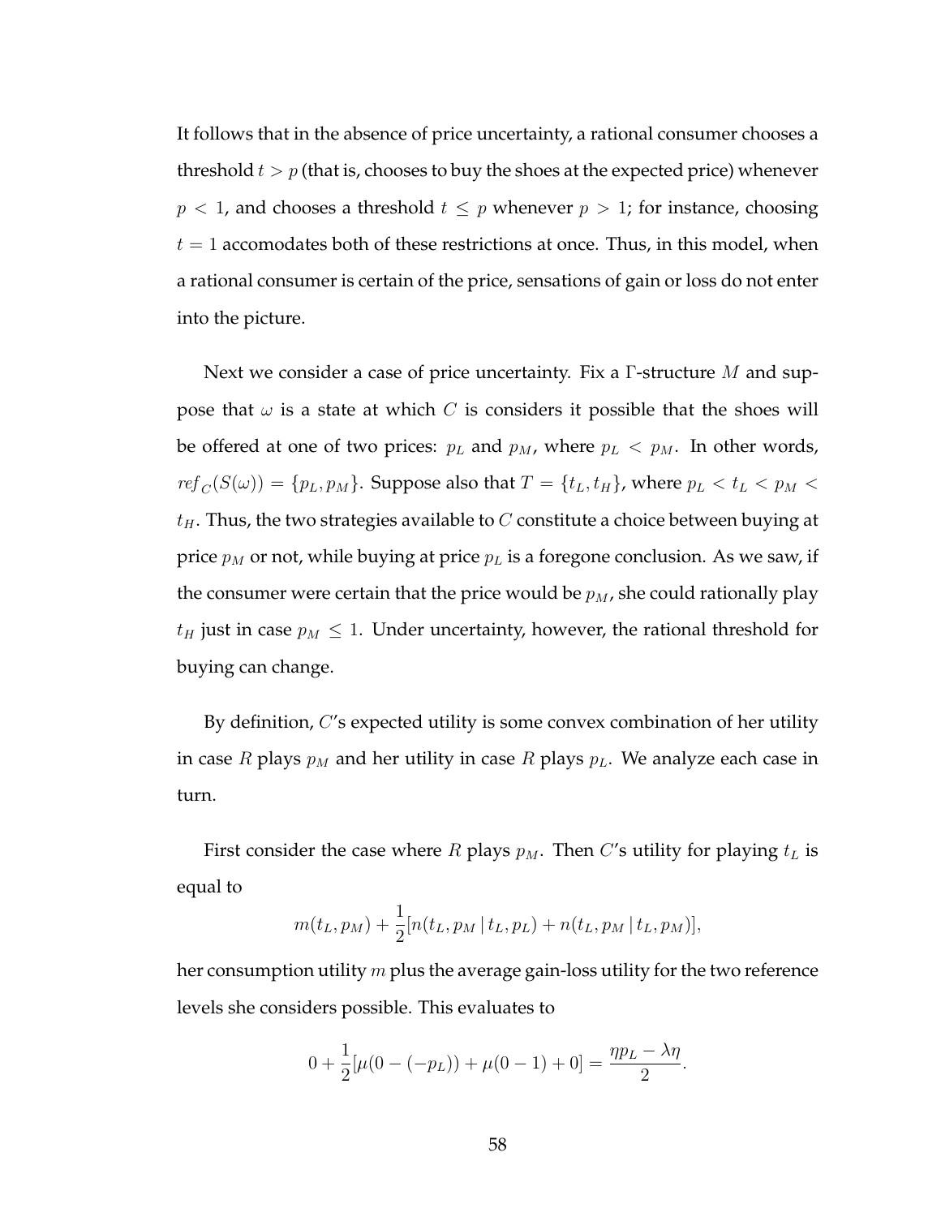It follows that in the absence of price uncertainty, a rational consumer chooses a threshold $t > p$ (that is, chooses to buy the shoes at the expected price) whenever $p < 1$, and chooses a threshold $t \leq p$ whenever $p > 1$; for instance, choosing $t = 1$ accomodates both of these restrictions at once. Thus, in this model, when a rational consumer is certain of the price, sensations of gain or loss do not enter into the picture.

Next we consider a case of price uncertainty. Fix a $\Gamma$-structure $M$ and suppose that $\omega$ is a state at which $C$ is considers it possible that the shoes will be offered at one of two prices: $p_L$ and $p_M$, where $p_L < p_M$. In other words, $ref_C(S(\omega)) = \{p_L, p_M\}$. Suppose also that $T = \{t_L, t_H\}$, where $p_L < t_L < p_M < t_H$. Thus, the two strategies available to $C$ constitute a choice between buying at price $p_M$ or not, while buying at price $p_L$ is a foregone conclusion. As we saw, if the consumer were certain that the price would be $p_M$, she could rationally play $t_H$ just in case $p_M \leq 1$. Under uncertainty, however, the rational threshold for buying can change.

By definition, $C$'s expected utility is some convex combination of her utility in case $R$ plays $p_M$ and her utility in case $R$ plays $p_L$. We analyze each case in turn.

First consider the case where $R$ plays $p_M$. Then $C$'s utility for playing $t_L$ is equal to

$$m(t_L, p_M) + \frac{1}{2}[n(t_L, p_M \,|\, t_L, p_L) + n(t_L, p_M \,|\, t_L, p_M)],$$

her consumption utility $m$ plus the average gain-loss utility for the two reference levels she considers possible. This evaluates to

$$0 + \frac{1}{2}[\mu(0 - (-p_L)) + \mu(0 - 1) + 0] = \frac{\eta p_L - \lambda \eta}{2}.$$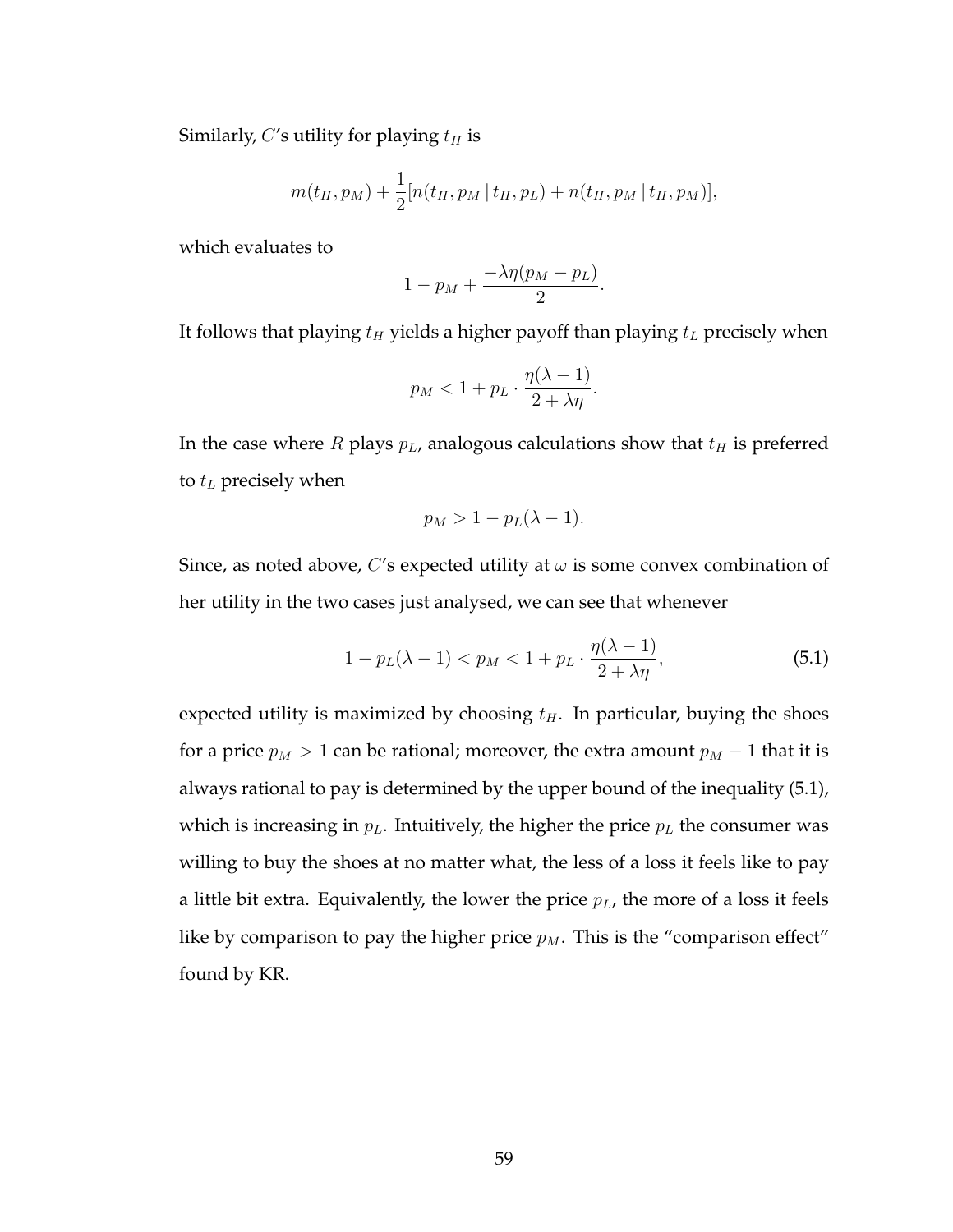Similarly, $C$'s utility for playing $t_H$ is

$$m(t_H, p_M) + \frac{1}{2}[n(t_H, p_M \,|\, t_H, p_L) + n(t_H, p_M \,|\, t_H, p_M)],$$

which evaluates to

$$1 - p_M + \frac{-\lambda\eta(p_M - p_L)}{2}.$$

It follows that playing $t_H$ yields a higher payoff than playing $t_L$ precisely when

$$p_M < 1 + p_L \cdot \frac{\eta(\lambda - 1)}{2 + \lambda\eta}.$$

In the case where $R$ plays $p_L$, analogous calculations show that $t_H$ is preferred to $t_L$ precisely when

$$p_M > 1 - p_L(\lambda - 1).$$

Since, as noted above, $C$'s expected utility at $\omega$ is some convex combination of her utility in the two cases just analysed, we can see that whenever

$$1 - p_L(\lambda - 1) < p_M < 1 + p_L \cdot \frac{\eta(\lambda - 1)}{2 + \lambda\eta}, \tag{5.1}$$

expected utility is maximized by choosing $t_H$. In particular, buying the shoes for a price $p_M > 1$ can be rational; moreover, the extra amount $p_M - 1$ that it is always rational to pay is determined by the upper bound of the inequality (5.1), which is increasing in $p_L$. Intuitively, the higher the price $p_L$ the consumer was willing to buy the shoes at no matter what, the less of a loss it feels like to pay a little bit extra. Equivalently, the lower the price $p_L$, the more of a loss it feels like by comparison to pay the higher price $p_M$. This is the "comparison effect" found by KR.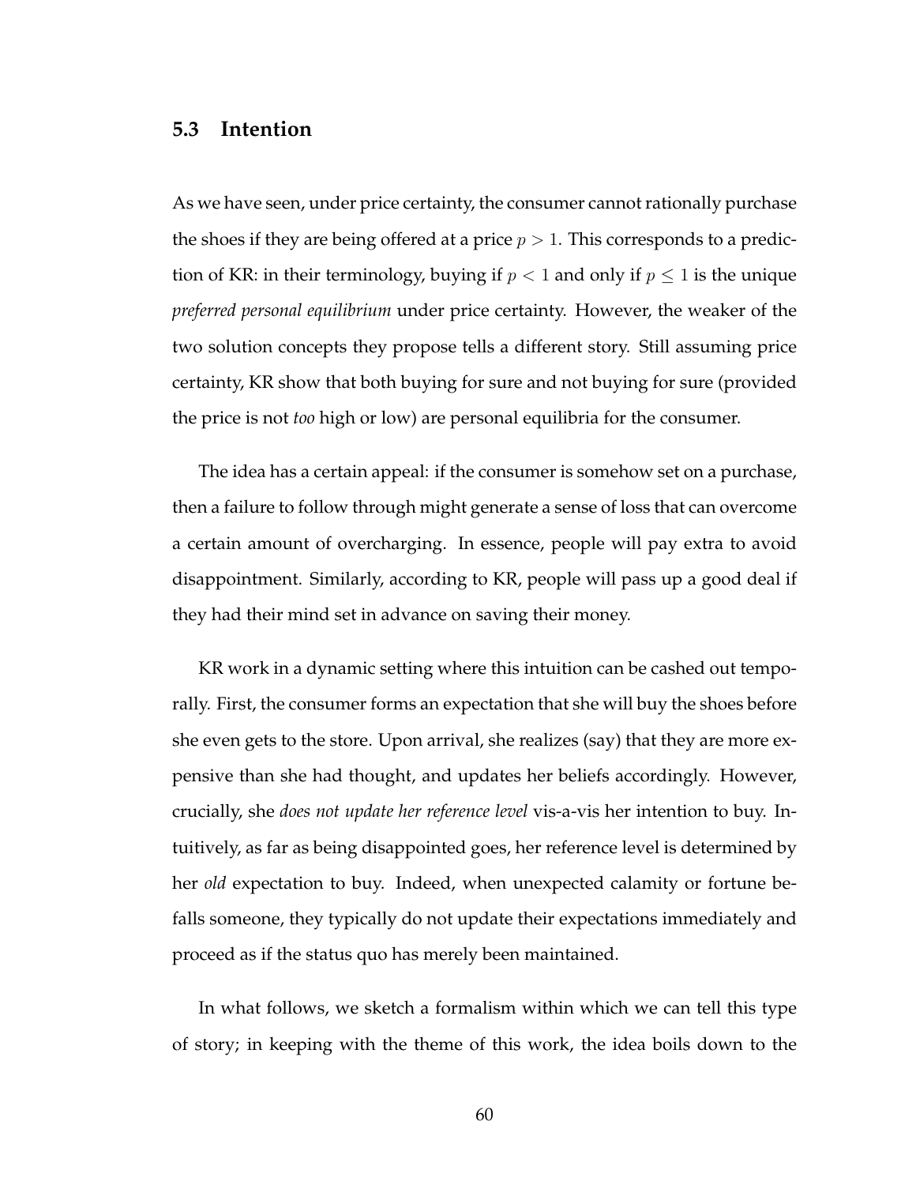### 5.3 Intention

As we have seen, under price certainty, the consumer cannot rationally purchase the shoes if they are being offered at a price $p > 1$. This corresponds to a prediction of KR: in their terminology, buying if $p < 1$ and only if $p \leq 1$ is the unique *preferred personal equilibrium* under price certainty. However, the weaker of the two solution concepts they propose tells a different story. Still assuming price certainty, KR show that both buying for sure and not buying for sure (provided the price is not *too* high or low) are personal equilibria for the consumer.

The idea has a certain appeal: if the consumer is somehow set on a purchase, then a failure to follow through might generate a sense of loss that can overcome a certain amount of overcharging. In essence, people will pay extra to avoid disappointment. Similarly, according to KR, people will pass up a good deal if they had their mind set in advance on saving their money.

KR work in a dynamic setting where this intuition can be cashed out temporally. First, the consumer forms an expectation that she will buy the shoes before she even gets to the store. Upon arrival, she realizes (say) that they are more expensive than she had thought, and updates her beliefs accordingly. However, crucially, she *does not update her reference level* vis-a-vis her intention to buy. Intuitively, as far as being disappointed goes, her reference level is determined by her *old* expectation to buy. Indeed, when unexpected calamity or fortune befalls someone, they typically do not update their expectations immediately and proceed as if the status quo has merely been maintained.

In what follows, we sketch a formalism within which we can tell this type of story; in keeping with the theme of this work, the idea boils down to the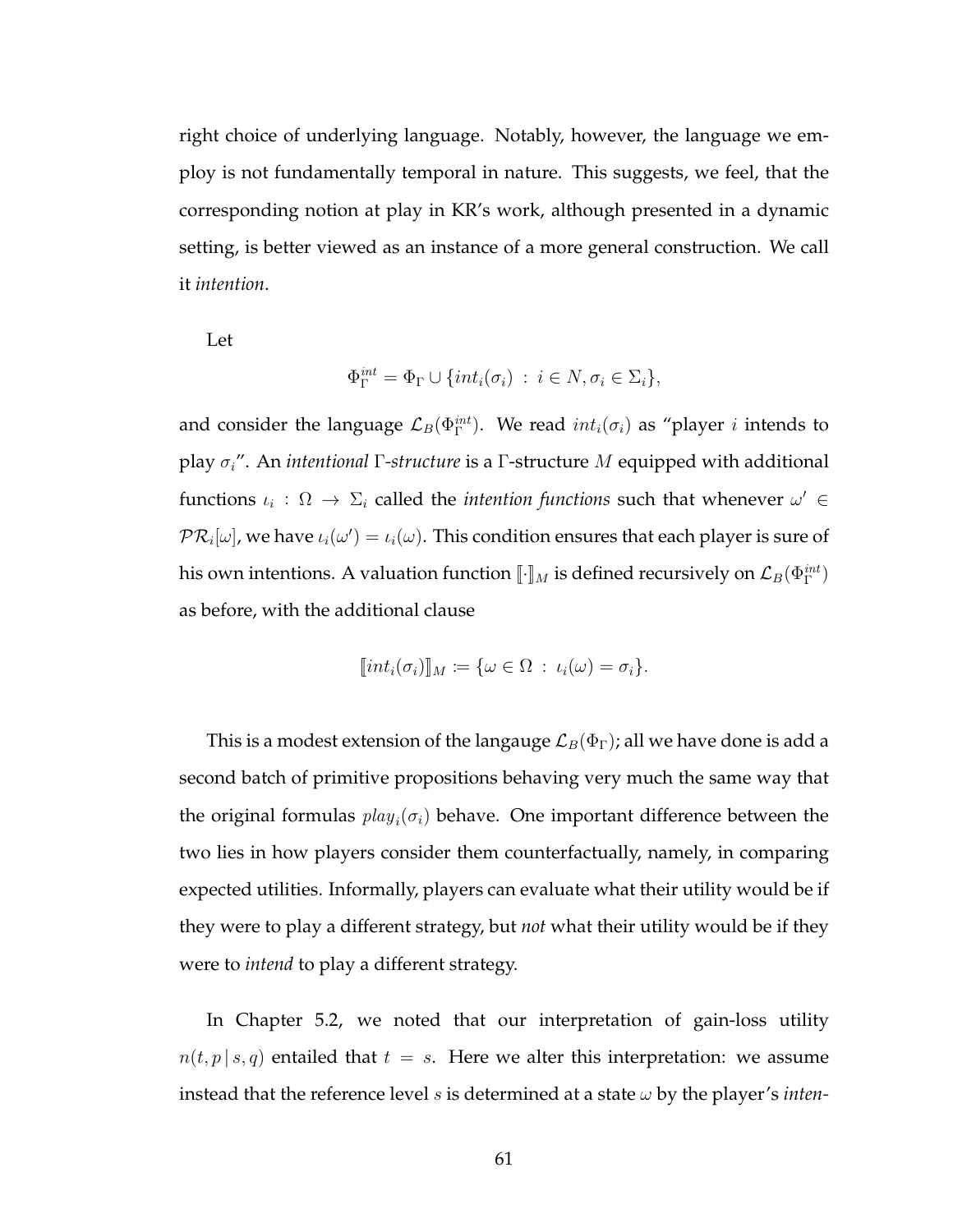right choice of underlying language. Notably, however, the language we employ is not fundamentally temporal in nature. This suggests, we feel, that the corresponding notion at play in KR's work, although presented in a dynamic setting, is better viewed as an instance of a more general construction. We call it *intention*.

Let

$$\Phi_\Gamma^{int} = \Phi_\Gamma \cup \{int_i(\sigma_i) \,:\, i \in N, \sigma_i \in \Sigma_i\},$$

and consider the language $\mathcal{L}_B(\Phi_\Gamma^{int})$. We read $int_i(\sigma_i)$ as "player $i$ intends to play $\sigma_i$". An *intentional* $\Gamma$*-structure* is a $\Gamma$-structure $M$ equipped with additional functions $\iota_i : \Omega \to \Sigma_i$ called the *intention functions* such that whenever $\omega' \in \mathcal{PR}_i[\omega]$, we have $\iota_i(\omega') = \iota_i(\omega)$. This condition ensures that each player is sure of his own intentions. A valuation function $[\![\cdot]\!]_M$ is defined recursively on $\mathcal{L}_B(\Phi_\Gamma^{int})$ as before, with the additional clause

$$[\![int_i(\sigma_i)]\!]_M := \{\omega \in \Omega \,:\, \iota_i(\omega) = \sigma_i\}.$$

This is a modest extension of the langauge $\mathcal{L}_B(\Phi_\Gamma)$; all we have done is add a second batch of primitive propositions behaving very much the same way that the original formulas $play_i(\sigma_i)$ behave. One important difference between the two lies in how players consider them counterfactually, namely, in comparing expected utilities. Informally, players can evaluate what their utility would be if they were to play a different strategy, but *not* what their utility would be if they were to *intend* to play a different strategy.

In Chapter 5.2, we noted that our interpretation of gain-loss utility $n(t, p \,|\, s, q)$ entailed that $t = s$. Here we alter this interpretation: we assume instead that the reference level $s$ is determined at a state $\omega$ by the player's *inten-*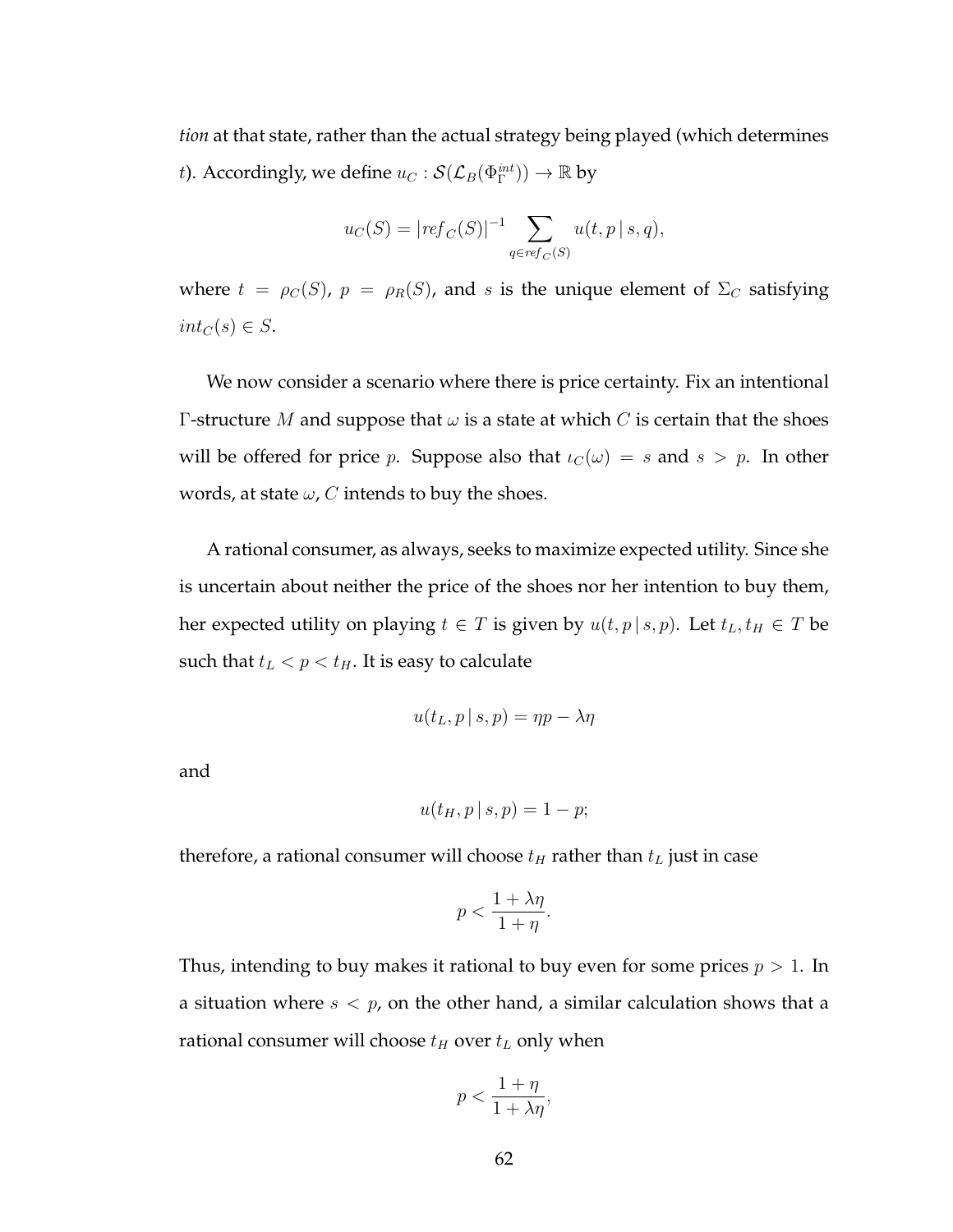*tion* at that state, rather than the actual strategy being played (which determines $t$). Accordingly, we define $u_C : \mathcal{S}(\mathcal{L}_B(\Phi_\Gamma^{int})) \to \mathbb{R}$ by

$$u_C(S) = |ref_C(S)|^{-1} \sum_{q \in ref_C(S)} u(t, p \,|\, s, q),$$

where $t = \rho_C(S)$, $p = \rho_R(S)$, and $s$ is the unique element of $\Sigma_C$ satisfying $int_C(s) \in S$.

We now consider a scenario where there is price certainty. Fix an intentional $\Gamma$-structure $M$ and suppose that $\omega$ is a state at which $C$ is certain that the shoes will be offered for price $p$. Suppose also that $\iota_C(\omega) = s$ and $s > p$. In other words, at state $\omega$, $C$ intends to buy the shoes.

A rational consumer, as always, seeks to maximize expected utility. Since she is uncertain about neither the price of the shoes nor her intention to buy them, her expected utility on playing $t \in T$ is given by $u(t, p \,|\, s, p)$. Let $t_L, t_H \in T$ be such that $t_L < p < t_H$. It is easy to calculate

$$u(t_L, p \,|\, s, p) = \eta p - \lambda \eta$$

and

$$u(t_H, p \,|\, s, p) = 1 - p;$$

therefore, a rational consumer will choose $t_H$ rather than $t_L$ just in case

$$p < \frac{1 + \lambda \eta}{1 + \eta}.$$

Thus, intending to buy makes it rational to buy even for some prices $p > 1$. In a situation where $s < p$, on the other hand, a similar calculation shows that a rational consumer will choose $t_H$ over $t_L$ only when

$$p < \frac{1 + \eta}{1 + \lambda \eta},$$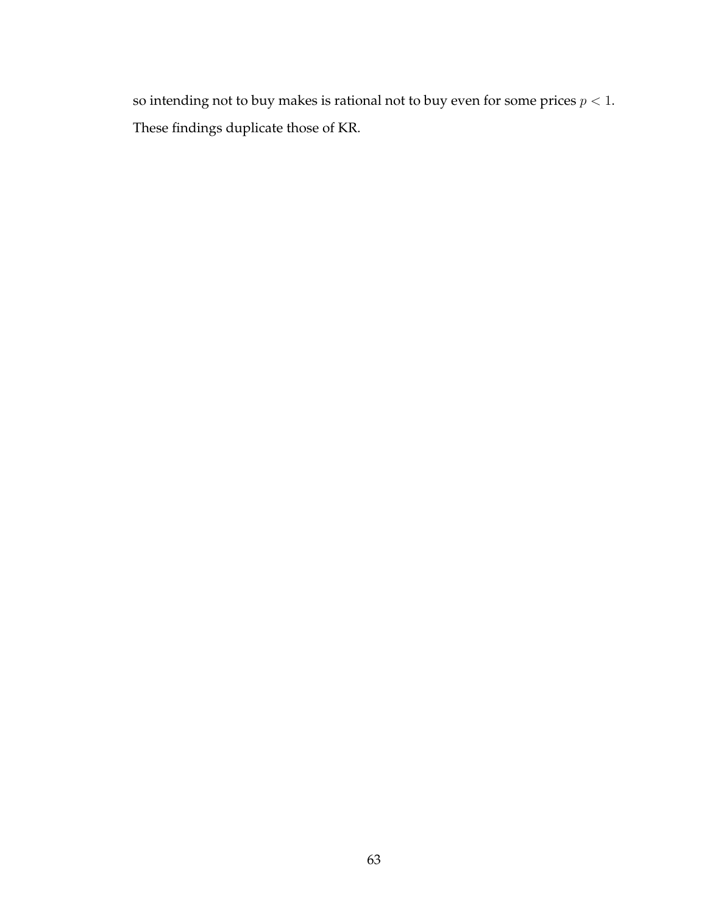so intending not to buy makes is rational not to buy even for some prices $p < 1$. These findings duplicate those of KR.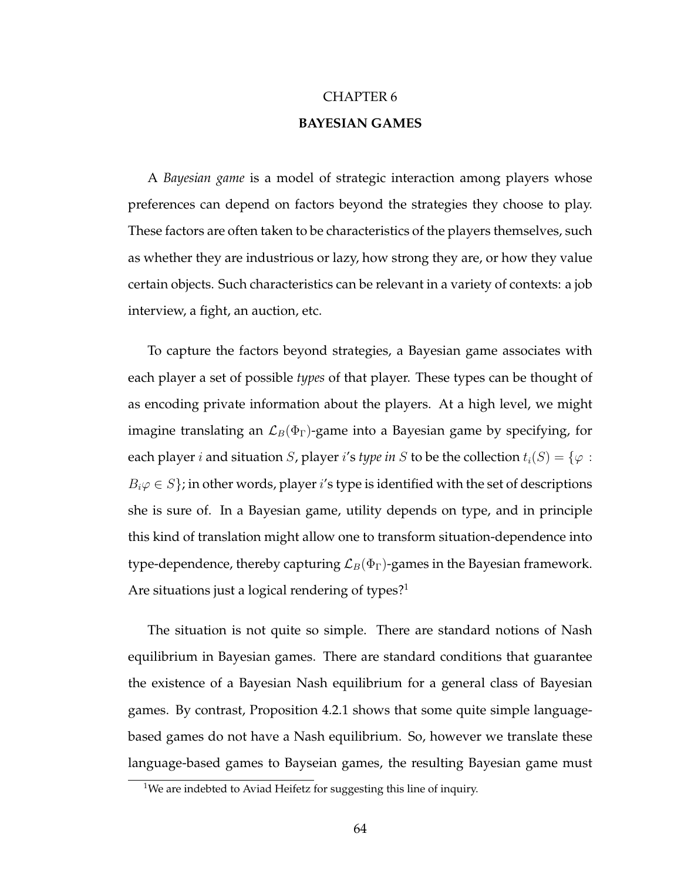# CHAPTER 6

## BAYESIAN GAMES

A *Bayesian game* is a model of strategic interaction among players whose preferences can depend on factors beyond the strategies they choose to play. These factors are often taken to be characteristics of the players themselves, such as whether they are industrious or lazy, how strong they are, or how they value certain objects. Such characteristics can be relevant in a variety of contexts: a job interview, a fight, an auction, etc.

To capture the factors beyond strategies, a Bayesian game associates with each player a set of possible *types* of that player. These types can be thought of as encoding private information about the players. At a high level, we might imagine translating an $\mathcal{L}_B(\Phi_\Gamma)$-game into a Bayesian game by specifying, for each player $i$ and situation $S$, player $i$'s *type in* $S$ to be the collection $t_i(S) = \{\varphi : B_i\varphi \in S\}$; in other words, player $i$'s type is identified with the set of descriptions she is sure of. In a Bayesian game, utility depends on type, and in principle this kind of translation might allow one to transform situation-dependence into type-dependence, thereby capturing $\mathcal{L}_B(\Phi_\Gamma)$-games in the Bayesian framework. Are situations just a logical rendering of types?[1]

The situation is not quite so simple. There are standard notions of Nash equilibrium in Bayesian games. There are standard conditions that guarantee the existence of a Bayesian Nash equilibrium for a general class of Bayesian games. By contrast, Proposition 4.2.1 shows that some quite simple language-based games do not have a Nash equilibrium. So, however we translate these language-based games to Bayseian games, the resulting Bayesian game must

[1] We are indebted to Aviad Heifetz for suggesting this line of inquiry.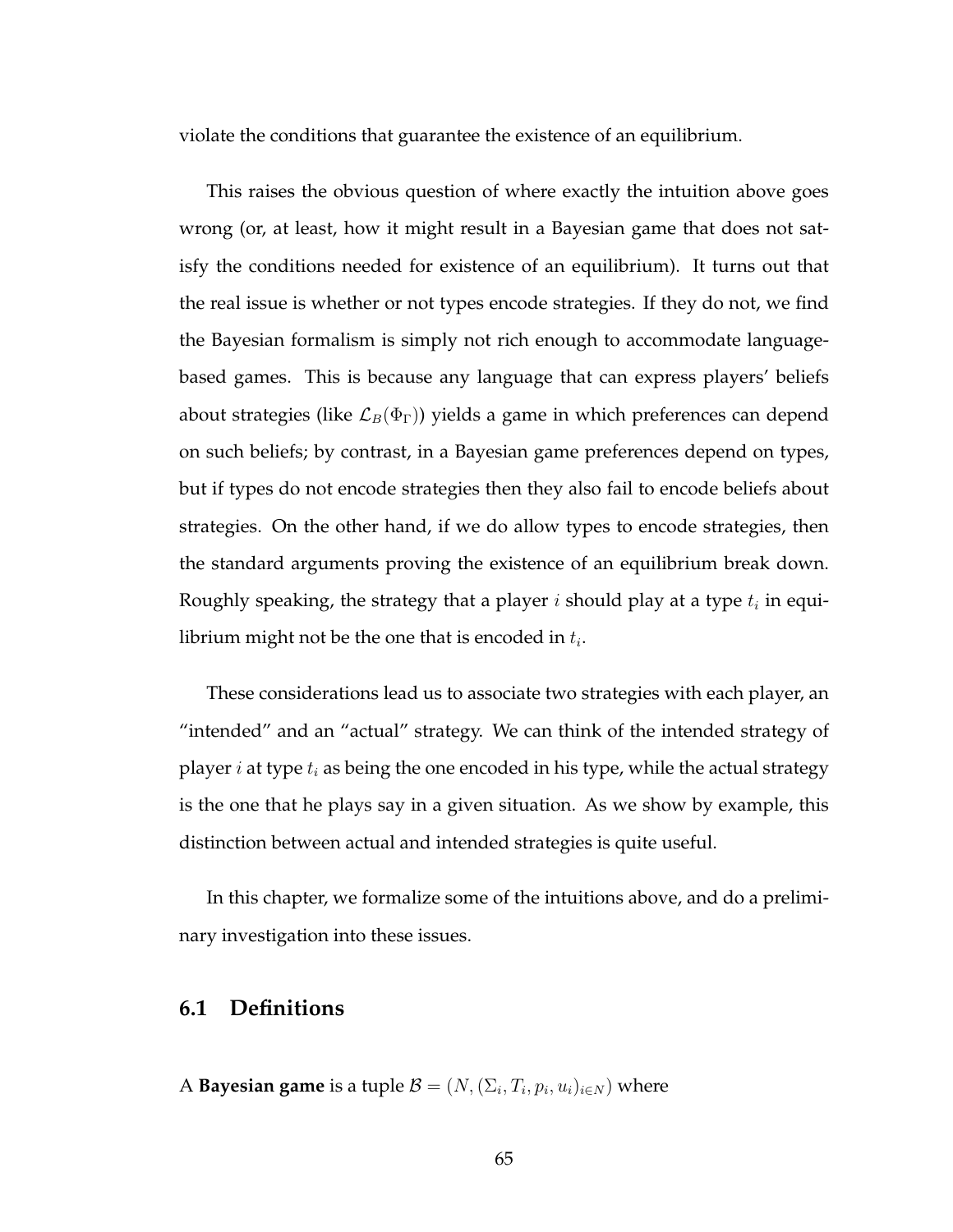violate the conditions that guarantee the existence of an equilibrium.

This raises the obvious question of where exactly the intuition above goes wrong (or, at least, how it might result in a Bayesian game that does not satisfy the conditions needed for existence of an equilibrium). It turns out that the real issue is whether or not types encode strategies. If they do not, we find the Bayesian formalism is simply not rich enough to accommodate language-based games. This is because any language that can express players' beliefs about strategies (like $\mathcal{L}_B(\Phi_\Gamma)$) yields a game in which preferences can depend on such beliefs; by contrast, in a Bayesian game preferences depend on types, but if types do not encode strategies then they also fail to encode beliefs about strategies. On the other hand, if we do allow types to encode strategies, then the standard arguments proving the existence of an equilibrium break down. Roughly speaking, the strategy that a player $i$ should play at a type $t_i$ in equilibrium might not be the one that is encoded in $t_i$.

These considerations lead us to associate two strategies with each player, an "intended" and an "actual" strategy. We can think of the intended strategy of player $i$ at type $t_i$ as being the one encoded in his type, while the actual strategy is the one that he plays say in a given situation. As we show by example, this distinction between actual and intended strategies is quite useful.

In this chapter, we formalize some of the intuitions above, and do a preliminary investigation into these issues.

## 6.1 Definitions

A **Bayesian game** is a tuple $\mathcal{B} = (N, (\Sigma_i, T_i, p_i, u_i)_{i \in N})$ where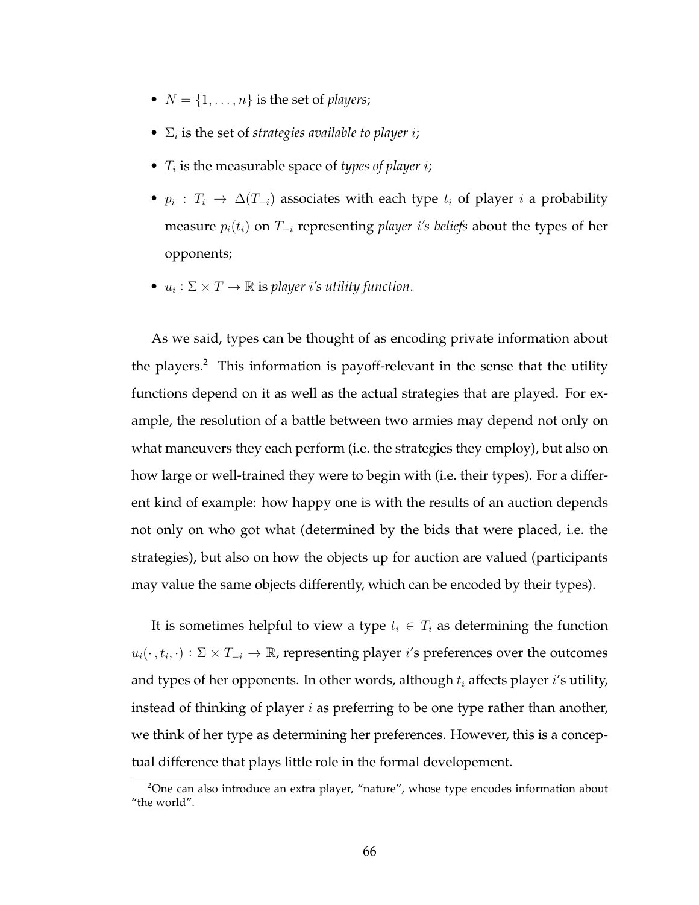- $N = \{1, \ldots, n\}$ is the set of *players*;
- $\Sigma_i$ is the set of *strategies available to player $i$*;
- $T_i$ is the measurable space of *types of player $i$*;
- $p_i : T_i \to \Delta(T_{-i})$ associates with each type $t_i$ of player $i$ a probability measure $p_i(t_i)$ on $T_{-i}$ representing *player $i$'s beliefs* about the types of her opponents;
- $u_i : \Sigma \times T \to \mathbb{R}$ is *player $i$'s utility function*.

As we said, types can be thought of as encoding private information about the players.[2] This information is payoff-relevant in the sense that the utility functions depend on it as well as the actual strategies that are played. For example, the resolution of a battle between two armies may depend not only on what maneuvers they each perform (i.e. the strategies they employ), but also on how large or well-trained they were to begin with (i.e. their types). For a different kind of example: how happy one is with the results of an auction depends not only on who got what (determined by the bids that were placed, i.e. the strategies), but also on how the objects up for auction are valued (participants may value the same objects differently, which can be encoded by their types).

It is sometimes helpful to view a type $t_i \in T_i$ as determining the function $u_i(\cdot, t_i, \cdot) : \Sigma \times T_{-i} \to \mathbb{R}$, representing player $i$'s preferences over the outcomes and types of her opponents. In other words, although $t_i$ affects player $i$'s utility, instead of thinking of player $i$ as preferring to be one type rather than another, we think of her type as determining her preferences. However, this is a conceptual difference that plays little role in the formal developement.

[2] One can also introduce an extra player, "nature", whose type encodes information about "the world".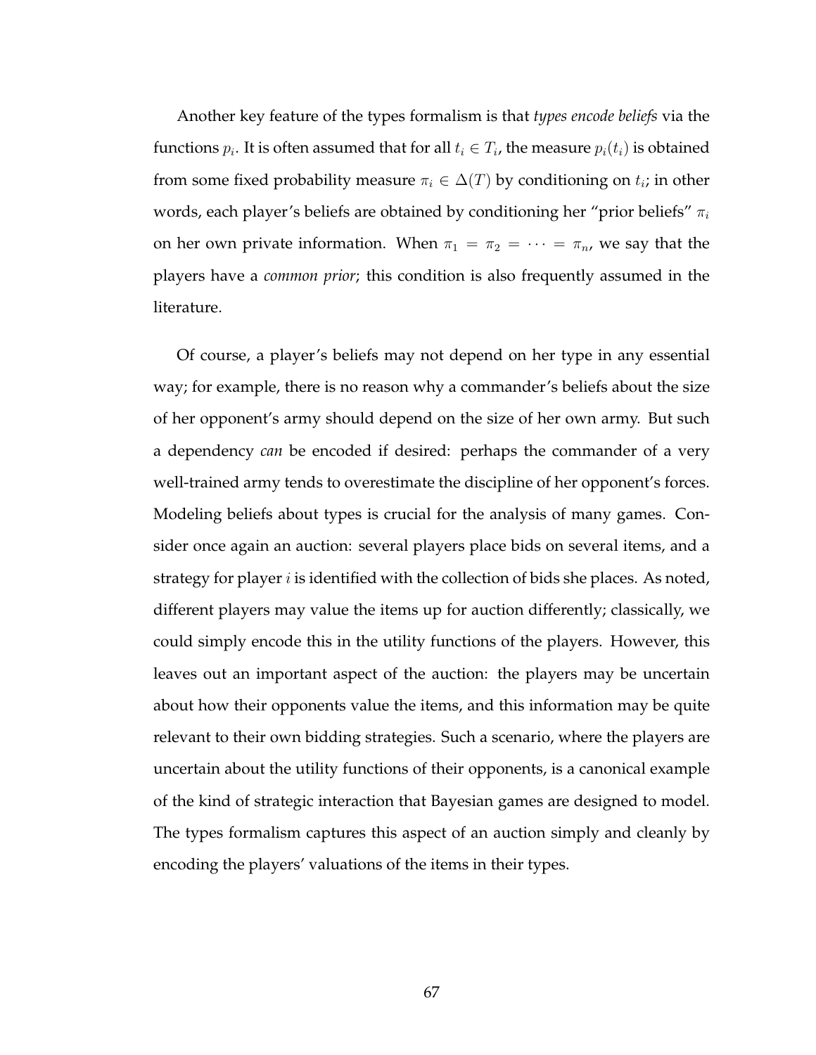Another key feature of the types formalism is that *types encode beliefs* via the functions $p_i$. It is often assumed that for all $t_i \in T_i$, the measure $p_i(t_i)$ is obtained from some fixed probability measure $\pi_i \in \Delta(T)$ by conditioning on $t_i$; in other words, each player's beliefs are obtained by conditioning her "prior beliefs" $\pi_i$ on her own private information. When $\pi_1 = \pi_2 = \cdots = \pi_n$, we say that the players have a *common prior*; this condition is also frequently assumed in the literature.

Of course, a player's beliefs may not depend on her type in any essential way; for example, there is no reason why a commander's beliefs about the size of her opponent's army should depend on the size of her own army. But such a dependency *can* be encoded if desired: perhaps the commander of a very well-trained army tends to overestimate the discipline of her opponent's forces. Modeling beliefs about types is crucial for the analysis of many games. Consider once again an auction: several players place bids on several items, and a strategy for player $i$ is identified with the collection of bids she places. As noted, different players may value the items up for auction differently; classically, we could simply encode this in the utility functions of the players. However, this leaves out an important aspect of the auction: the players may be uncertain about how their opponents value the items, and this information may be quite relevant to their own bidding strategies. Such a scenario, where the players are uncertain about the utility functions of their opponents, is a canonical example of the kind of strategic interaction that Bayesian games are designed to model. The types formalism captures this aspect of an auction simply and cleanly by encoding the players' valuations of the items in their types.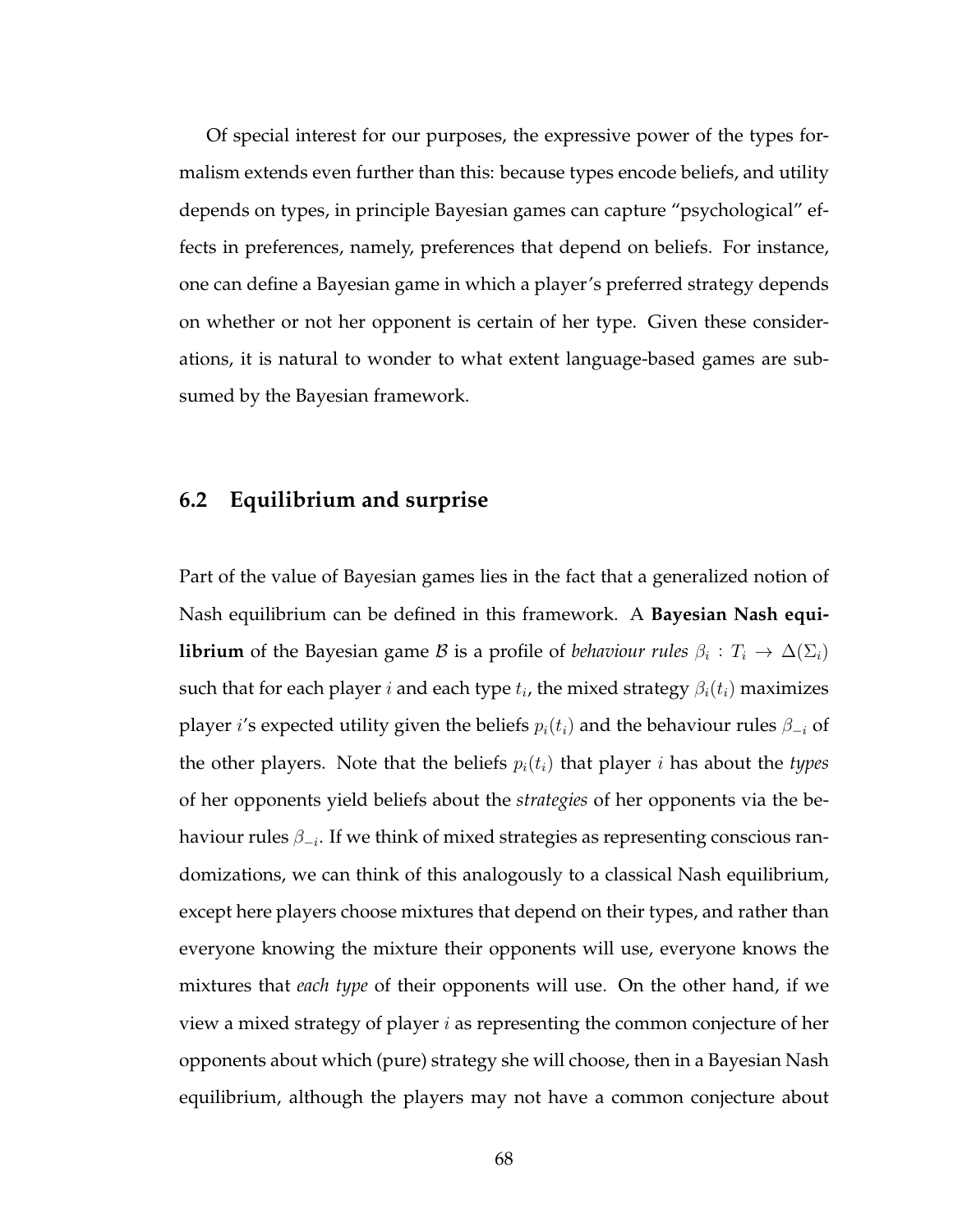Of special interest for our purposes, the expressive power of the types formalism extends even further than this: because types encode beliefs, and utility depends on types, in principle Bayesian games can capture "psychological" effects in preferences, namely, preferences that depend on beliefs. For instance, one can define a Bayesian game in which a player's preferred strategy depends on whether or not her opponent is certain of her type. Given these considerations, it is natural to wonder to what extent language-based games are subsumed by the Bayesian framework.

## 6.2 Equilibrium and surprise

Part of the value of Bayesian games lies in the fact that a generalized notion of Nash equilibrium can be defined in this framework. A **Bayesian Nash equilibrium** of the Bayesian game $\mathcal{B}$ is a profile of *behaviour rules* $\beta_i : T_i \to \Delta(\Sigma_i)$ such that for each player $i$ and each type $t_i$, the mixed strategy $\beta_i(t_i)$ maximizes player $i$'s expected utility given the beliefs $p_i(t_i)$ and the behaviour rules $\beta_{-i}$ of the other players. Note that the beliefs $p_i(t_i)$ that player $i$ has about the *types* of her opponents yield beliefs about the *strategies* of her opponents via the behaviour rules $\beta_{-i}$. If we think of mixed strategies as representing conscious randomizations, we can think of this analogously to a classical Nash equilibrium, except here players choose mixtures that depend on their types, and rather than everyone knowing the mixture their opponents will use, everyone knows the mixtures that *each type* of their opponents will use. On the other hand, if we view a mixed strategy of player $i$ as representing the common conjecture of her opponents about which (pure) strategy she will choose, then in a Bayesian Nash equilibrium, although the players may not have a common conjecture about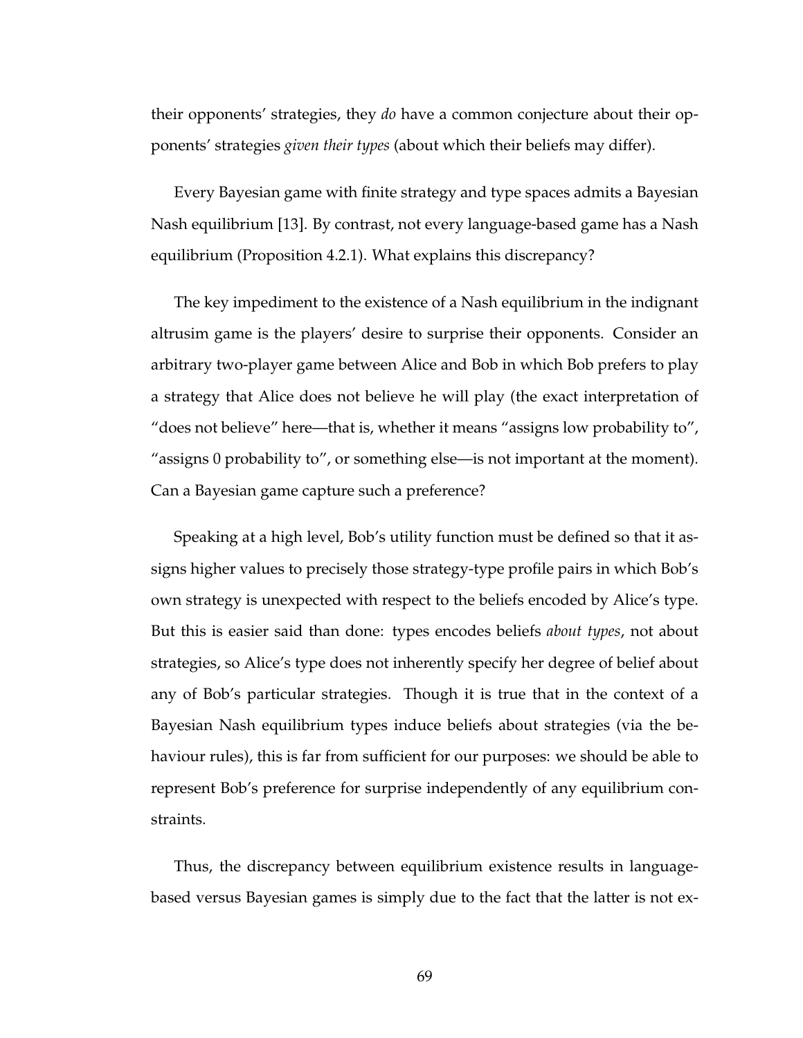their opponents' strategies, they *do* have a common conjecture about their opponents' strategies *given their types* (about which their beliefs may differ).

Every Bayesian game with finite strategy and type spaces admits a Bayesian Nash equilibrium [13]. By contrast, not every language-based game has a Nash equilibrium (Proposition 4.2.1). What explains this discrepancy?

The key impediment to the existence of a Nash equilibrium in the indignant altrusim game is the players' desire to surprise their opponents. Consider an arbitrary two-player game between Alice and Bob in which Bob prefers to play a strategy that Alice does not believe he will play (the exact interpretation of "does not believe" here—that is, whether it means "assigns low probability to", "assigns 0 probability to", or something else—is not important at the moment). Can a Bayesian game capture such a preference?

Speaking at a high level, Bob's utility function must be defined so that it assigns higher values to precisely those strategy-type profile pairs in which Bob's own strategy is unexpected with respect to the beliefs encoded by Alice's type. But this is easier said than done: types encodes beliefs *about types*, not about strategies, so Alice's type does not inherently specify her degree of belief about any of Bob's particular strategies. Though it is true that in the context of a Bayesian Nash equilibrium types induce beliefs about strategies (via the behaviour rules), this is far from sufficient for our purposes: we should be able to represent Bob's preference for surprise independently of any equilibrium constraints.

Thus, the discrepancy between equilibrium existence results in language-based versus Bayesian games is simply due to the fact that the latter is not ex-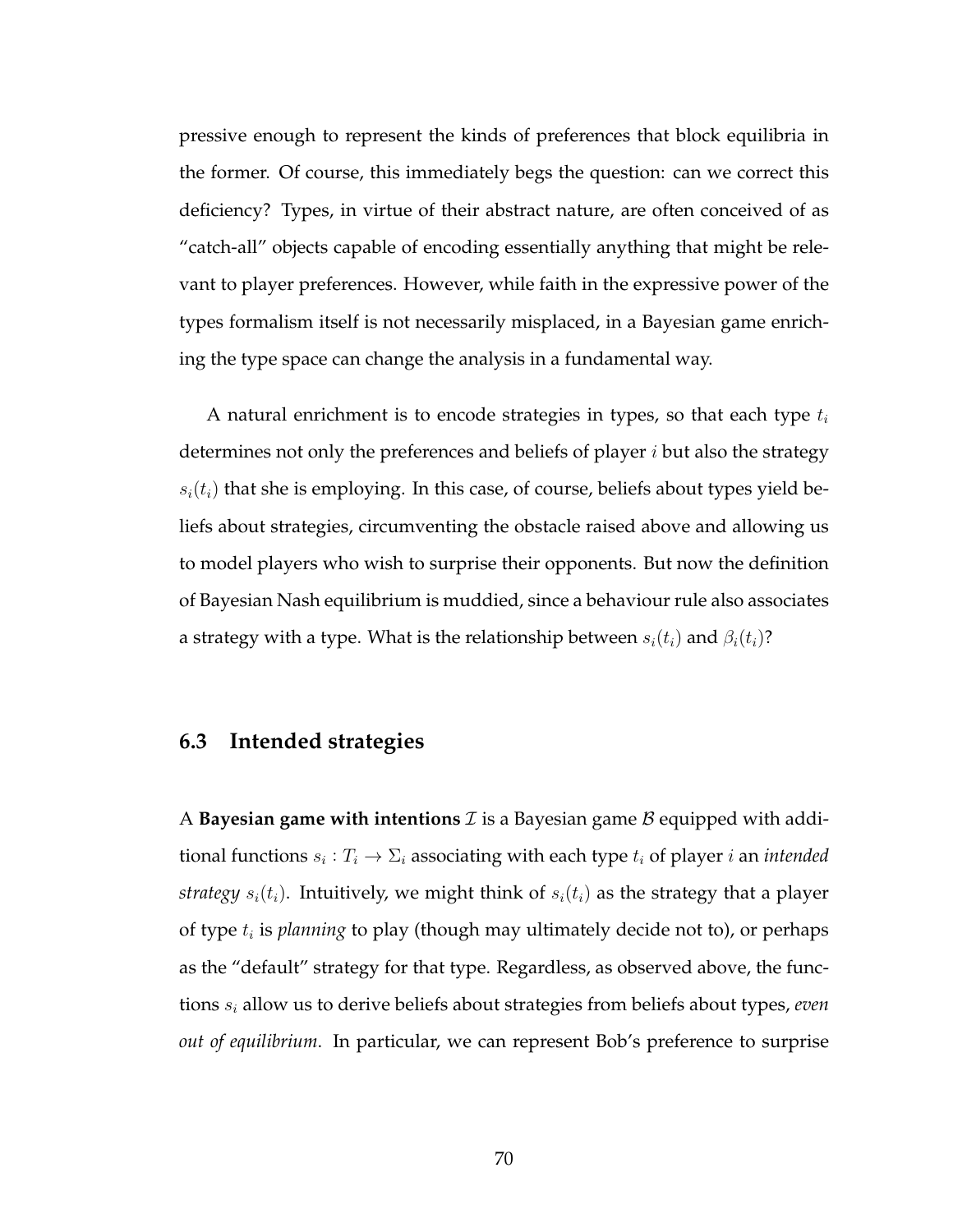pressive enough to represent the kinds of preferences that block equilibria in the former. Of course, this immediately begs the question: can we correct this deficiency? Types, in virtue of their abstract nature, are often conceived of as "catch-all" objects capable of encoding essentially anything that might be relevant to player preferences. However, while faith in the expressive power of the types formalism itself is not necessarily misplaced, in a Bayesian game enriching the type space can change the analysis in a fundamental way.

A natural enrichment is to encode strategies in types, so that each type $t_i$ determines not only the preferences and beliefs of player $i$ but also the strategy $s_i(t_i)$ that she is employing. In this case, of course, beliefs about types yield beliefs about strategies, circumventing the obstacle raised above and allowing us to model players who wish to surprise their opponents. But now the definition of Bayesian Nash equilibrium is muddied, since a behaviour rule also associates a strategy with a type. What is the relationship between $s_i(t_i)$ and $\beta_i(t_i)$?

### 6.3 Intended strategies

A **Bayesian game with intentions** $\mathcal{I}$ is a Bayesian game $\mathcal{B}$ equipped with additional functions $s_i : T_i \to \Sigma_i$ associating with each type $t_i$ of player $i$ an *intended strategy* $s_i(t_i)$. Intuitively, we might think of $s_i(t_i)$ as the strategy that a player of type $t_i$ is *planning* to play (though may ultimately decide not to), or perhaps as the "default" strategy for that type. Regardless, as observed above, the functions $s_i$ allow us to derive beliefs about strategies from beliefs about types, *even out of equilibrium*. In particular, we can represent Bob's preference to surprise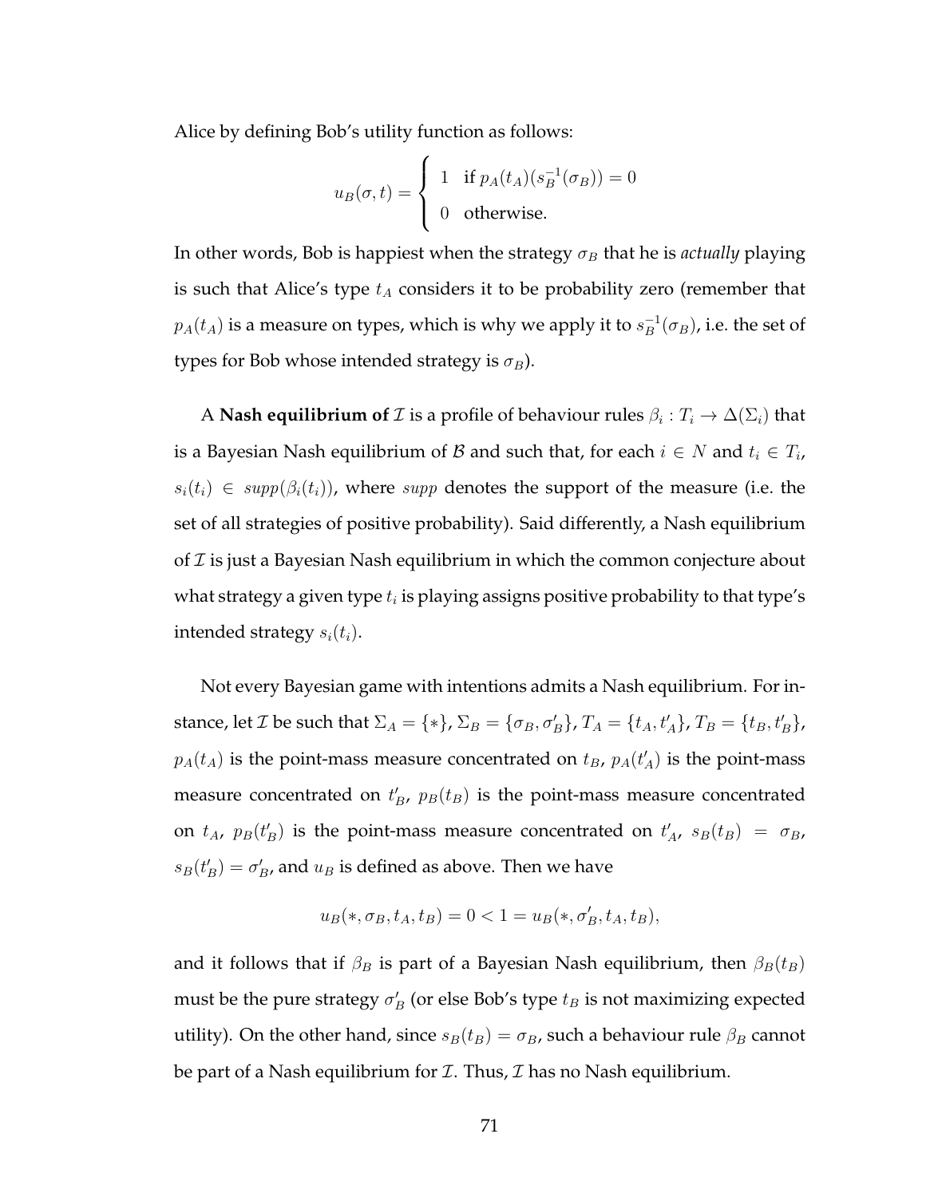Alice by defining Bob's utility function as follows:

$$u_B(\sigma, t) = \begin{cases} 1 & \text{if } p_A(t_A)(s_B^{-1}(\sigma_B)) = 0 \\ 0 & \text{otherwise.} \end{cases}$$

In other words, Bob is happiest when the strategy $\sigma_B$ that he is *actually* playing is such that Alice's type $t_A$ considers it to be probability zero (remember that $p_A(t_A)$ is a measure on types, which is why we apply it to $s_B^{-1}(\sigma_B)$, i.e. the set of types for Bob whose intended strategy is $\sigma_B$).

A **Nash equilibrium of** $\mathcal{I}$ is a profile of behaviour rules $\beta_i : T_i \to \Delta(\Sigma_i)$ that is a Bayesian Nash equilibrium of $\mathcal{B}$ and such that, for each $i \in N$ and $t_i \in T_i$, $s_i(t_i) \in supp(\beta_i(t_i))$, where $supp$ denotes the support of the measure (i.e. the set of all strategies of positive probability). Said differently, a Nash equilibrium of $\mathcal{I}$ is just a Bayesian Nash equilibrium in which the common conjecture about what strategy a given type $t_i$ is playing assigns positive probability to that type's intended strategy $s_i(t_i)$.

Not every Bayesian game with intentions admits a Nash equilibrium. For instance, let $\mathcal{I}$ be such that $\Sigma_A = \{*\}$, $\Sigma_B = \{\sigma_B, \sigma'_B\}$, $T_A = \{t_A, t'_A\}$, $T_B = \{t_B, t'_B\}$, $p_A(t_A)$ is the point-mass measure concentrated on $t_B$, $p_A(t'_A)$ is the point-mass measure concentrated on $t'_B$, $p_B(t_B)$ is the point-mass measure concentrated on $t_A$, $p_B(t'_B)$ is the point-mass measure concentrated on $t'_A$, $s_B(t_B) = \sigma_B$, $s_B(t'_B) = \sigma'_B$, and $u_B$ is defined as above. Then we have

$$u_B(*, \sigma_B, t_A, t_B) = 0 < 1 = u_B(*, \sigma'_B, t_A, t_B),$$

and it follows that if $\beta_B$ is part of a Bayesian Nash equilibrium, then $\beta_B(t_B)$ must be the pure strategy $\sigma'_B$ (or else Bob's type $t_B$ is not maximizing expected utility). On the other hand, since $s_B(t_B) = \sigma_B$, such a behaviour rule $\beta_B$ cannot be part of a Nash equilibrium for $\mathcal{I}$. Thus, $\mathcal{I}$ has no Nash equilibrium.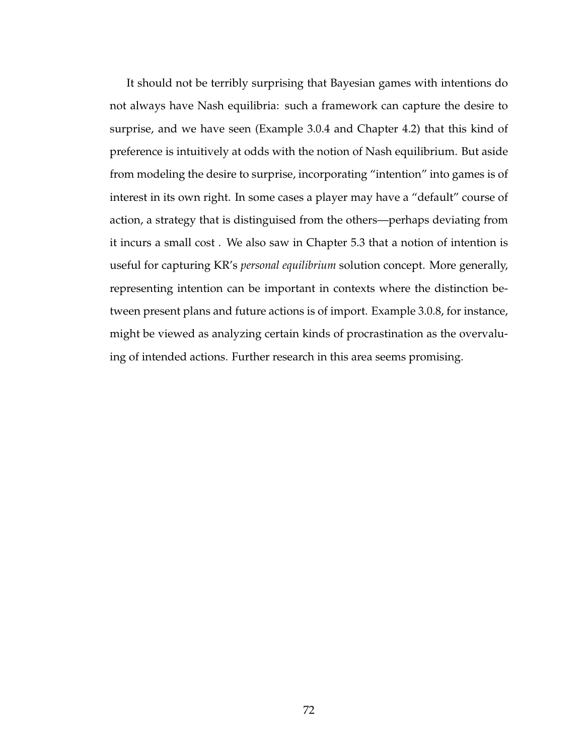It should not be terribly surprising that Bayesian games with intentions do not always have Nash equilibria: such a framework can capture the desire to surprise, and we have seen (Example 3.0.4 and Chapter 4.2) that this kind of preference is intuitively at odds with the notion of Nash equilibrium. But aside from modeling the desire to surprise, incorporating "intention" into games is of interest in its own right. In some cases a player may have a "default" course of action, a strategy that is distinguised from the others—perhaps deviating from it incurs a small cost . We also saw in Chapter 5.3 that a notion of intention is useful for capturing KR's *personal equilibrium* solution concept. More generally, representing intention can be important in contexts where the distinction between present plans and future actions is of import. Example 3.0.8, for instance, might be viewed as analyzing certain kinds of procrastination as the overvaluing of intended actions. Further research in this area seems promising.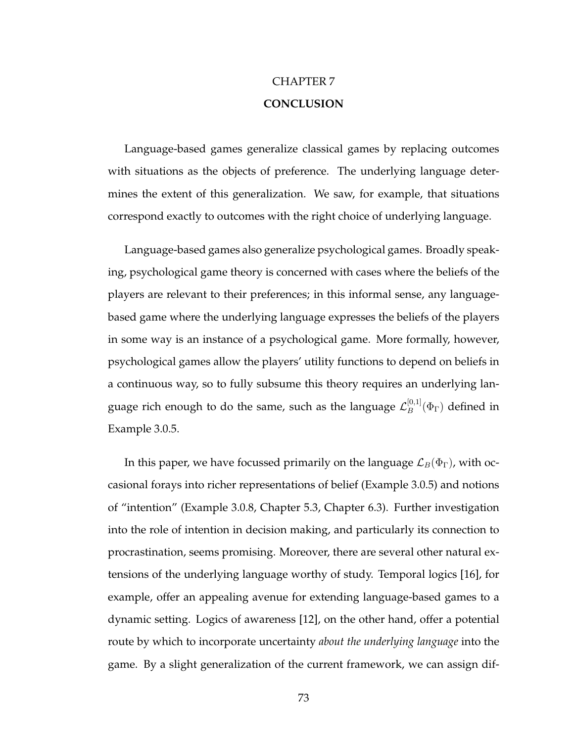# CHAPTER 7
## CONCLUSION

Language-based games generalize classical games by replacing outcomes with situations as the objects of preference. The underlying language determines the extent of this generalization. We saw, for example, that situations correspond exactly to outcomes with the right choice of underlying language.

Language-based games also generalize psychological games. Broadly speaking, psychological game theory is concerned with cases where the beliefs of the players are relevant to their preferences; in this informal sense, any language-based game where the underlying language expresses the beliefs of the players in some way is an instance of a psychological game. More formally, however, psychological games allow the players' utility functions to depend on beliefs in a continuous way, so to fully subsume this theory requires an underlying language rich enough to do the same, such as the language $\mathcal{L}_B^{[0,1]}(\Phi_\Gamma)$ defined in Example 3.0.5.

In this paper, we have focussed primarily on the language $\mathcal{L}_B(\Phi_\Gamma)$, with occasional forays into richer representations of belief (Example 3.0.5) and notions of "intention" (Example 3.0.8, Chapter 5.3, Chapter 6.3). Further investigation into the role of intention in decision making, and particularly its connection to procrastination, seems promising. Moreover, there are several other natural extensions of the underlying language worthy of study. Temporal logics [16], for example, offer an appealing avenue for extending language-based games to a dynamic setting. Logics of awareness [12], on the other hand, offer a potential route by which to incorporate uncertainty *about the underlying language* into the game. By a slight generalization of the current framework, we can assign dif-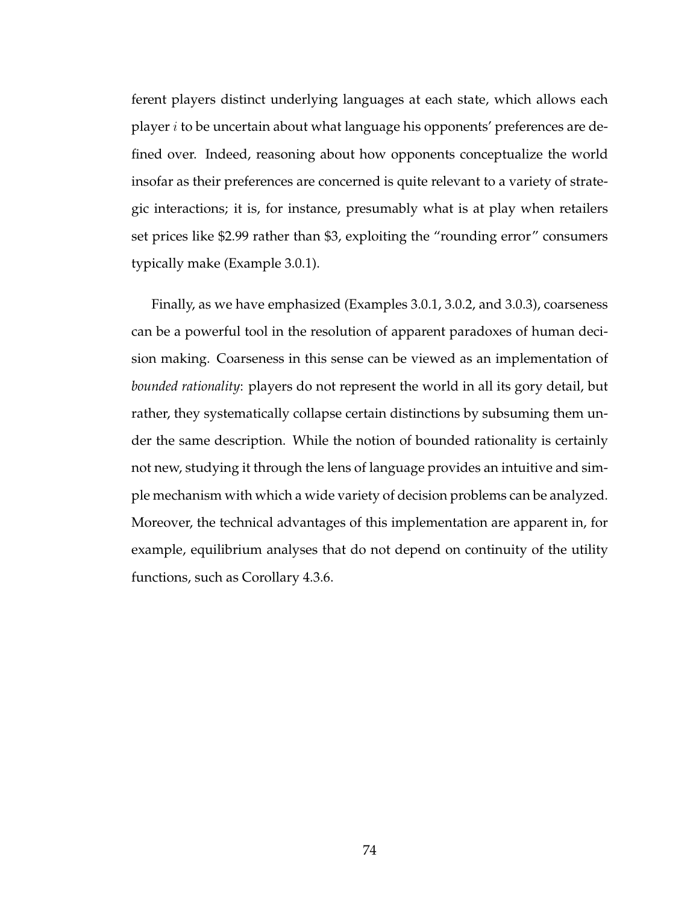ferent players distinct underlying languages at each state, which allows each player $i$ to be uncertain about what language his opponents' preferences are defined over. Indeed, reasoning about how opponents conceptualize the world insofar as their preferences are concerned is quite relevant to a variety of strategic interactions; it is, for instance, presumably what is at play when retailers set prices like $2.99 rather than $3, exploiting the "rounding error" consumers typically make (Example 3.0.1).

Finally, as we have emphasized (Examples 3.0.1, 3.0.2, and 3.0.3), coarseness can be a powerful tool in the resolution of apparent paradoxes of human decision making. Coarseness in this sense can be viewed as an implementation of *bounded rationality*: players do not represent the world in all its gory detail, but rather, they systematically collapse certain distinctions by subsuming them under the same description. While the notion of bounded rationality is certainly not new, studying it through the lens of language provides an intuitive and simple mechanism with which a wide variety of decision problems can be analyzed. Moreover, the technical advantages of this implementation are apparent in, for example, equilibrium analyses that do not depend on continuity of the utility functions, such as Corollary 4.3.6.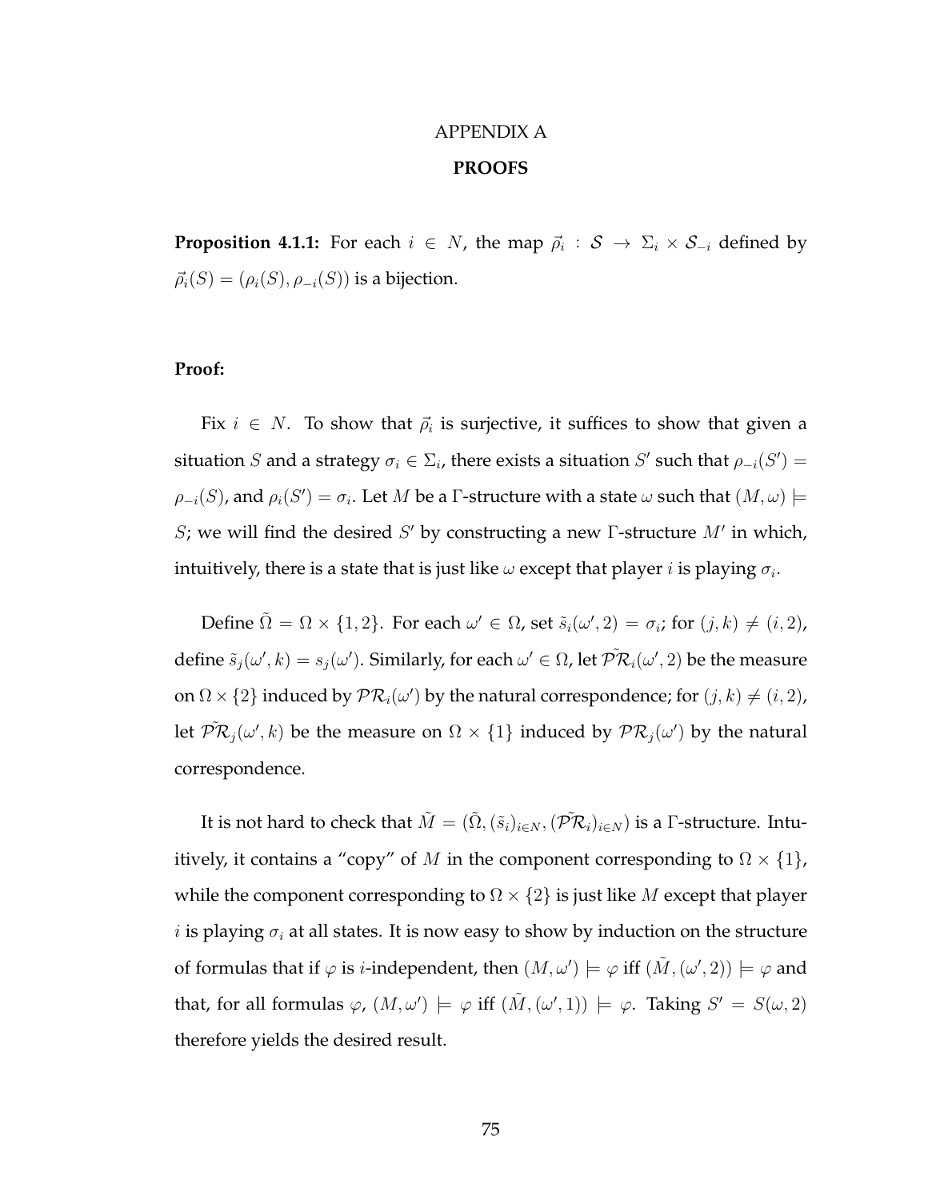# APPENDIX A

## PROOFS

**Proposition 4.1.1:** For each $i \in N$, the map $\vec{\rho}_i : \mathcal{S} \to \Sigma_i \times \mathcal{S}_{-i}$ defined by $\vec{\rho}_i(S) = (\rho_i(S), \rho_{-i}(S))$ is a bijection.

**Proof:**

Fix $i \in N$. To show that $\vec{\rho}_i$ is surjective, it suffices to show that given a situation $S$ and a strategy $\sigma_i \in \Sigma_i$, there exists a situation $S'$ such that $\rho_{-i}(S') = \rho_{-i}(S)$, and $\rho_i(S') = \sigma_i$. Let $M$ be a $\Gamma$-structure with a state $\omega$ such that $(M, \omega) \models S$; we will find the desired $S'$ by constructing a new $\Gamma$-structure $M'$ in which, intuitively, there is a state that is just like $\omega$ except that player $i$ is playing $\sigma_i$.

Define $\tilde{\Omega} = \Omega \times \{1, 2\}$. For each $\omega' \in \Omega$, set $\tilde{s}_i(\omega', 2) = \sigma_i$; for $(j, k) \neq (i, 2)$, define $\tilde{s}_j(\omega', k) = s_j(\omega')$. Similarly, for each $\omega' \in \Omega$, let $\tilde{\mathcal{PR}}_i(\omega', 2)$ be the measure on $\Omega \times \{2\}$ induced by $\mathcal{PR}_i(\omega')$ by the natural correspondence; for $(j, k) \neq (i, 2)$, let $\tilde{\mathcal{PR}}_j(\omega', k)$ be the measure on $\Omega \times \{1\}$ induced by $\mathcal{PR}_j(\omega')$ by the natural correspondence.

It is not hard to check that $\tilde{M} = (\tilde{\Omega}, (\tilde{s}_i)_{i \in N}, (\tilde{\mathcal{PR}}_i)_{i \in N})$ is a $\Gamma$-structure. Intuitively, it contains a "copy" of $M$ in the component corresponding to $\Omega \times \{1\}$, while the component corresponding to $\Omega \times \{2\}$ is just like $M$ except that player $i$ is playing $\sigma_i$ at all states. It is now easy to show by induction on the structure of formulas that if $\varphi$ is $i$-independent, then $(M, \omega') \models \varphi$ iff $(\tilde{M}, (\omega', 2)) \models \varphi$ and that, for all formulas $\varphi$, $(M, \omega') \models \varphi$ iff $(\tilde{M}, (\omega', 1)) \models \varphi$. Taking $S' = S(\omega, 2)$ therefore yields the desired result.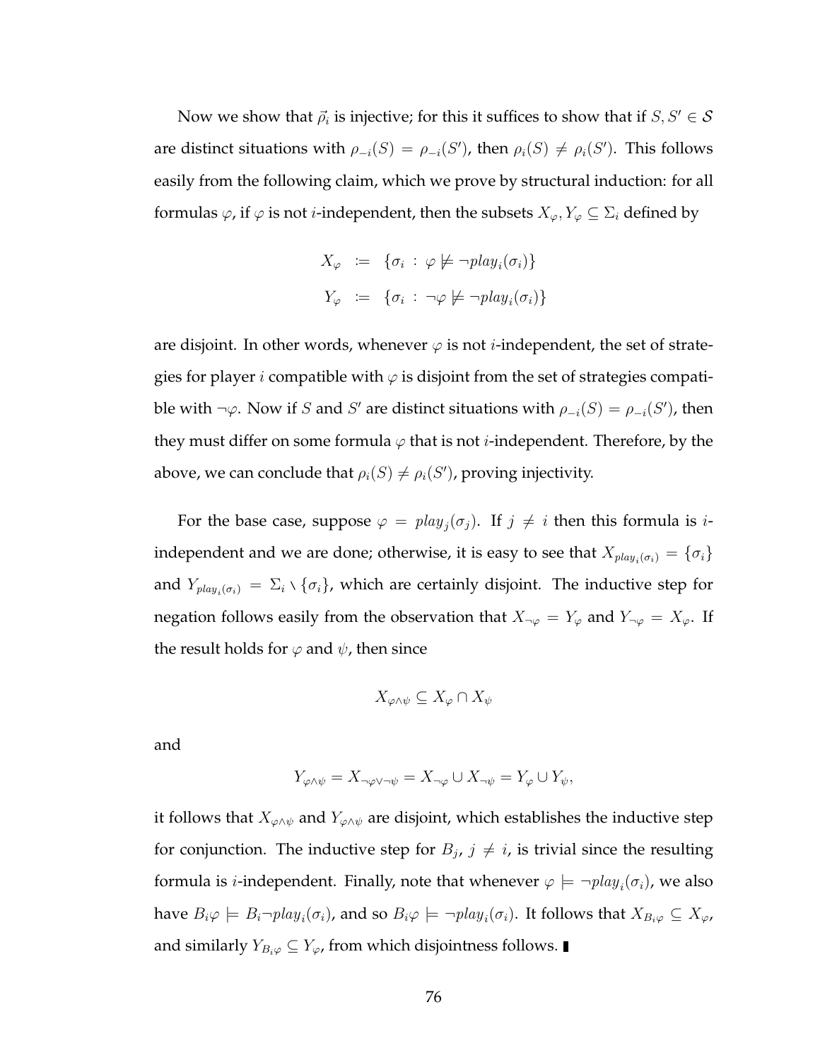Now we show that $\vec{\rho}_i$ is injective; for this it suffices to show that if $S, S' \in \mathcal{S}$ are distinct situations with $\rho_{-i}(S) = \rho_{-i}(S')$, then $\rho_i(S) \neq \rho_i(S')$. This follows easily from the following claim, which we prove by structural induction: for all formulas $\varphi$, if $\varphi$ is not $i$-independent, then the subsets $X_\varphi, Y_\varphi \subseteq \Sigma_i$ defined by

$$
\begin{aligned}
X_\varphi &:= \{\sigma_i : \varphi \not\models \neg play_i(\sigma_i)\} \\
Y_\varphi &:= \{\sigma_i : \neg\varphi \not\models \neg play_i(\sigma_i)\}
\end{aligned}
$$

are disjoint. In other words, whenever $\varphi$ is not $i$-independent, the set of strategies for player $i$ compatible with $\varphi$ is disjoint from the set of strategies compatible with $\neg\varphi$. Now if $S$ and $S'$ are distinct situations with $\rho_{-i}(S) = \rho_{-i}(S')$, then they must differ on some formula $\varphi$ that is not $i$-independent. Therefore, by the above, we can conclude that $\rho_i(S) \neq \rho_i(S')$, proving injectivity.

For the base case, suppose $\varphi = play_j(\sigma_j)$. If $j \neq i$ then this formula is $i$-independent and we are done; otherwise, it is easy to see that $X_{play_i(\sigma_i)} = \{\sigma_i\}$ and $Y_{play_i(\sigma_i)} = \Sigma_i \setminus \{\sigma_i\}$, which are certainly disjoint. The inductive step for negation follows easily from the observation that $X_{\neg\varphi} = Y_\varphi$ and $Y_{\neg\varphi} = X_\varphi$. If the result holds for $\varphi$ and $\psi$, then since

$$X_{\varphi \wedge \psi} \subseteq X_\varphi \cap X_\psi$$

and

$$Y_{\varphi \wedge \psi} = X_{\neg\varphi \vee \neg\psi} = X_{\neg\varphi} \cup X_{\neg\psi} = Y_\varphi \cup Y_\psi,$$

it follows that $X_{\varphi \wedge \psi}$ and $Y_{\varphi \wedge \psi}$ are disjoint, which establishes the inductive step for conjunction. The inductive step for $B_j$, $j \neq i$, is trivial since the resulting formula is $i$-independent. Finally, note that whenever $\varphi \models \neg play_i(\sigma_i)$, we also have $B_i\varphi \models B_i\neg play_i(\sigma_i)$, and so $B_i\varphi \models \neg play_i(\sigma_i)$. It follows that $X_{B_i\varphi} \subseteq X_\varphi$, and similarly $Y_{B_i\varphi} \subseteq Y_\varphi$, from which disjointness follows. ∎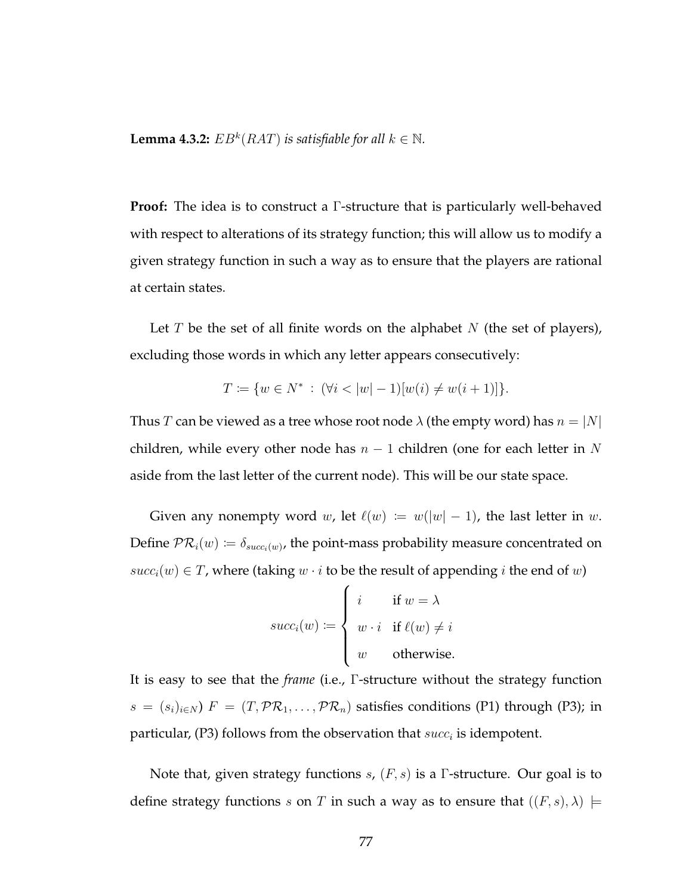**Lemma 4.3.2:** *$EB^k(RAT)$ is satisfiable for all $k \in \mathbb{N}$.*

**Proof:** The idea is to construct a $\Gamma$-structure that is particularly well-behaved with respect to alterations of its strategy function; this will allow us to modify a given strategy function in such a way as to ensure that the players are rational at certain states.

Let $T$ be the set of all finite words on the alphabet $N$ (the set of players), excluding those words in which any letter appears consecutively:

$$T := \{w \in N^* \,:\, (\forall i < |w| - 1)[w(i) \neq w(i+1)]\}.$$

Thus $T$ can be viewed as a tree whose root node $\lambda$ (the empty word) has $n = |N|$ children, while every other node has $n - 1$ children (one for each letter in $N$ aside from the last letter of the current node). This will be our state space.

Given any nonempty word $w$, let $\ell(w) := w(|w| - 1)$, the last letter in $w$. Define $\mathcal{PR}_i(w) := \delta_{succ_i(w)}$, the point-mass probability measure concentrated on $succ_i(w) \in T$, where (taking $w \cdot i$ to be the result of appending $i$ the end of $w$)

$$succ_i(w) := \begin{cases} i & \text{if } w = \lambda \\ w \cdot i & \text{if } \ell(w) \neq i \\ w & \text{otherwise.} \end{cases}$$

It is easy to see that the *frame* (i.e., $\Gamma$-structure without the strategy function $s = (s_i)_{i \in N}$) $F = (T, \mathcal{PR}_1, \ldots, \mathcal{PR}_n)$ satisfies conditions (P1) through (P3); in particular, (P3) follows from the observation that $succ_i$ is idempotent.

Note that, given strategy functions $s$, $(F, s)$ is a $\Gamma$-structure. Our goal is to define strategy functions $s$ on $T$ in such a way as to ensure that $((F, s), \lambda) \models$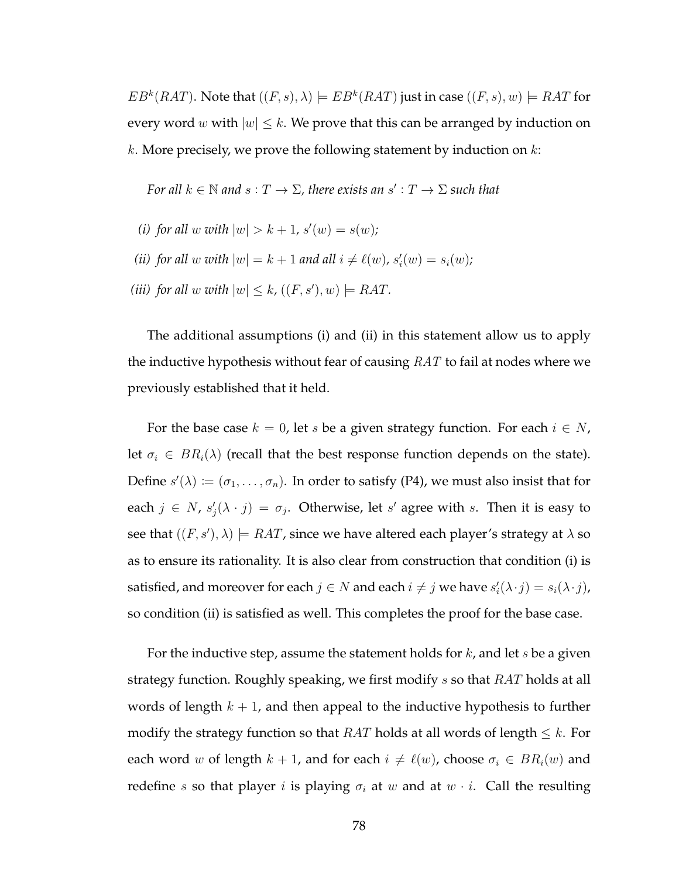$EB^k(RAT)$. Note that $((F, s), \lambda) \models EB^k(RAT)$ just in case $((F, s), w) \models RAT$ for every word $w$ with $|w| \leq k$. We prove that this can be arranged by induction on $k$. More precisely, we prove the following statement by induction on $k$:

*For all $k \in \mathbb{N}$ and $s : T \to \Sigma$, there exists an $s' : T \to \Sigma$ such that*

*(i) for all $w$ with $|w| > k + 1$, $s'(w) = s(w)$;*

*(ii) for all $w$ with $|w| = k + 1$ and all $i \neq \ell(w)$, $s'_i(w) = s_i(w)$;*

*(iii) for all $w$ with $|w| \leq k$, $((F, s'), w) \models RAT$.*

The additional assumptions (i) and (ii) in this statement allow us to apply the inductive hypothesis without fear of causing $RAT$ to fail at nodes where we previously established that it held.

For the base case $k = 0$, let $s$ be a given strategy function. For each $i \in N$, let $\sigma_i \in BR_i(\lambda)$ (recall that the best response function depends on the state). Define $s'(\lambda) \coloneqq (\sigma_1, \ldots, \sigma_n)$. In order to satisfy (P4), we must also insist that for each $j \in N$, $s'_j(\lambda \cdot j) = \sigma_j$. Otherwise, let $s'$ agree with $s$. Then it is easy to see that $((F, s'), \lambda) \models RAT$, since we have altered each player's strategy at $\lambda$ so as to ensure its rationality. It is also clear from construction that condition (i) is satisfied, and moreover for each $j \in N$ and each $i \neq j$ we have $s'_i(\lambda \cdot j) = s_i(\lambda \cdot j)$, so condition (ii) is satisfied as well. This completes the proof for the base case.

For the inductive step, assume the statement holds for $k$, and let $s$ be a given strategy function. Roughly speaking, we first modify $s$ so that $RAT$ holds at all words of length $k + 1$, and then appeal to the inductive hypothesis to further modify the strategy function so that $RAT$ holds at all words of length $\leq k$. For each word $w$ of length $k + 1$, and for each $i \neq \ell(w)$, choose $\sigma_i \in BR_i(w)$ and redefine $s$ so that player $i$ is playing $\sigma_i$ at $w$ and at $w \cdot i$. Call the resulting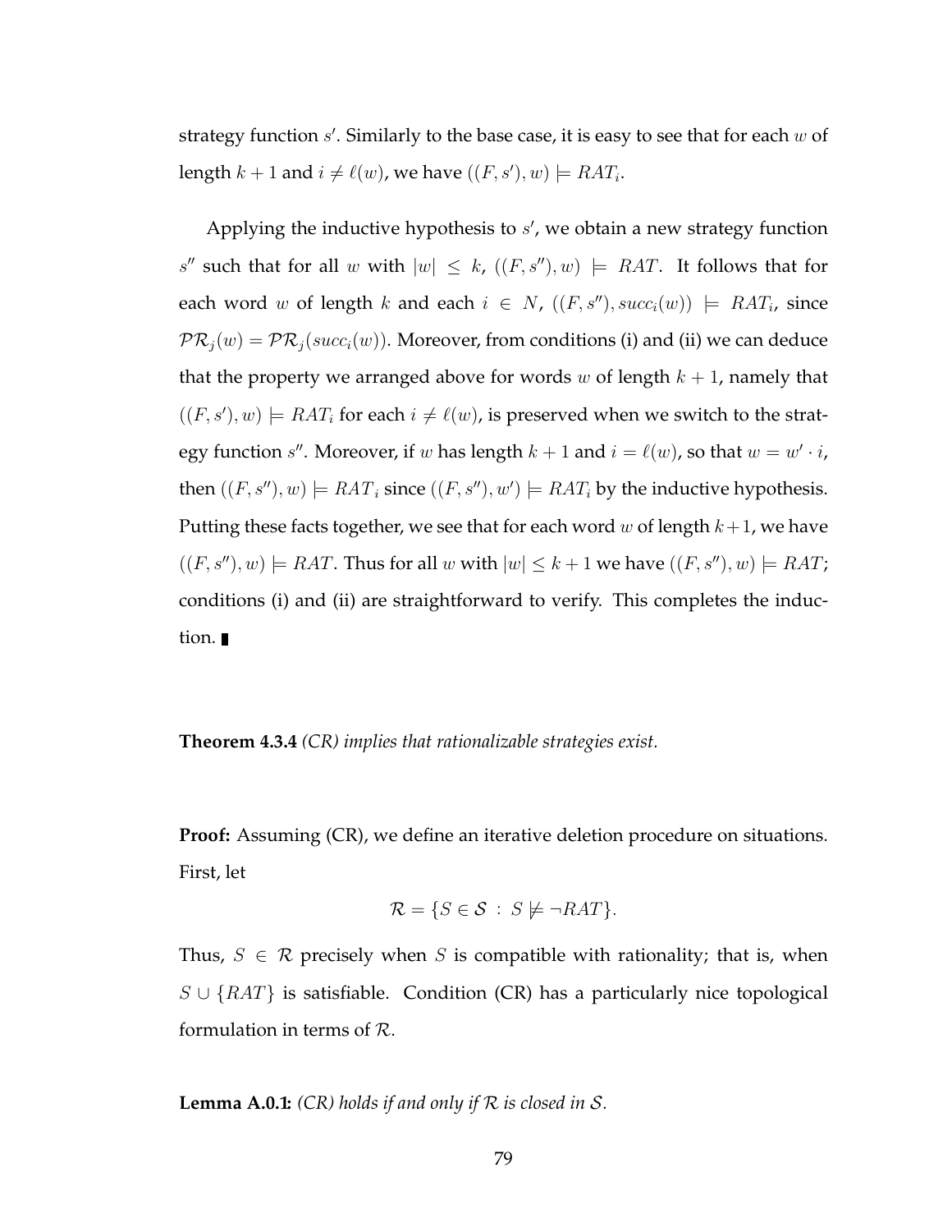strategy function $s'$. Similarly to the base case, it is easy to see that for each $w$ of length $k+1$ and $i \neq \ell(w)$, we have $((F, s'), w) \models RAT_i$.

Applying the inductive hypothesis to $s'$, we obtain a new strategy function $s''$ such that for all $w$ with $|w| \leq k$, $((F, s''), w) \models RAT$. It follows that for each word $w$ of length $k$ and each $i \in N$, $((F, s''), succ_i(w)) \models RAT_i$, since $\mathcal{PR}_j(w) = \mathcal{PR}_j(succ_i(w))$. Moreover, from conditions (i) and (ii) we can deduce that the property we arranged above for words $w$ of length $k+1$, namely that $((F, s'), w) \models RAT_i$ for each $i \neq \ell(w)$, is preserved when we switch to the strategy function $s''$. Moreover, if $w$ has length $k+1$ and $i = \ell(w)$, so that $w = w' \cdot i$, then $((F, s''), w) \models RAT_i$ since $((F, s''), w') \models RAT_i$ by the inductive hypothesis. Putting these facts together, we see that for each word $w$ of length $k+1$, we have $((F, s''), w) \models RAT$. Thus for all $w$ with $|w| \leq k+1$ we have $((F, s''), w) \models RAT$; conditions (i) and (ii) are straightforward to verify. This completes the induction. ∎

**Theorem 4.3.4** *(CR) implies that rationalizable strategies exist.*

**Proof:** Assuming (CR), we define an iterative deletion procedure on situations. First, let

$$\mathcal{R} = \{S \in \mathcal{S} \,:\, S \not\models \neg RAT\}.$$

Thus, $S \in \mathcal{R}$ precisely when $S$ is compatible with rationality; that is, when $S \cup \{RAT\}$ is satisfiable. Condition (CR) has a particularly nice topological formulation in terms of $\mathcal{R}$.

**Lemma A.0.1:** *(CR) holds if and only if $\mathcal{R}$ is closed in $\mathcal{S}$.*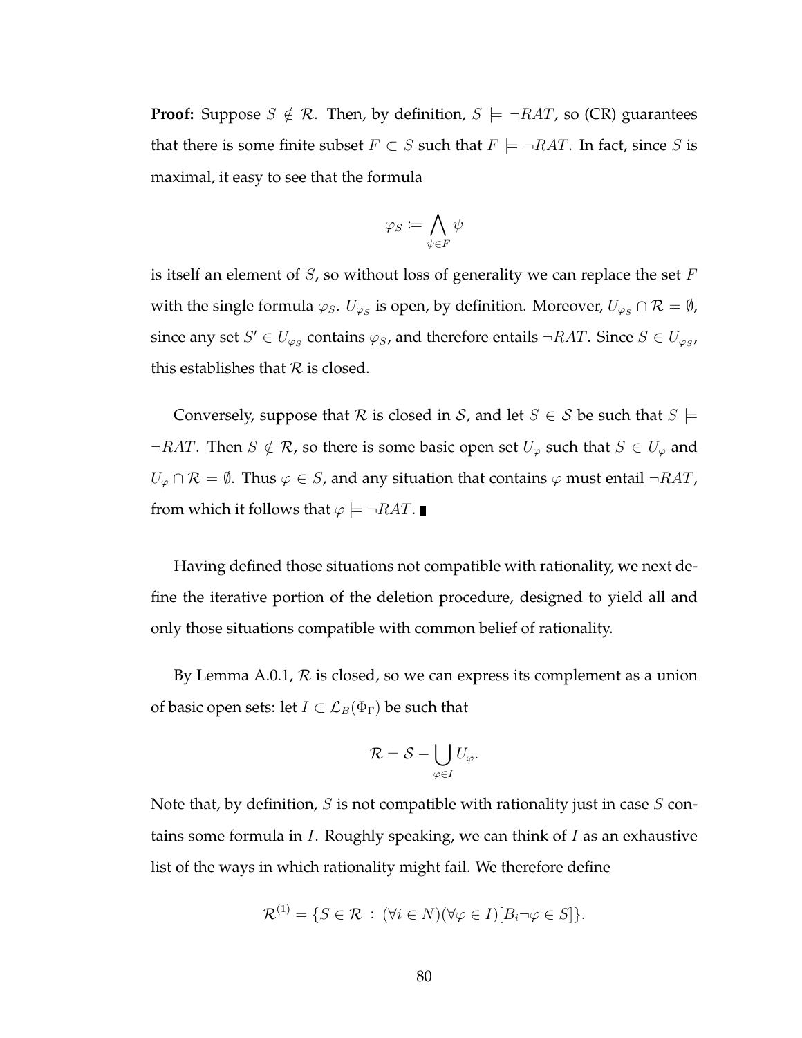**Proof:** Suppose $S \notin \mathcal{R}$. Then, by definition, $S \models \neg RAT$, so (CR) guarantees that there is some finite subset $F \subset S$ such that $F \models \neg RAT$. In fact, since $S$ is maximal, it easy to see that the formula

$$\varphi_S := \bigwedge_{\psi \in F} \psi$$

is itself an element of $S$, so without loss of generality we can replace the set $F$ with the single formula $\varphi_S$. $U_{\varphi_S}$ is open, by definition. Moreover, $U_{\varphi_S} \cap \mathcal{R} = \emptyset$, since any set $S' \in U_{\varphi_S}$ contains $\varphi_S$, and therefore entails $\neg RAT$. Since $S \in U_{\varphi_S}$, this establishes that $\mathcal{R}$ is closed.

Conversely, suppose that $\mathcal{R}$ is closed in $\mathcal{S}$, and let $S \in \mathcal{S}$ be such that $S \models \neg RAT$. Then $S \notin \mathcal{R}$, so there is some basic open set $U_\varphi$ such that $S \in U_\varphi$ and $U_\varphi \cap \mathcal{R} = \emptyset$. Thus $\varphi \in S$, and any situation that contains $\varphi$ must entail $\neg RAT$, from which it follows that $\varphi \models \neg RAT$. ∎

Having defined those situations not compatible with rationality, we next define the iterative portion of the deletion procedure, designed to yield all and only those situations compatible with common belief of rationality.

By Lemma A.0.1, $\mathcal{R}$ is closed, so we can express its complement as a union of basic open sets: let $I \subset \mathcal{L}_B(\Phi_\Gamma)$ be such that

$$\mathcal{R} = \mathcal{S} - \bigcup_{\varphi \in I} U_\varphi.$$

Note that, by definition, $S$ is not compatible with rationality just in case $S$ contains some formula in $I$. Roughly speaking, we can think of $I$ as an exhaustive list of the ways in which rationality might fail. We therefore define

$$\mathcal{R}^{(1)} = \{S \in \mathcal{R} \, : \, (\forall i \in N)(\forall \varphi \in I)[B_i \neg \varphi \in S]\}.$$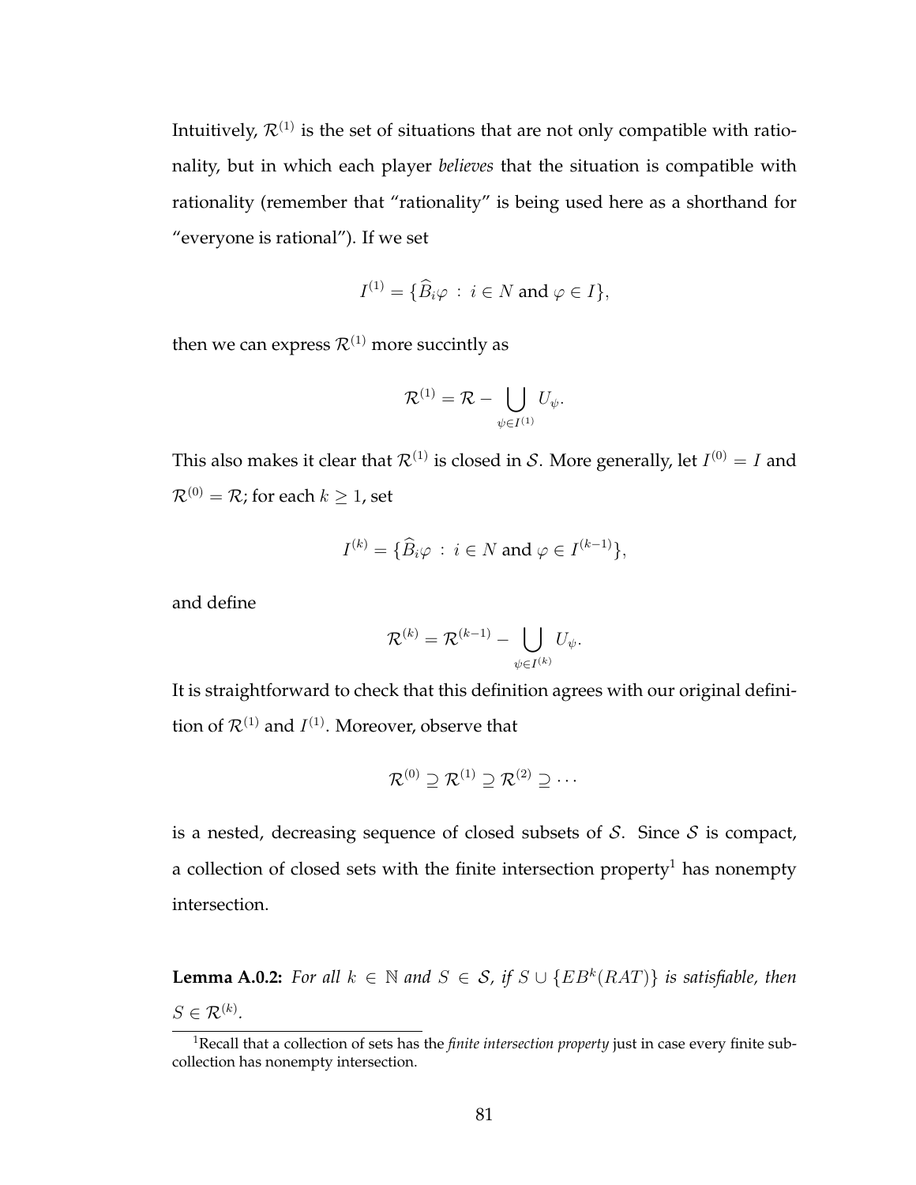Intuitively, $\mathcal{R}^{(1)}$ is the set of situations that are not only compatible with rationality, but in which each player *believes* that the situation is compatible with rationality (remember that "rationality" is being used here as a shorthand for "everyone is rational"). If we set

$$I^{(1)} = \{\widehat{B}_i\varphi \,:\, i \in N \text{ and } \varphi \in I\},$$

then we can express $\mathcal{R}^{(1)}$ more succintly as

$$\mathcal{R}^{(1)} = \mathcal{R} - \bigcup_{\psi \in I^{(1)}} U_\psi.$$

This also makes it clear that $\mathcal{R}^{(1)}$ is closed in $\mathcal{S}$. More generally, let $I^{(0)} = I$ and $\mathcal{R}^{(0)} = \mathcal{R}$; for each $k \geq 1$, set

$$I^{(k)} = \{\widehat{B}_i\varphi \,:\, i \in N \text{ and } \varphi \in I^{(k-1)}\},$$

and define

$$\mathcal{R}^{(k)} = \mathcal{R}^{(k-1)} - \bigcup_{\psi \in I^{(k)}} U_\psi.$$

It is straightforward to check that this definition agrees with our original definition of $\mathcal{R}^{(1)}$ and $I^{(1)}$. Moreover, observe that

$$\mathcal{R}^{(0)} \supseteq \mathcal{R}^{(1)} \supseteq \mathcal{R}^{(2)} \supseteq \cdots$$

is a nested, decreasing sequence of closed subsets of $\mathcal{S}$. Since $\mathcal{S}$ is compact, a collection of closed sets with the finite intersection property[1] has nonempty intersection.

**Lemma A.0.2:** *For all $k \in \mathbb{N}$ and $S \in \mathcal{S}$, if $S \cup \{EB^k(RAT)\}$ is satisfiable, then $S \in \mathcal{R}^{(k)}$.*

[1] Recall that a collection of sets has the *finite intersection property* just in case every finite subcollection has nonempty intersection.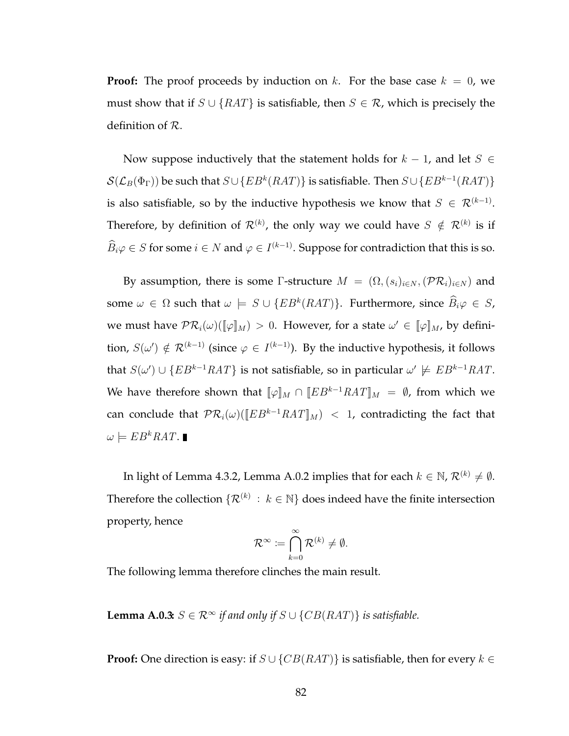**Proof:** The proof proceeds by induction on $k$. For the base case $k = 0$, we must show that if $S \cup \{RAT\}$ is satisfiable, then $S \in \mathcal{R}$, which is precisely the definition of $\mathcal{R}$.

Now suppose inductively that the statement holds for $k - 1$, and let $S \in \mathcal{S}(\mathcal{L}_B(\Phi_\Gamma))$ be such that $S \cup \{EB^k(RAT)\}$ is satisfiable. Then $S \cup \{EB^{k-1}(RAT)\}$ is also satisfiable, so by the inductive hypothesis we know that $S \in \mathcal{R}^{(k-1)}$. Therefore, by definition of $\mathcal{R}^{(k)}$, the only way we could have $S \notin \mathcal{R}^{(k)}$ is if $\widehat{B}_i\varphi \in S$ for some $i \in N$ and $\varphi \in I^{(k-1)}$. Suppose for contradiction that this is so.

By assumption, there is some $\Gamma$-structure $M = (\Omega, (s_i)_{i \in N}, (\mathcal{PR}_i)_{i \in N})$ and some $\omega \in \Omega$ such that $\omega \models S \cup \{EB^k(RAT)\}$. Furthermore, since $\widehat{B}_i\varphi \in S$, we must have $\mathcal{PR}_i(\omega)(\llbracket\varphi\rrbracket_M) > 0$. However, for a state $\omega' \in \llbracket\varphi\rrbracket_M$, by definition, $S(\omega') \notin \mathcal{R}^{(k-1)}$ (since $\varphi \in I^{(k-1)}$). By the inductive hypothesis, it follows that $S(\omega') \cup \{EB^{k-1}RAT\}$ is not satisfiable, so in particular $\omega' \not\models EB^{k-1}RAT$. We have therefore shown that $\llbracket\varphi\rrbracket_M \cap \llbracket EB^{k-1}RAT\rrbracket_M = \emptyset$, from which we can conclude that $\mathcal{PR}_i(\omega)(\llbracket EB^{k-1}RAT\rrbracket_M) < 1$, contradicting the fact that $\omega \models EB^kRAT$. ∎

In light of Lemma 4.3.2, Lemma A.0.2 implies that for each $k \in \mathbb{N}$, $\mathcal{R}^{(k)} \neq \emptyset$. Therefore the collection $\{\mathcal{R}^{(k)} : k \in \mathbb{N}\}$ does indeed have the finite intersection property, hence

$$\mathcal{R}^\infty := \bigcap_{k=0}^{\infty} \mathcal{R}^{(k)} \neq \emptyset.$$

The following lemma therefore clinches the main result.

**Lemma A.0.3:** *$S \in \mathcal{R}^\infty$ if and only if $S \cup \{CB(RAT)\}$ is satisfiable.*

**Proof:** One direction is easy: if $S \cup \{CB(RAT)\}$ is satisfiable, then for every $k \in$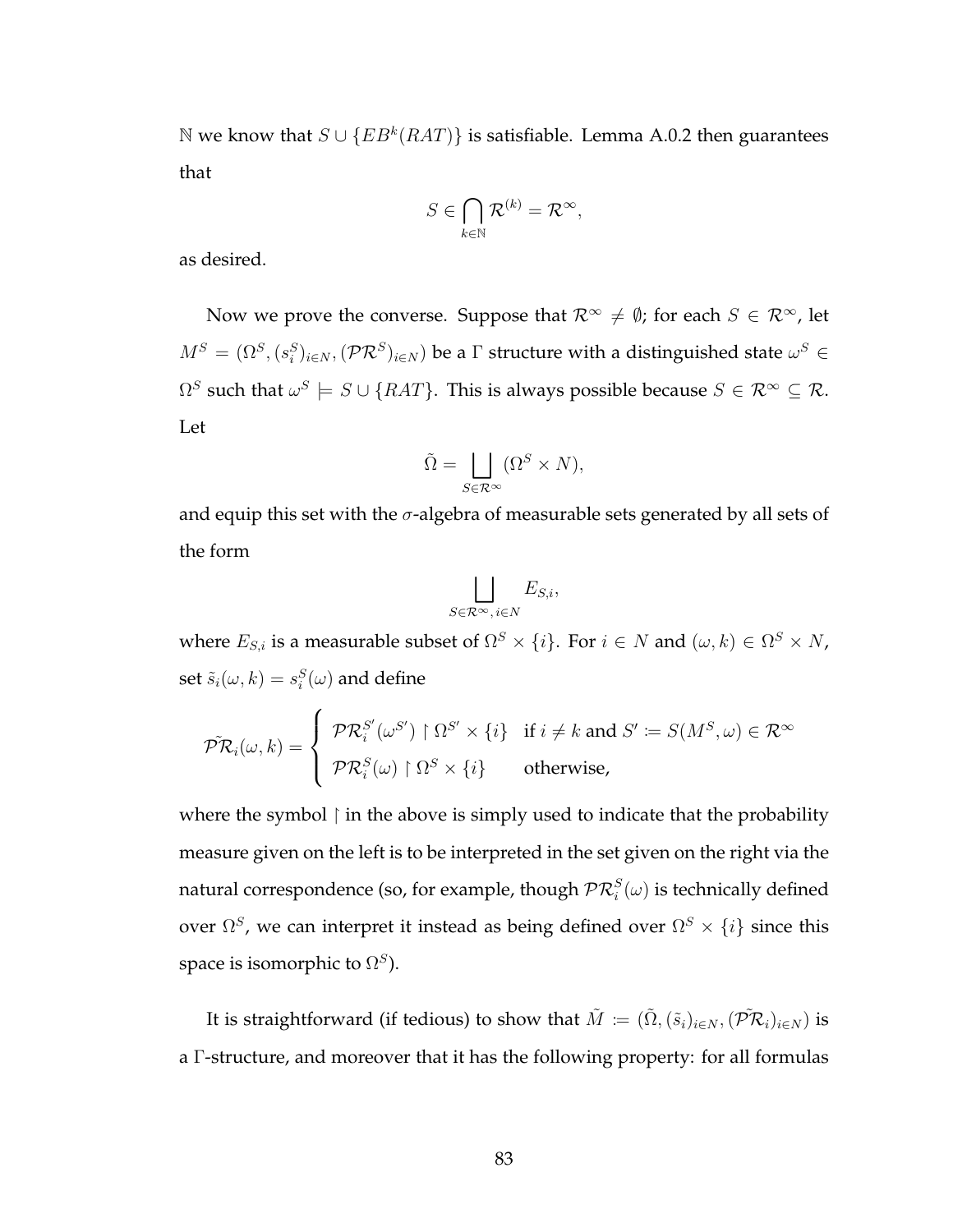$\mathbb{N}$ we know that $S \cup \{EB^k(RAT)\}$ is satisfiable. Lemma A.0.2 then guarantees that

$$S \in \bigcap_{k \in \mathbb{N}} \mathcal{R}^{(k)} = \mathcal{R}^{\infty},$$

as desired.

Now we prove the converse. Suppose that $\mathcal{R}^{\infty} \neq \emptyset$; for each $S \in \mathcal{R}^{\infty}$, let $M^S = (\Omega^S, (s_i^S)_{i \in N}, (\mathcal{PR}^S)_{i \in N})$ be a $\Gamma$ structure with a distinguished state $\omega^S \in \Omega^S$ such that $\omega^S \models S \cup \{RAT\}$. This is always possible because $S \in \mathcal{R}^{\infty} \subseteq \mathcal{R}$. Let

$$\tilde{\Omega} = \bigsqcup_{S \in \mathcal{R}^{\infty}} (\Omega^S \times N),$$

and equip this set with the $\sigma$-algebra of measurable sets generated by all sets of the form

$$\bigsqcup_{S \in \mathcal{R}^{\infty},\, i \in N} E_{S,i},$$

where $E_{S,i}$ is a measurable subset of $\Omega^S \times \{i\}$. For $i \in N$ and $(\omega, k) \in \Omega^S \times N$, set $\tilde{s}_i(\omega, k) = s_i^S(\omega)$ and define

$$\tilde{\mathcal{PR}}_i(\omega, k) = \begin{cases} \mathcal{PR}_i^{S'}(\omega^{S'}) \restriction \Omega^{S'} \times \{i\} & \text{if } i \neq k \text{ and } S' \coloneqq S(M^S, \omega) \in \mathcal{R}^{\infty} \\ \mathcal{PR}_i^{S}(\omega) \restriction \Omega^{S} \times \{i\} & \text{otherwise,} \end{cases}$$

where the symbol $\restriction$ in the above is simply used to indicate that the probability measure given on the left is to be interpreted in the set given on the right via the natural correspondence (so, for example, though $\mathcal{PR}_i^S(\omega)$ is technically defined over $\Omega^S$, we can interpret it instead as being defined over $\Omega^S \times \{i\}$ since this space is isomorphic to $\Omega^S$).

It is straightforward (if tedious) to show that $\tilde{M} \coloneqq (\tilde{\Omega}, (\tilde{s}_i)_{i \in N}, (\tilde{\mathcal{PR}}_i)_{i \in N})$ is a $\Gamma$-structure, and moreover that it has the following property: for all formulas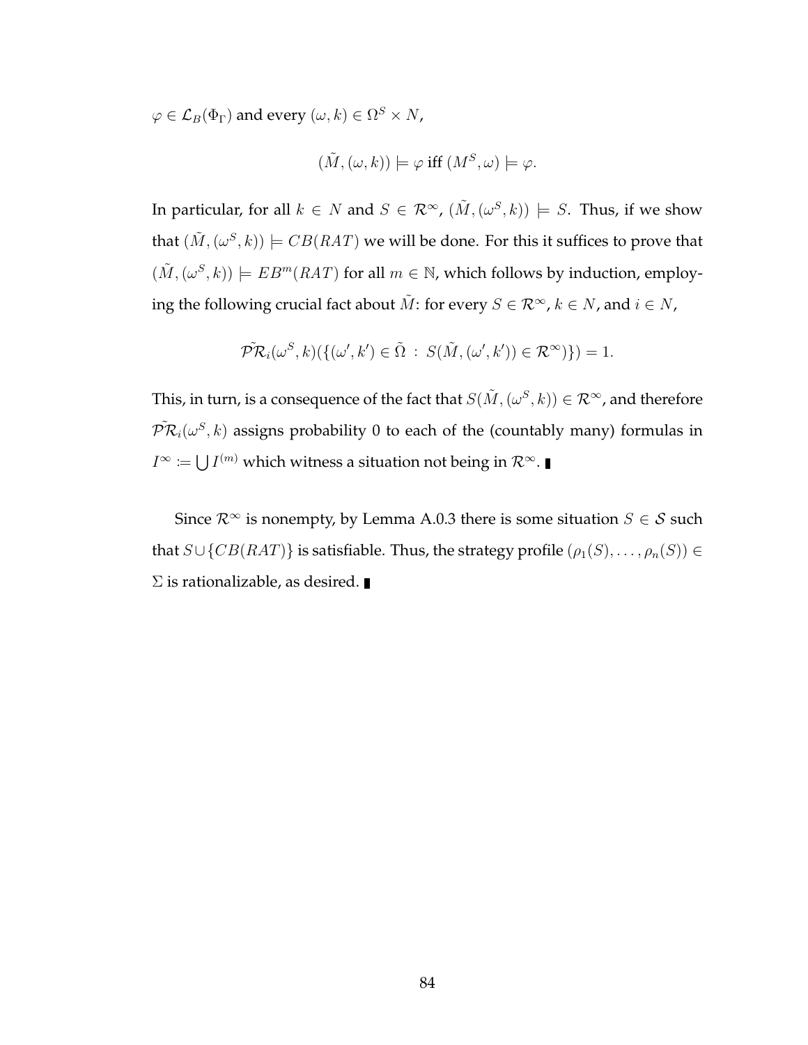$\varphi \in \mathcal{L}_B(\Phi_\Gamma)$ and every $(\omega, k) \in \Omega^S \times N$,

$$(\tilde{M}, (\omega, k)) \models \varphi \text{ iff } (M^S, \omega) \models \varphi.$$

In particular, for all $k \in N$ and $S \in \mathcal{R}^\infty$, $(\tilde{M}, (\omega^S, k)) \models S$. Thus, if we show that $(\tilde{M}, (\omega^S, k)) \models CB(RAT)$ we will be done. For this it suffices to prove that $(\tilde{M}, (\omega^S, k)) \models EB^m(RAT)$ for all $m \in \mathbb{N}$, which follows by induction, employing the following crucial fact about $\tilde{M}$: for every $S \in \mathcal{R}^\infty$, $k \in N$, and $i \in N$,

$$\tilde{\mathcal{PR}}_i(\omega^S, k)(\{(\omega', k') \in \tilde{\Omega} \, : \, S(\tilde{M}, (\omega', k')) \in \mathcal{R}^\infty)\}) = 1.$$

This, in turn, is a consequence of the fact that $S(\tilde{M}, (\omega^S, k)) \in \mathcal{R}^\infty$, and therefore $\tilde{\mathcal{PR}}_i(\omega^S, k)$ assigns probability 0 to each of the (countably many) formulas in $I^\infty := \bigcup I^{(m)}$ which witness a situation not being in $\mathcal{R}^\infty$. ∎

Since $\mathcal{R}^\infty$ is nonempty, by Lemma A.0.3 there is some situation $S \in \mathcal{S}$ such that $S \cup \{CB(RAT)\}$ is satisfiable. Thus, the strategy profile $(\rho_1(S), \ldots, \rho_n(S)) \in \Sigma$ is rationalizable, as desired. ∎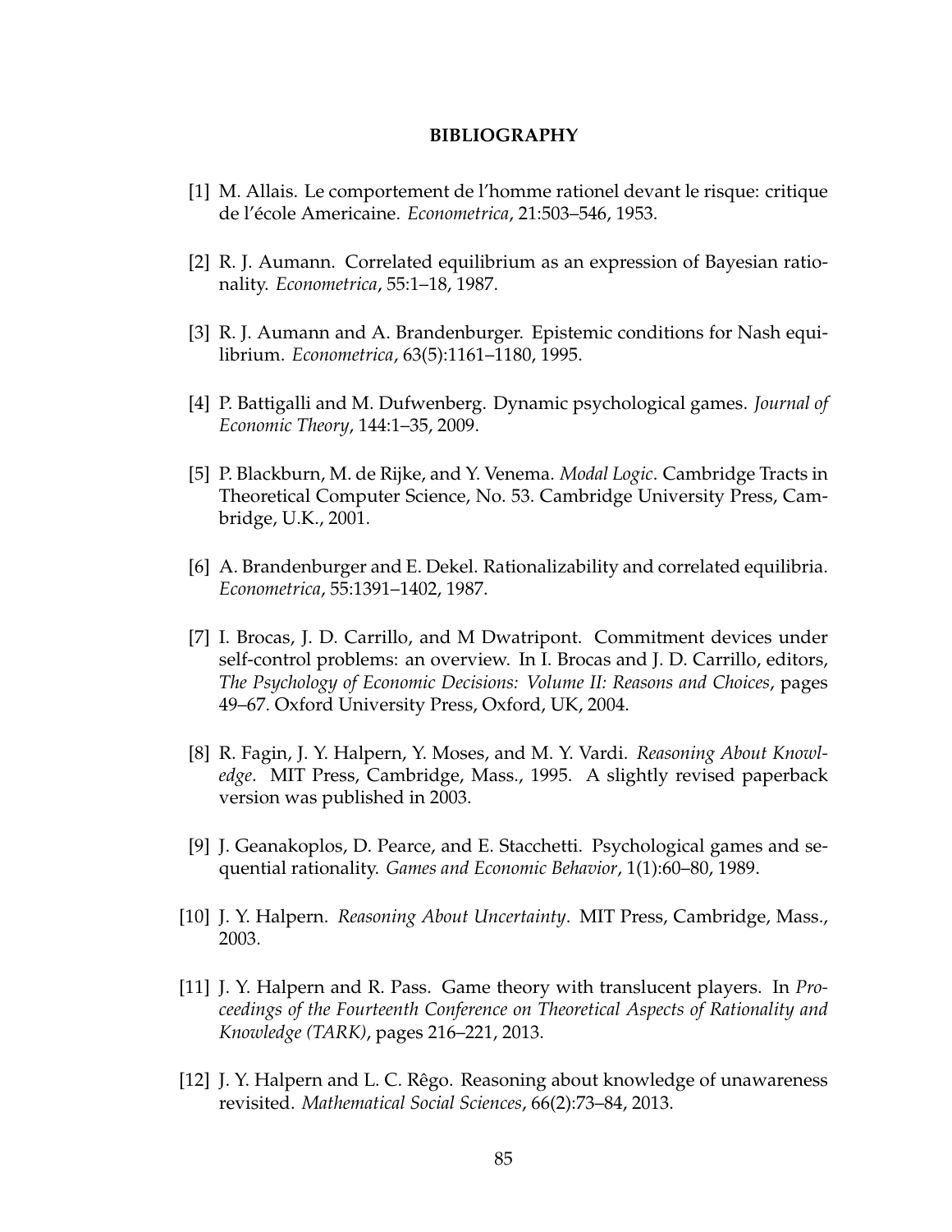# BIBLIOGRAPHY

[1] M. Allais. Le comportement de l'homme rationel devant le risque: critique de l'école Americaine. *Econometrica*, 21:503–546, 1953.

[2] R. J. Aumann. Correlated equilibrium as an expression of Bayesian rationality. *Econometrica*, 55:1–18, 1987.

[3] R. J. Aumann and A. Brandenburger. Epistemic conditions for Nash equilibrium. *Econometrica*, 63(5):1161–1180, 1995.

[4] P. Battigalli and M. Dufwenberg. Dynamic psychological games. *Journal of Economic Theory*, 144:1–35, 2009.

[5] P. Blackburn, M. de Rijke, and Y. Venema. *Modal Logic*. Cambridge Tracts in Theoretical Computer Science, No. 53. Cambridge University Press, Cambridge, U.K., 2001.

[6] A. Brandenburger and E. Dekel. Rationalizability and correlated equilibria. *Econometrica*, 55:1391–1402, 1987.

[7] I. Brocas, J. D. Carrillo, and M Dwatripont. Commitment devices under self-control problems: an overview. In I. Brocas and J. D. Carrillo, editors, *The Psychology of Economic Decisions: Volume II: Reasons and Choices*, pages 49–67. Oxford University Press, Oxford, UK, 2004.

[8] R. Fagin, J. Y. Halpern, Y. Moses, and M. Y. Vardi. *Reasoning About Knowledge*. MIT Press, Cambridge, Mass., 1995. A slightly revised paperback version was published in 2003.

[9] J. Geanakoplos, D. Pearce, and E. Stacchetti. Psychological games and sequential rationality. *Games and Economic Behavior*, 1(1):60–80, 1989.

[10] J. Y. Halpern. *Reasoning About Uncertainty*. MIT Press, Cambridge, Mass., 2003.

[11] J. Y. Halpern and R. Pass. Game theory with translucent players. In *Proceedings of the Fourteenth Conference on Theoretical Aspects of Rationality and Knowledge (TARK)*, pages 216–221, 2013.

[12] J. Y. Halpern and L. C. Rêgo. Reasoning about knowledge of unawareness revisited. *Mathematical Social Sciences*, 66(2):73–84, 2013.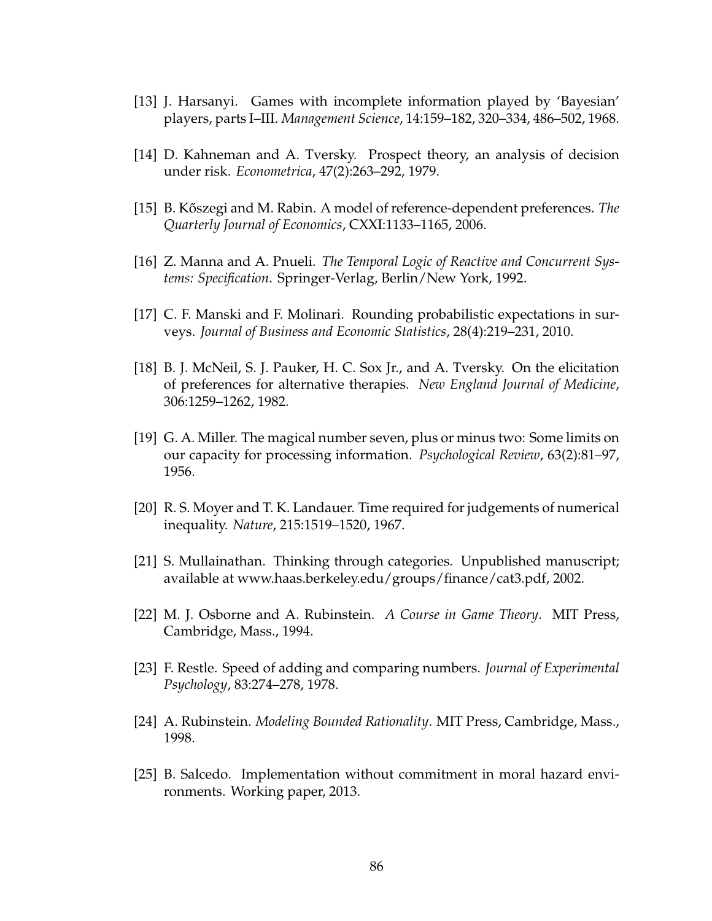[13] J. Harsanyi. Games with incomplete information played by 'Bayesian' players, parts I–III. *Management Science*, 14:159–182, 320–334, 486–502, 1968.

[14] D. Kahneman and A. Tversky. Prospect theory, an analysis of decision under risk. *Econometrica*, 47(2):263–292, 1979.

[15] B. Kőszegi and M. Rabin. A model of reference-dependent preferences. *The Quarterly Journal of Economics*, CXXI:1133–1165, 2006.

[16] Z. Manna and A. Pnueli. *The Temporal Logic of Reactive and Concurrent Systems: Specification*. Springer-Verlag, Berlin/New York, 1992.

[17] C. F. Manski and F. Molinari. Rounding probabilistic expectations in surveys. *Journal of Business and Economic Statistics*, 28(4):219–231, 2010.

[18] B. J. McNeil, S. J. Pauker, H. C. Sox Jr., and A. Tversky. On the elicitation of preferences for alternative therapies. *New England Journal of Medicine*, 306:1259–1262, 1982.

[19] G. A. Miller. The magical number seven, plus or minus two: Some limits on our capacity for processing information. *Psychological Review*, 63(2):81–97, 1956.

[20] R. S. Moyer and T. K. Landauer. Time required for judgements of numerical inequality. *Nature*, 215:1519–1520, 1967.

[21] S. Mullainathan. Thinking through categories. Unpublished manuscript; available at www.haas.berkeley.edu/groups/finance/cat3.pdf, 2002.

[22] M. J. Osborne and A. Rubinstein. *A Course in Game Theory*. MIT Press, Cambridge, Mass., 1994.

[23] F. Restle. Speed of adding and comparing numbers. *Journal of Experimental Psychology*, 83:274–278, 1978.

[24] A. Rubinstein. *Modeling Bounded Rationality*. MIT Press, Cambridge, Mass., 1998.

[25] B. Salcedo. Implementation without commitment in moral hazard environments. Working paper, 2013.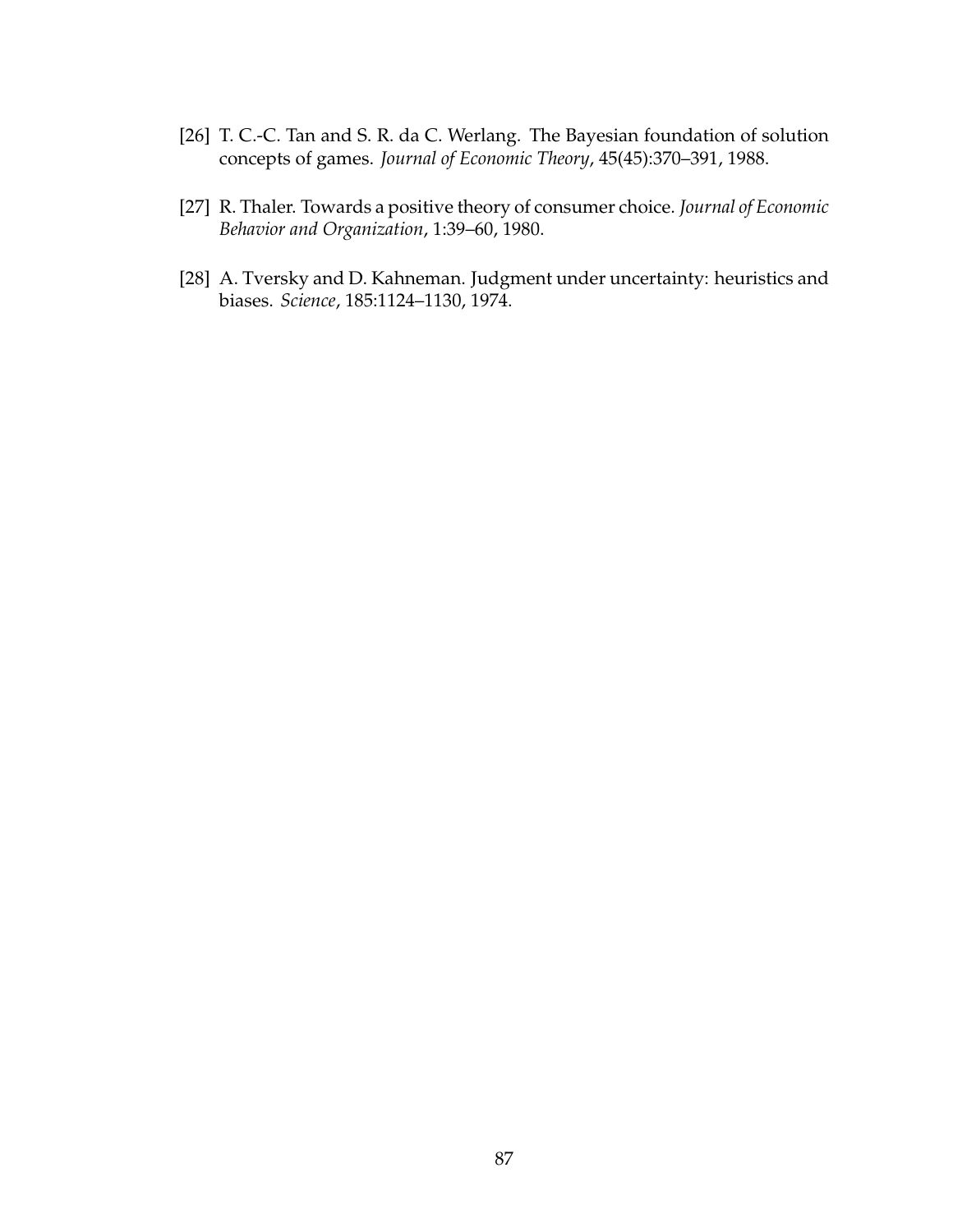[26] T. C.-C. Tan and S. R. da C. Werlang. The Bayesian foundation of solution concepts of games. *Journal of Economic Theory*, 45(45):370–391, 1988.

[27] R. Thaler. Towards a positive theory of consumer choice. *Journal of Economic Behavior and Organization*, 1:39–60, 1980.

[28] A. Tversky and D. Kahneman. Judgment under uncertainty: heuristics and biases. *Science*, 185:1124–1130, 1974.